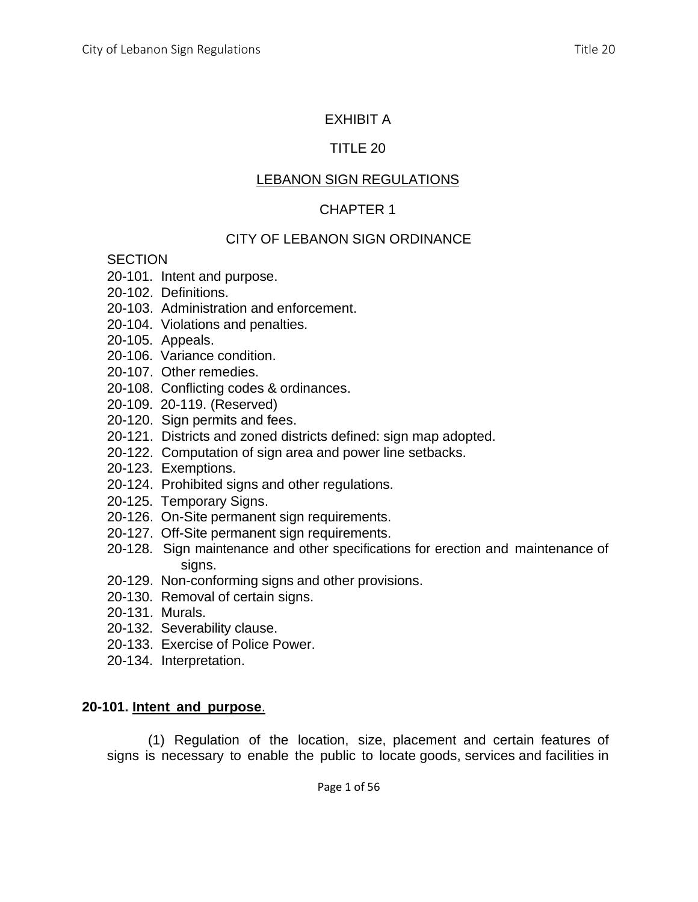EXHIBIT A

TITLE 20

LEBANON SIGN REGULATIONS

CHAPTER 1

CITY OF LEBANON SIGN ORDINANCE

SECTION

20-101. Intent and purpose.
20-102. Definitions.
20-103. Administration and enforcement.
20-104. Violations and penalties.
20-105. Appeals.
20-106. Variance condition.
20-107. Other remedies.
20-108. Conflicting codes & ordinances.
20-109. 20-119. (Reserved)
20-120. Sign permits and fees.
20-121. Districts and zoned districts defined: sign map adopted.
20-122. Computation of sign area and power line setbacks.
20-123. Exemptions.
20-124. Prohibited signs and other regulations.
20-125. Temporary Signs.
20-126. On-Site permanent sign requirements.
20-127. Off-Site permanent sign requirements.
20-128. Sign maintenance and other specifications for erection and maintenance of signs.
20-129. Non-conforming signs and other provisions.
20-130. Removal of certain signs.
20-131. Murals.
20-132. Severability clause.
20-133. Exercise of Police Power.
20-134. Interpretation.

**20-101. Intent and purpose.**

(1) Regulation of the location, size, placement and certain features of signs is necessary to enable the public to locate goods, services and facilities in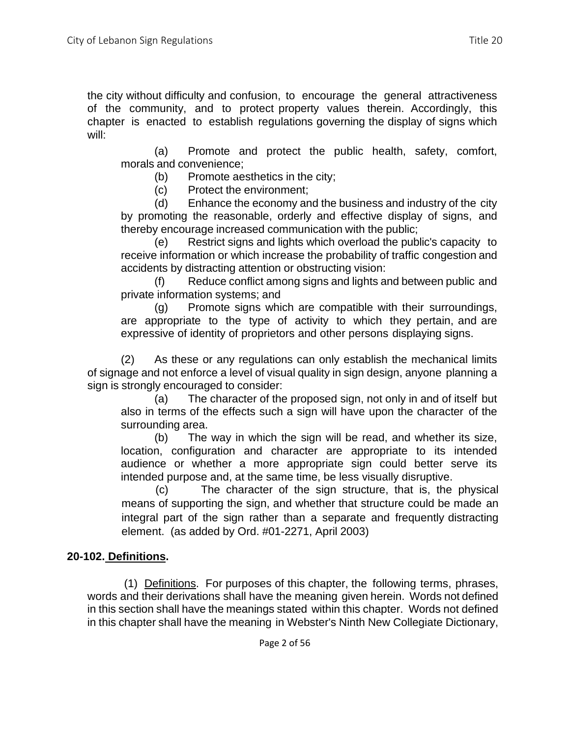the city without difficulty and confusion, to encourage the general attractiveness of the community, and to protect property values therein. Accordingly, this chapter is enacted to establish regulations governing the display of signs which will:

(a) Promote and protect the public health, safety, comfort, morals and convenience;

(b) Promote aesthetics in the city;

(c) Protect the environment;

(d) Enhance the economy and the business and industry of the city by promoting the reasonable, orderly and effective display of signs, and thereby encourage increased communication with the public;

(e) Restrict signs and lights which overload the public's capacity to receive information or which increase the probability of traffic congestion and accidents by distracting attention or obstructing vision:

(f) Reduce conflict among signs and lights and between public and private information systems; and

(g) Promote signs which are compatible with their surroundings, are appropriate to the type of activity to which they pertain, and are expressive of identity of proprietors and other persons displaying signs.

(2) As these or any regulations can only establish the mechanical limits of signage and not enforce a level of visual quality in sign design, anyone planning a sign is strongly encouraged to consider:

(a) The character of the proposed sign, not only in and of itself but also in terms of the effects such a sign will have upon the character of the surrounding area.

(b) The way in which the sign will be read, and whether its size, location, configuration and character are appropriate to its intended audience or whether a more appropriate sign could better serve its intended purpose and, at the same time, be less visually disruptive.

(c) The character of the sign structure, that is, the physical means of supporting the sign, and whether that structure could be made an integral part of the sign rather than a separate and frequently distracting element. (as added by Ord. #01-2271, April 2003)

**20-102. Definitions.**

(1) Definitions. For purposes of this chapter, the following terms, phrases, words and their derivations shall have the meaning given herein. Words not defined in this section shall have the meanings stated within this chapter. Words not defined in this chapter shall have the meaning in Webster's Ninth New Collegiate Dictionary,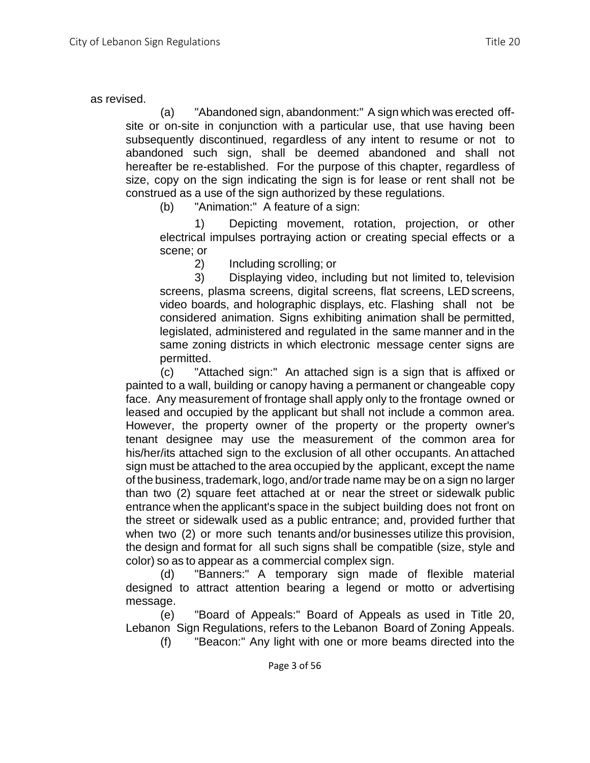as revised.

(a) "Abandoned sign, abandonment:" A sign which was erected off-site or on-site in conjunction with a particular use, that use having been subsequently discontinued, regardless of any intent to resume or not to abandoned such sign, shall be deemed abandoned and shall not hereafter be re-established. For the purpose of this chapter, regardless of size, copy on the sign indicating the sign is for lease or rent shall not be construed as a use of the sign authorized by these regulations.

(b) "Animation:" A feature of a sign:

1) Depicting movement, rotation, projection, or other electrical impulses portraying action or creating special effects or a scene; or

2) Including scrolling; or

3) Displaying video, including but not limited to, television screens, plasma screens, digital screens, flat screens, LED screens, video boards, and holographic displays, etc. Flashing shall not be considered animation. Signs exhibiting animation shall be permitted, legislated, administered and regulated in the same manner and in the same zoning districts in which electronic message center signs are permitted.

(c) "Attached sign:" An attached sign is a sign that is affixed or painted to a wall, building or canopy having a permanent or changeable copy face. Any measurement of frontage shall apply only to the frontage owned or leased and occupied by the applicant but shall not include a common area. However, the property owner of the property or the property owner's tenant designee may use the measurement of the common area for his/her/its attached sign to the exclusion of all other occupants. An attached sign must be attached to the area occupied by the applicant, except the name of the business, trademark, logo, and/or trade name may be on a sign no larger than two (2) square feet attached at or near the street or sidewalk public entrance when the applicant's space in the subject building does not front on the street or sidewalk used as a public entrance; and, provided further that when two (2) or more such tenants and/or businesses utilize this provision, the design and format for all such signs shall be compatible (size, style and color) so as to appear as a commercial complex sign.

(d) "Banners:" A temporary sign made of flexible material designed to attract attention bearing a legend or motto or advertising message.

(e) "Board of Appeals:" Board of Appeals as used in Title 20, Lebanon Sign Regulations, refers to the Lebanon Board of Zoning Appeals.

(f) "Beacon:" Any light with one or more beams directed into the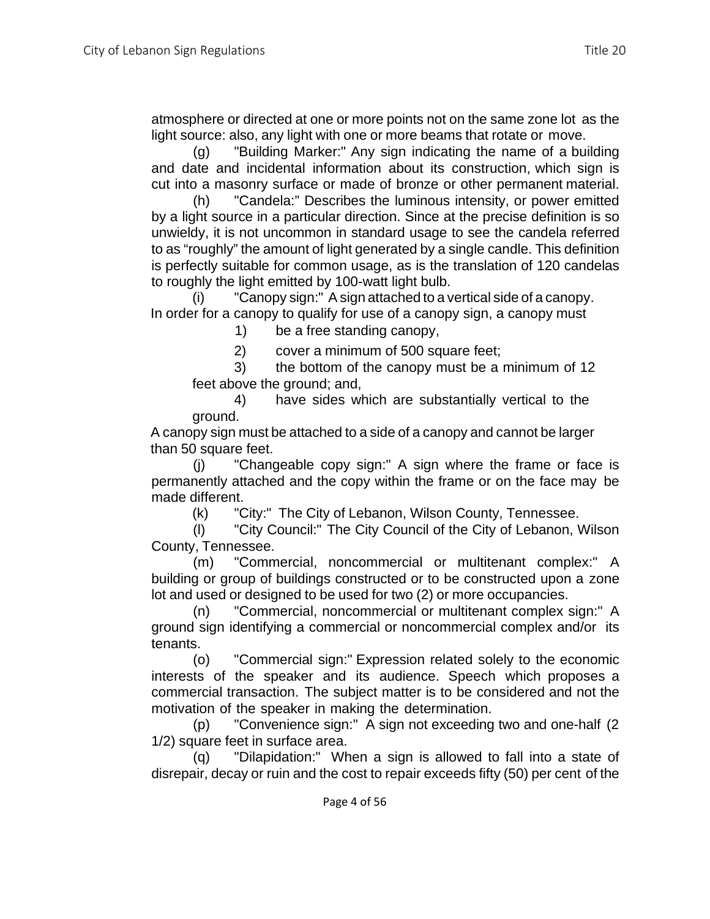atmosphere or directed at one or more points not on the same zone lot as the light source: also, any light with one or more beams that rotate or move.

(g) "Building Marker:" Any sign indicating the name of a building and date and incidental information about its construction, which sign is cut into a masonry surface or made of bronze or other permanent material.

(h) "Candela:" Describes the luminous intensity, or power emitted by a light source in a particular direction. Since at the precise definition is so unwieldy, it is not uncommon in standard usage to see the candela referred to as "roughly" the amount of light generated by a single candle. This definition is perfectly suitable for common usage, as is the translation of 120 candelas to roughly the light emitted by 100-watt light bulb.

(i) "Canopy sign:" A sign attached to a vertical side of a canopy. In order for a canopy to qualify for use of a canopy sign, a canopy must

1) be a free standing canopy,

2) cover a minimum of 500 square feet;

3) the bottom of the canopy must be a minimum of 12 feet above the ground; and,

4) have sides which are substantially vertical to the ground.

A canopy sign must be attached to a side of a canopy and cannot be larger than 50 square feet.

(j) "Changeable copy sign:" A sign where the frame or face is permanently attached and the copy within the frame or on the face may be made different.

(k) "City:" The City of Lebanon, Wilson County, Tennessee.

(l) "City Council:" The City Council of the City of Lebanon, Wilson County, Tennessee.

(m) "Commercial, noncommercial or multitenant complex:" A building or group of buildings constructed or to be constructed upon a zone lot and used or designed to be used for two (2) or more occupancies.

(n) "Commercial, noncommercial or multitenant complex sign:" A ground sign identifying a commercial or noncommercial complex and/or its tenants.

(o) "Commercial sign:" Expression related solely to the economic interests of the speaker and its audience. Speech which proposes a commercial transaction. The subject matter is to be considered and not the motivation of the speaker in making the determination.

(p) "Convenience sign:" A sign not exceeding two and one-half (2 1/2) square feet in surface area.

(q) "Dilapidation:" When a sign is allowed to fall into a state of disrepair, decay or ruin and the cost to repair exceeds fifty (50) per cent of the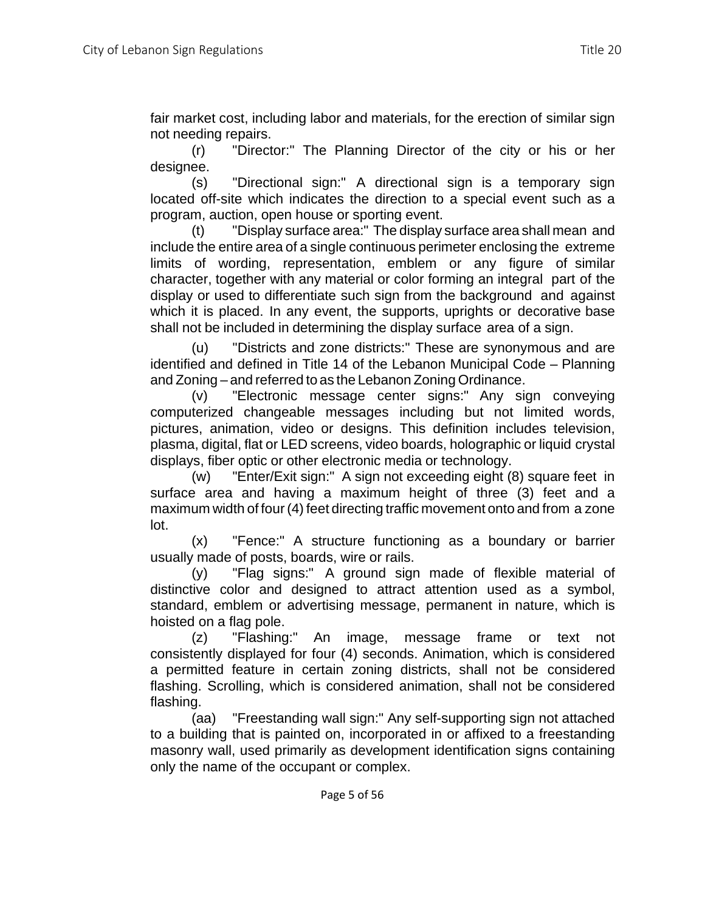fair market cost, including labor and materials, for the erection of similar sign not needing repairs.

(r) "Director:" The Planning Director of the city or his or her designee.

(s) "Directional sign:" A directional sign is a temporary sign located off-site which indicates the direction to a special event such as a program, auction, open house or sporting event.

(t) "Display surface area:" The display surface area shall mean and include the entire area of a single continuous perimeter enclosing the extreme limits of wording, representation, emblem or any figure of similar character, together with any material or color forming an integral part of the display or used to differentiate such sign from the background and against which it is placed. In any event, the supports, uprights or decorative base shall not be included in determining the display surface area of a sign.

(u) "Districts and zone districts:" These are synonymous and are identified and defined in Title 14 of the Lebanon Municipal Code – Planning and Zoning – and referred to as the Lebanon Zoning Ordinance.

(v) "Electronic message center signs:" Any sign conveying computerized changeable messages including but not limited words, pictures, animation, video or designs. This definition includes television, plasma, digital, flat or LED screens, video boards, holographic or liquid crystal displays, fiber optic or other electronic media or technology.

(w) "Enter/Exit sign:" A sign not exceeding eight (8) square feet in surface area and having a maximum height of three (3) feet and a maximum width of four (4) feet directing traffic movement onto and from a zone lot.

(x) "Fence:" A structure functioning as a boundary or barrier usually made of posts, boards, wire or rails.

(y) "Flag signs:" A ground sign made of flexible material of distinctive color and designed to attract attention used as a symbol, standard, emblem or advertising message, permanent in nature, which is hoisted on a flag pole.

(z) "Flashing:" An image, message frame or text not consistently displayed for four (4) seconds. Animation, which is considered a permitted feature in certain zoning districts, shall not be considered flashing. Scrolling, which is considered animation, shall not be considered flashing.

(aa) "Freestanding wall sign:" Any self-supporting sign not attached to a building that is painted on, incorporated in or affixed to a freestanding masonry wall, used primarily as development identification signs containing only the name of the occupant or complex.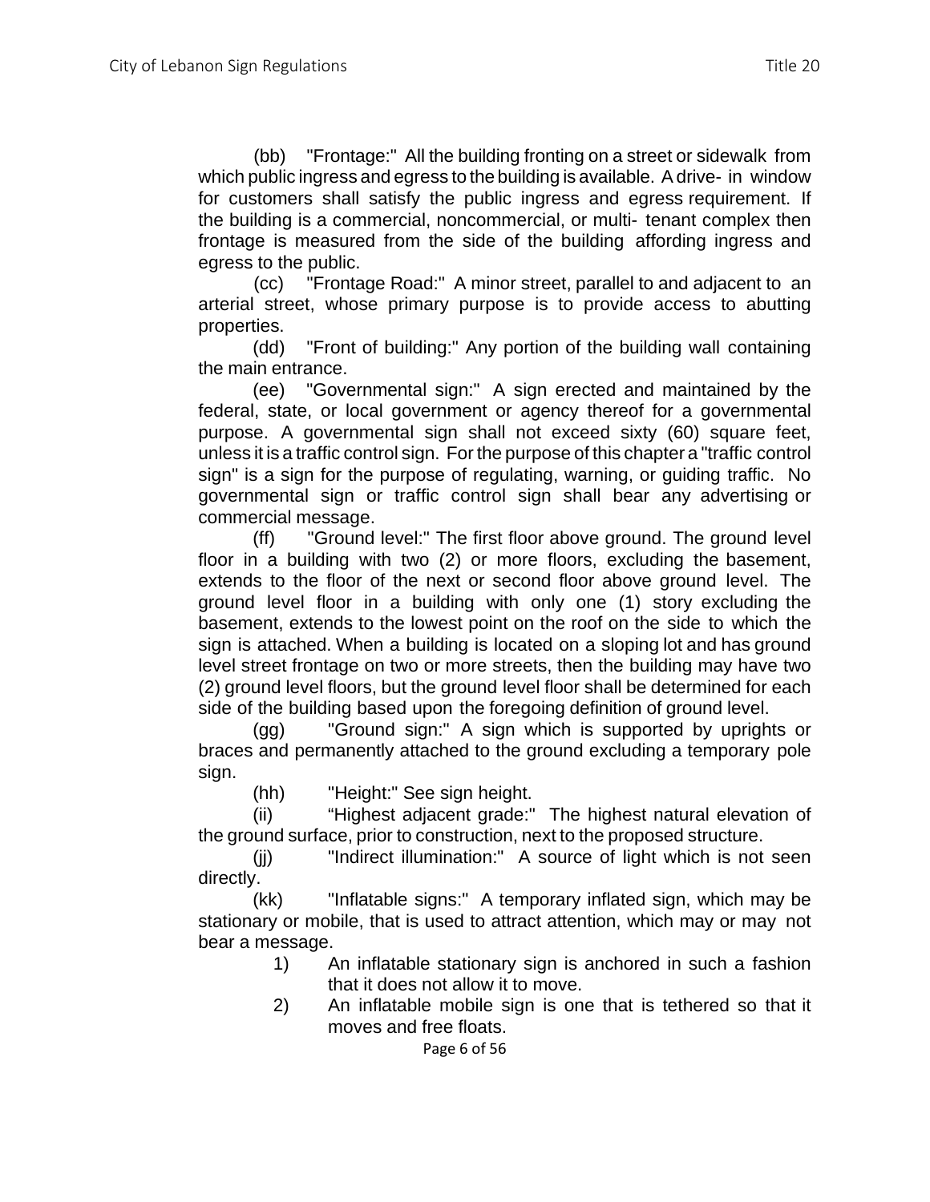(bb) "Frontage:" All the building fronting on a street or sidewalk from which public ingress and egress to the building is available. A drive- in window for customers shall satisfy the public ingress and egress requirement. If the building is a commercial, noncommercial, or multi- tenant complex then frontage is measured from the side of the building affording ingress and egress to the public.

(cc) "Frontage Road:" A minor street, parallel to and adjacent to an arterial street, whose primary purpose is to provide access to abutting properties.

(dd) "Front of building:" Any portion of the building wall containing the main entrance.

(ee) "Governmental sign:" A sign erected and maintained by the federal, state, or local government or agency thereof for a governmental purpose. A governmental sign shall not exceed sixty (60) square feet, unless it is a traffic control sign. For the purpose of this chapter a "traffic control sign" is a sign for the purpose of regulating, warning, or guiding traffic. No governmental sign or traffic control sign shall bear any advertising or commercial message.

(ff) "Ground level:" The first floor above ground. The ground level floor in a building with two (2) or more floors, excluding the basement, extends to the floor of the next or second floor above ground level. The ground level floor in a building with only one (1) story excluding the basement, extends to the lowest point on the roof on the side to which the sign is attached. When a building is located on a sloping lot and has ground level street frontage on two or more streets, then the building may have two (2) ground level floors, but the ground level floor shall be determined for each side of the building based upon the foregoing definition of ground level.

(gg) "Ground sign:" A sign which is supported by uprights or braces and permanently attached to the ground excluding a temporary pole sign.

(hh) "Height:" See sign height.

(ii) "Highest adjacent grade:" The highest natural elevation of the ground surface, prior to construction, next to the proposed structure.

(jj) "Indirect illumination:" A source of light which is not seen directly.

(kk) "Inflatable signs:" A temporary inflated sign, which may be stationary or mobile, that is used to attract attention, which may or may not bear a message.

1) An inflatable stationary sign is anchored in such a fashion that it does not allow it to move.
2) An inflatable mobile sign is one that is tethered so that it moves and free floats.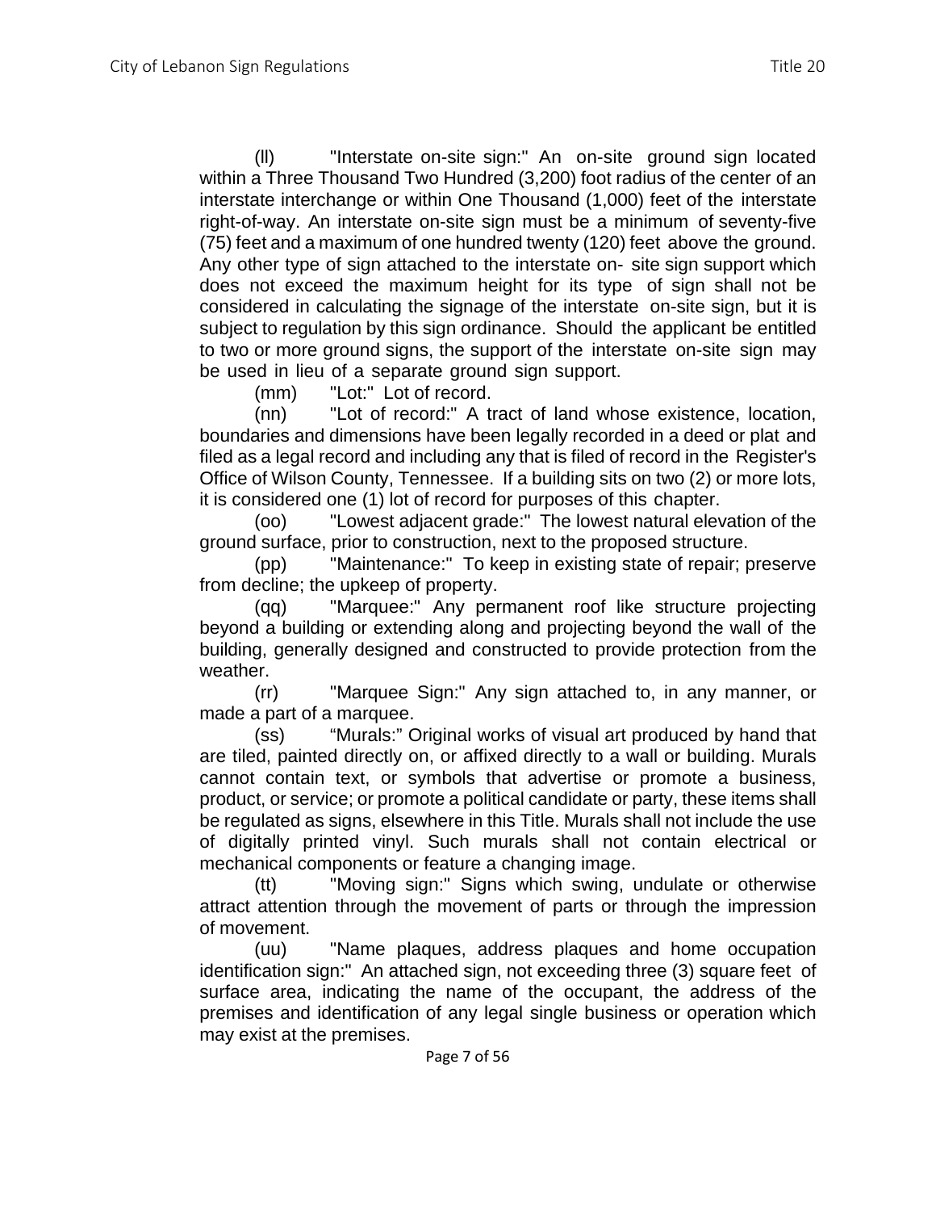(ll) "Interstate on-site sign:" An on-site ground sign located within a Three Thousand Two Hundred (3,200) foot radius of the center of an interstate interchange or within One Thousand (1,000) feet of the interstate right-of-way. An interstate on-site sign must be a minimum of seventy-five (75) feet and a maximum of one hundred twenty (120) feet above the ground. Any other type of sign attached to the interstate on- site sign support which does not exceed the maximum height for its type of sign shall not be considered in calculating the signage of the interstate on-site sign, but it is subject to regulation by this sign ordinance. Should the applicant be entitled to two or more ground signs, the support of the interstate on-site sign may be used in lieu of a separate ground sign support.

(mm) "Lot:" Lot of record.

(nn) "Lot of record:" A tract of land whose existence, location, boundaries and dimensions have been legally recorded in a deed or plat and filed as a legal record and including any that is filed of record in the Register's Office of Wilson County, Tennessee. If a building sits on two (2) or more lots, it is considered one (1) lot of record for purposes of this chapter.

(oo) "Lowest adjacent grade:" The lowest natural elevation of the ground surface, prior to construction, next to the proposed structure.

(pp) "Maintenance:" To keep in existing state of repair; preserve from decline; the upkeep of property.

(qq) "Marquee:" Any permanent roof like structure projecting beyond a building or extending along and projecting beyond the wall of the building, generally designed and constructed to provide protection from the weather.

(rr) "Marquee Sign:" Any sign attached to, in any manner, or made a part of a marquee.

(ss) "Murals:" Original works of visual art produced by hand that are tiled, painted directly on, or affixed directly to a wall or building. Murals cannot contain text, or symbols that advertise or promote a business, product, or service; or promote a political candidate or party, these items shall be regulated as signs, elsewhere in this Title. Murals shall not include the use of digitally printed vinyl. Such murals shall not contain electrical or mechanical components or feature a changing image.

(tt) "Moving sign:" Signs which swing, undulate or otherwise attract attention through the movement of parts or through the impression of movement.

(uu) "Name plaques, address plaques and home occupation identification sign:" An attached sign, not exceeding three (3) square feet of surface area, indicating the name of the occupant, the address of the premises and identification of any legal single business or operation which may exist at the premises.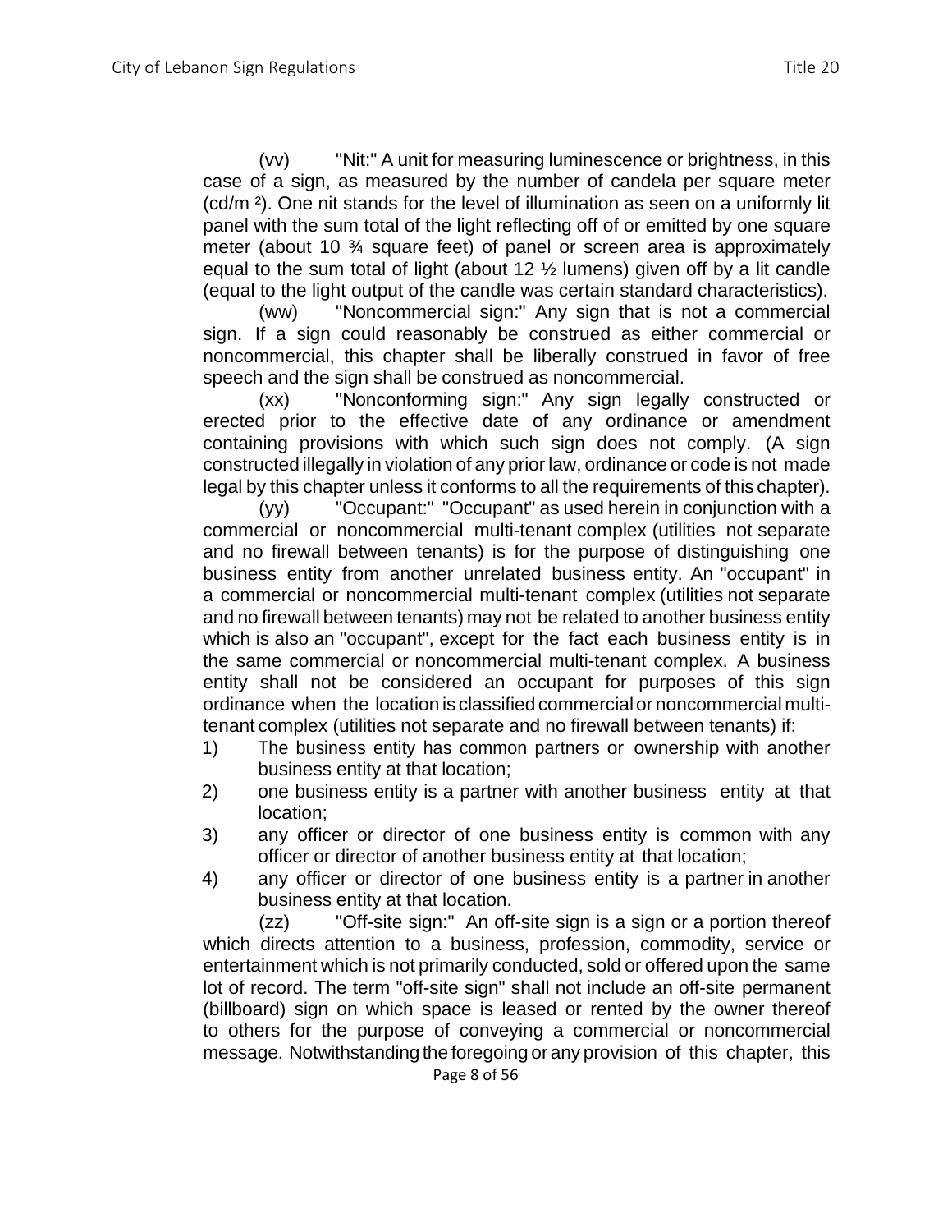(vv) "Nit:" A unit for measuring luminescence or brightness, in this case of a sign, as measured by the number of candela per square meter (cd/m $^2$). One nit stands for the level of illumination as seen on a uniformly lit panel with the sum total of the light reflecting off of or emitted by one square meter (about 10 ¾ square feet) of panel or screen area is approximately equal to the sum total of light (about 12 ½ lumens) given off by a lit candle (equal to the light output of the candle was certain standard characteristics).

(ww) "Noncommercial sign:" Any sign that is not a commercial sign. If a sign could reasonably be construed as either commercial or noncommercial, this chapter shall be liberally construed in favor of free speech and the sign shall be construed as noncommercial.

(xx) "Nonconforming sign:" Any sign legally constructed or erected prior to the effective date of any ordinance or amendment containing provisions with which such sign does not comply. (A sign constructed illegally in violation of any prior law, ordinance or code is not made legal by this chapter unless it conforms to all the requirements of this chapter).

(yy) "Occupant:" "Occupant" as used herein in conjunction with a commercial or noncommercial multi-tenant complex (utilities not separate and no firewall between tenants) is for the purpose of distinguishing one business entity from another unrelated business entity. An "occupant" in a commercial or noncommercial multi-tenant complex (utilities not separate and no firewall between tenants) may not be related to another business entity which is also an "occupant", except for the fact each business entity is in the same commercial or noncommercial multi-tenant complex. A business entity shall not be considered an occupant for purposes of this sign ordinance when the location is classified commercial or noncommercial multi-tenant complex (utilities not separate and no firewall between tenants) if:

1) The business entity has common partners or ownership with another business entity at that location;
2) one business entity is a partner with another business entity at that location;
3) any officer or director of one business entity is common with any officer or director of another business entity at that location;
4) any officer or director of one business entity is a partner in another business entity at that location.

(zz) "Off-site sign:" An off-site sign is a sign or a portion thereof which directs attention to a business, profession, commodity, service or entertainment which is not primarily conducted, sold or offered upon the same lot of record. The term "off-site sign" shall not include an off-site permanent (billboard) sign on which space is leased or rented by the owner thereof to others for the purpose of conveying a commercial or noncommercial message. Notwithstanding the foregoing or any provision of this chapter, this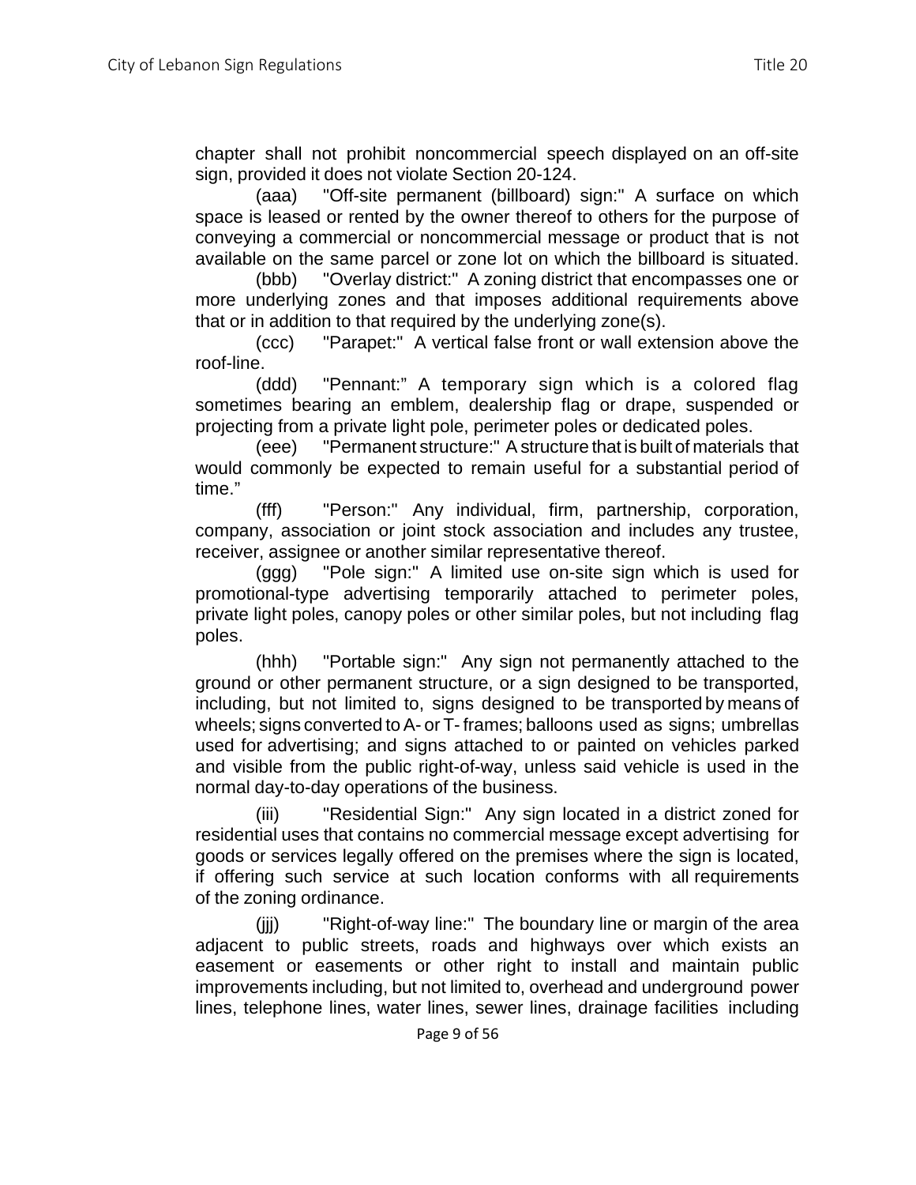chapter shall not prohibit noncommercial speech displayed on an off-site sign, provided it does not violate Section 20-124.

(aaa) "Off-site permanent (billboard) sign:" A surface on which space is leased or rented by the owner thereof to others for the purpose of conveying a commercial or noncommercial message or product that is not available on the same parcel or zone lot on which the billboard is situated.

(bbb) "Overlay district:" A zoning district that encompasses one or more underlying zones and that imposes additional requirements above that or in addition to that required by the underlying zone(s).

(ccc) "Parapet:" A vertical false front or wall extension above the roof-line.

(ddd) "Pennant:" A temporary sign which is a colored flag sometimes bearing an emblem, dealership flag or drape, suspended or projecting from a private light pole, perimeter poles or dedicated poles.

(eee) "Permanent structure:" A structure that is built of materials that would commonly be expected to remain useful for a substantial period of time."

(fff) "Person:" Any individual, firm, partnership, corporation, company, association or joint stock association and includes any trustee, receiver, assignee or another similar representative thereof.

(ggg) "Pole sign:" A limited use on-site sign which is used for promotional-type advertising temporarily attached to perimeter poles, private light poles, canopy poles or other similar poles, but not including flag poles.

(hhh) "Portable sign:" Any sign not permanently attached to the ground or other permanent structure, or a sign designed to be transported, including, but not limited to, signs designed to be transported by means of wheels; signs converted to A- or T- frames; balloons used as signs; umbrellas used for advertising; and signs attached to or painted on vehicles parked and visible from the public right-of-way, unless said vehicle is used in the normal day-to-day operations of the business.

(iii) "Residential Sign:" Any sign located in a district zoned for residential uses that contains no commercial message except advertising for goods or services legally offered on the premises where the sign is located, if offering such service at such location conforms with all requirements of the zoning ordinance.

(jjj) "Right-of-way line:" The boundary line or margin of the area adjacent to public streets, roads and highways over which exists an easement or easements or other right to install and maintain public improvements including, but not limited to, overhead and underground power lines, telephone lines, water lines, sewer lines, drainage facilities including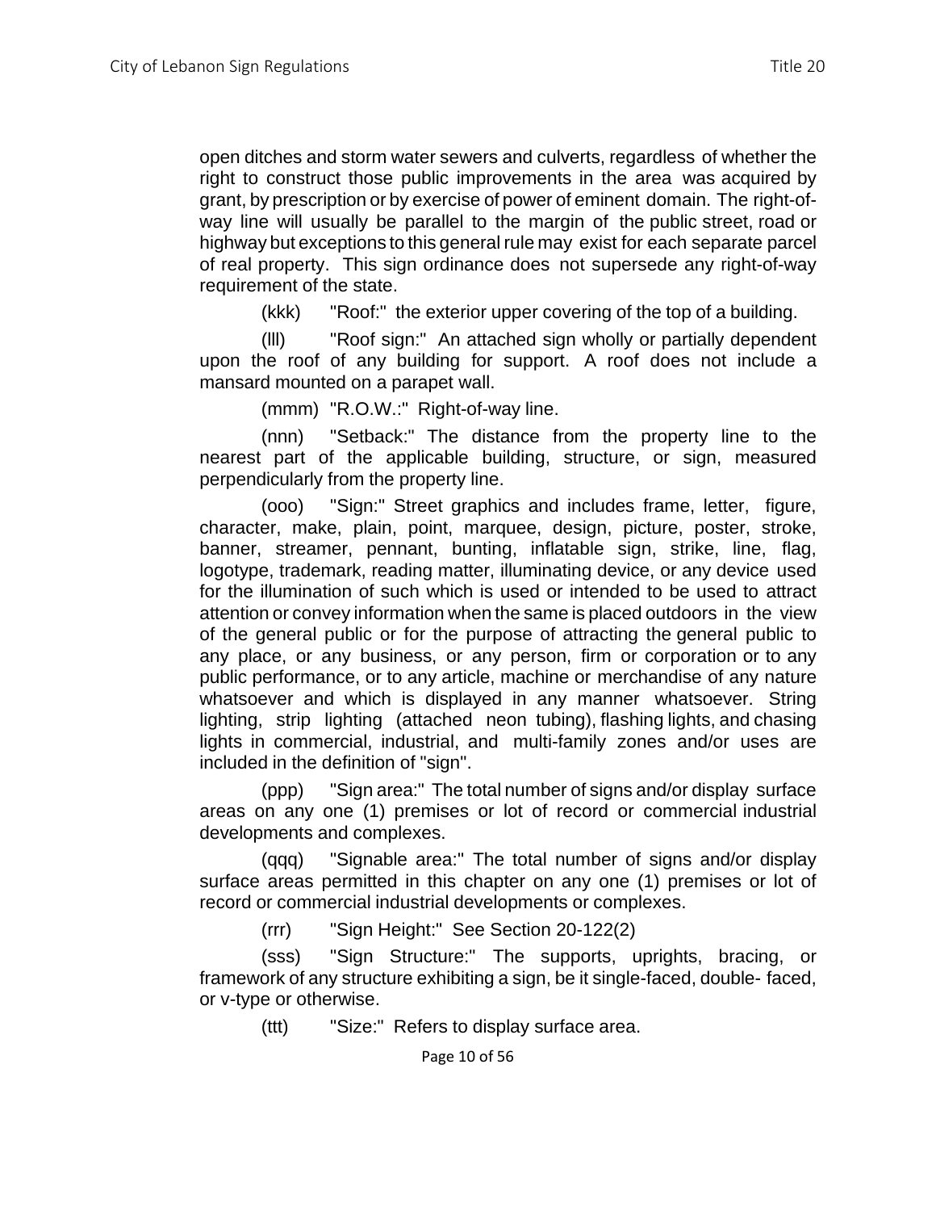open ditches and storm water sewers and culverts, regardless of whether the right to construct those public improvements in the area was acquired by grant, by prescription or by exercise of power of eminent domain. The right-of-way line will usually be parallel to the margin of the public street, road or highway but exceptions to this general rule may exist for each separate parcel of real property. This sign ordinance does not supersede any right-of-way requirement of the state.

(kkk) "Roof:" the exterior upper covering of the top of a building.

(lll) "Roof sign:" An attached sign wholly or partially dependent upon the roof of any building for support. A roof does not include a mansard mounted on a parapet wall.

(mmm) "R.O.W.:" Right-of-way line.

(nnn) "Setback:" The distance from the property line to the nearest part of the applicable building, structure, or sign, measured perpendicularly from the property line.

(ooo) "Sign:" Street graphics and includes frame, letter, figure, character, make, plain, point, marquee, design, picture, poster, stroke, banner, streamer, pennant, bunting, inflatable sign, strike, line, flag, logotype, trademark, reading matter, illuminating device, or any device used for the illumination of such which is used or intended to be used to attract attention or convey information when the same is placed outdoors in the view of the general public or for the purpose of attracting the general public to any place, or any business, or any person, firm or corporation or to any public performance, or to any article, machine or merchandise of any nature whatsoever and which is displayed in any manner whatsoever. String lighting, strip lighting (attached neon tubing), flashing lights, and chasing lights in commercial, industrial, and multi-family zones and/or uses are included in the definition of "sign".

(ppp) "Sign area:" The total number of signs and/or display surface areas on any one (1) premises or lot of record or commercial industrial developments and complexes.

(qqq) "Signable area:" The total number of signs and/or display surface areas permitted in this chapter on any one (1) premises or lot of record or commercial industrial developments or complexes.

(rrr) "Sign Height:" See Section 20-122(2)

(sss) "Sign Structure:" The supports, uprights, bracing, or framework of any structure exhibiting a sign, be it single-faced, double- faced, or v-type or otherwise.

(ttt) "Size:" Refers to display surface area.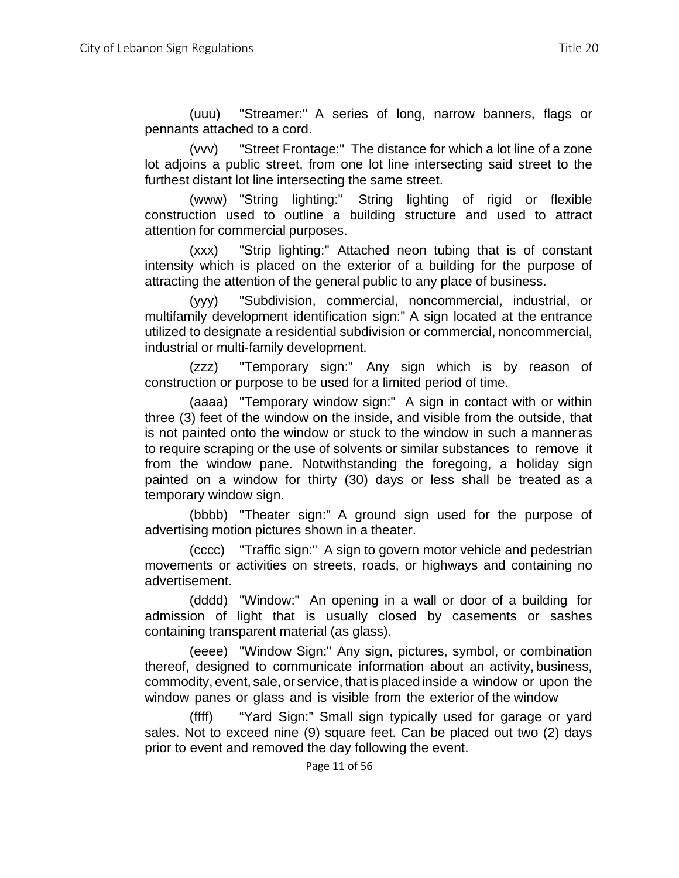(uuu) "Streamer:" A series of long, narrow banners, flags or pennants attached to a cord.

(vvv) "Street Frontage:" The distance for which a lot line of a zone lot adjoins a public street, from one lot line intersecting said street to the furthest distant lot line intersecting the same street.

(www) "String lighting:" String lighting of rigid or flexible construction used to outline a building structure and used to attract attention for commercial purposes.

(xxx) "Strip lighting:" Attached neon tubing that is of constant intensity which is placed on the exterior of a building for the purpose of attracting the attention of the general public to any place of business.

(yyy) "Subdivision, commercial, noncommercial, industrial, or multifamily development identification sign:" A sign located at the entrance utilized to designate a residential subdivision or commercial, noncommercial, industrial or multi-family development.

(zzz) "Temporary sign:" Any sign which is by reason of construction or purpose to be used for a limited period of time.

(aaaa) "Temporary window sign:" A sign in contact with or within three (3) feet of the window on the inside, and visible from the outside, that is not painted onto the window or stuck to the window in such a manner as to require scraping or the use of solvents or similar substances to remove it from the window pane. Notwithstanding the foregoing, a holiday sign painted on a window for thirty (30) days or less shall be treated as a temporary window sign.

(bbbb) "Theater sign:" A ground sign used for the purpose of advertising motion pictures shown in a theater.

(cccc) "Traffic sign:" A sign to govern motor vehicle and pedestrian movements or activities on streets, roads, or highways and containing no advertisement.

(dddd) "Window:" An opening in a wall or door of a building for admission of light that is usually closed by casements or sashes containing transparent material (as glass).

(eeee) "Window Sign:" Any sign, pictures, symbol, or combination thereof, designed to communicate information about an activity, business, commodity, event, sale, or service, that is placed inside a window or upon the window panes or glass and is visible from the exterior of the window

(ffff) "Yard Sign:" Small sign typically used for garage or yard sales. Not to exceed nine (9) square feet. Can be placed out two (2) days prior to event and removed the day following the event.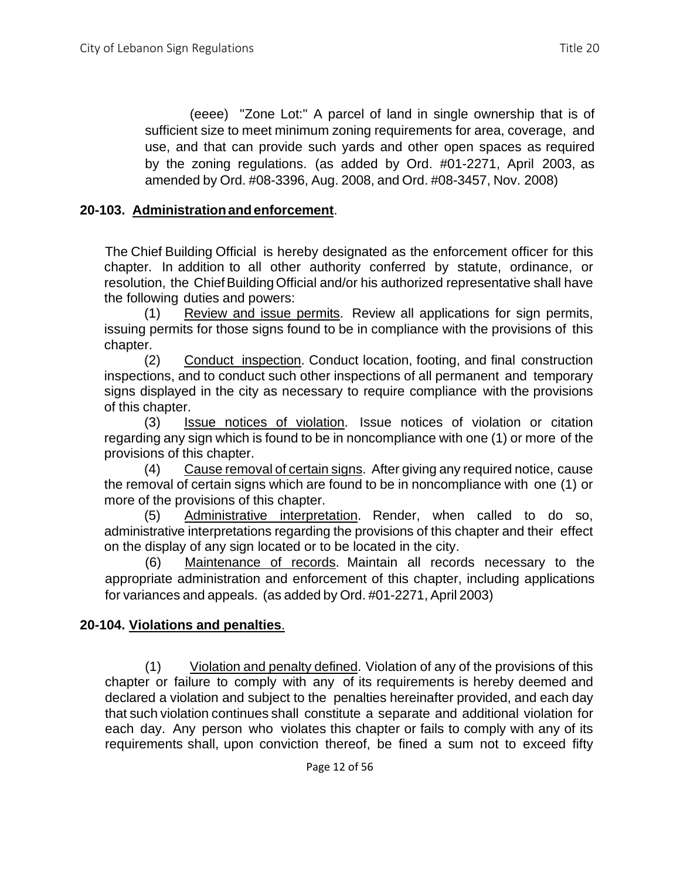(eeee) "Zone Lot:" A parcel of land in single ownership that is of sufficient size to meet minimum zoning requirements for area, coverage, and use, and that can provide such yards and other open spaces as required by the zoning regulations. (as added by Ord. #01-2271, April 2003, as amended by Ord. #08-3396, Aug. 2008, and Ord. #08-3457, Nov. 2008)

**20-103. Administration and enforcement**.

The Chief Building Official is hereby designated as the enforcement officer for this chapter. In addition to all other authority conferred by statute, ordinance, or resolution, the Chief Building Official and/or his authorized representative shall have the following duties and powers:

(1) Review and issue permits. Review all applications for sign permits, issuing permits for those signs found to be in compliance with the provisions of this chapter.

(2) Conduct inspection. Conduct location, footing, and final construction inspections, and to conduct such other inspections of all permanent and temporary signs displayed in the city as necessary to require compliance with the provisions of this chapter.

(3) Issue notices of violation. Issue notices of violation or citation regarding any sign which is found to be in noncompliance with one (1) or more of the provisions of this chapter.

(4) Cause removal of certain signs. After giving any required notice, cause the removal of certain signs which are found to be in noncompliance with one (1) or more of the provisions of this chapter.

(5) Administrative interpretation. Render, when called to do so, administrative interpretations regarding the provisions of this chapter and their effect on the display of any sign located or to be located in the city.

(6) Maintenance of records. Maintain all records necessary to the appropriate administration and enforcement of this chapter, including applications for variances and appeals. (as added by Ord. #01-2271, April 2003)

**20-104. Violations and penalties**.

(1) Violation and penalty defined. Violation of any of the provisions of this chapter or failure to comply with any of its requirements is hereby deemed and declared a violation and subject to the penalties hereinafter provided, and each day that such violation continues shall constitute a separate and additional violation for each day. Any person who violates this chapter or fails to comply with any of its requirements shall, upon conviction thereof, be fined a sum not to exceed fifty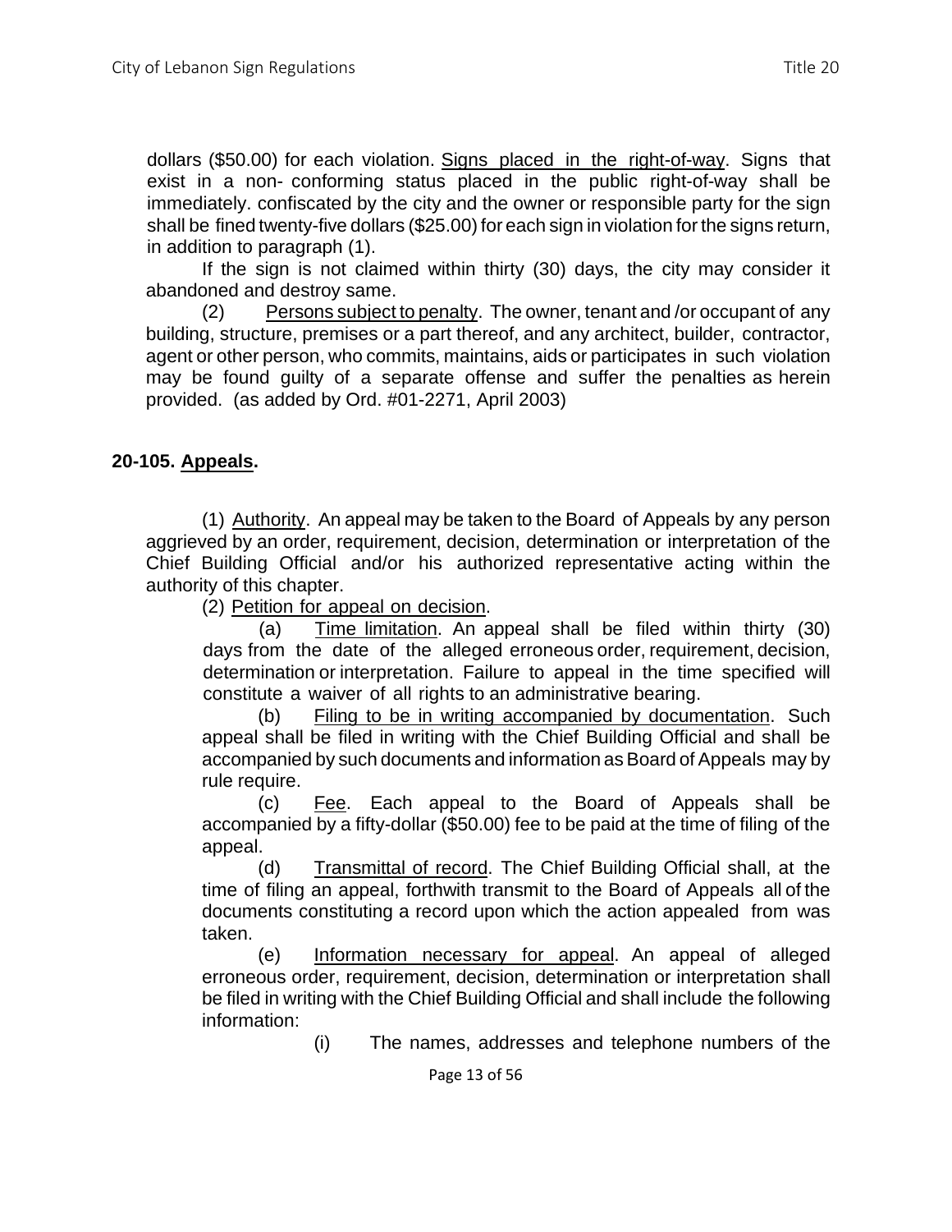dollars ($50.00) for each violation. Signs placed in the right-of-way. Signs that exist in a non- conforming status placed in the public right-of-way shall be immediately. confiscated by the city and the owner or responsible party for the sign shall be fined twenty-five dollars ($25.00) for each sign in violation for the signs return, in addition to paragraph (1).

If the sign is not claimed within thirty (30) days, the city may consider it abandoned and destroy same.

(2) Persons subject to penalty. The owner, tenant and /or occupant of any building, structure, premises or a part thereof, and any architect, builder, contractor, agent or other person, who commits, maintains, aids or participates in such violation may be found guilty of a separate offense and suffer the penalties as herein provided. (as added by Ord. #01-2271, April 2003)

**20-105. Appeals.**

(1) Authority. An appeal may be taken to the Board of Appeals by any person aggrieved by an order, requirement, decision, determination or interpretation of the Chief Building Official and/or his authorized representative acting within the authority of this chapter.

(2) Petition for appeal on decision.

(a) Time limitation. An appeal shall be filed within thirty (30) days from the date of the alleged erroneous order, requirement, decision, determination or interpretation. Failure to appeal in the time specified will constitute a waiver of all rights to an administrative bearing.

(b) Filing to be in writing accompanied by documentation. Such appeal shall be filed in writing with the Chief Building Official and shall be accompanied by such documents and information as Board of Appeals may by rule require.

(c) Fee. Each appeal to the Board of Appeals shall be accompanied by a fifty-dollar ($50.00) fee to be paid at the time of filing of the appeal.

(d) Transmittal of record. The Chief Building Official shall, at the time of filing an appeal, forthwith transmit to the Board of Appeals all of the documents constituting a record upon which the action appealed from was taken.

(e) Information necessary for appeal. An appeal of alleged erroneous order, requirement, decision, determination or interpretation shall be filed in writing with the Chief Building Official and shall include the following information:

(i) The names, addresses and telephone numbers of the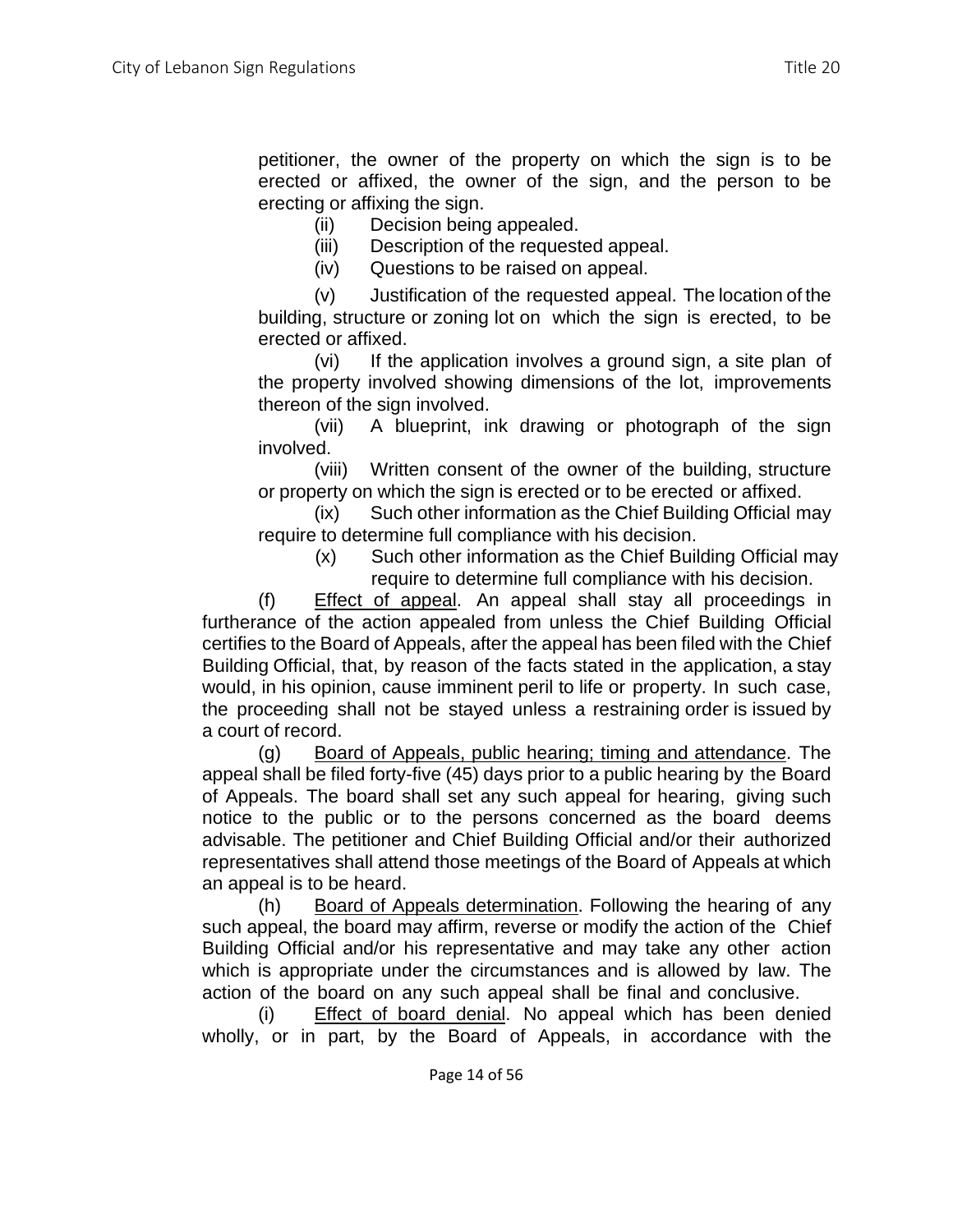petitioner, the owner of the property on which the sign is to be erected or affixed, the owner of the sign, and the person to be erecting or affixing the sign.

(ii) Decision being appealed.

(iii) Description of the requested appeal.

(iv) Questions to be raised on appeal.

(v) Justification of the requested appeal. The location of the building, structure or zoning lot on which the sign is erected, to be erected or affixed.

(vi) If the application involves a ground sign, a site plan of the property involved showing dimensions of the lot, improvements thereon of the sign involved.

(vii) A blueprint, ink drawing or photograph of the sign involved.

(viii) Written consent of the owner of the building, structure or property on which the sign is erected or to be erected or affixed.

(ix) Such other information as the Chief Building Official may require to determine full compliance with his decision.

(x) Such other information as the Chief Building Official may require to determine full compliance with his decision.

(f) Effect of appeal. An appeal shall stay all proceedings in furtherance of the action appealed from unless the Chief Building Official certifies to the Board of Appeals, after the appeal has been filed with the Chief Building Official, that, by reason of the facts stated in the application, a stay would, in his opinion, cause imminent peril to life or property. In such case, the proceeding shall not be stayed unless a restraining order is issued by a court of record.

(g) Board of Appeals, public hearing; timing and attendance. The appeal shall be filed forty-five (45) days prior to a public hearing by the Board of Appeals. The board shall set any such appeal for hearing, giving such notice to the public or to the persons concerned as the board deems advisable. The petitioner and Chief Building Official and/or their authorized representatives shall attend those meetings of the Board of Appeals at which an appeal is to be heard.

(h) Board of Appeals determination. Following the hearing of any such appeal, the board may affirm, reverse or modify the action of the Chief Building Official and/or his representative and may take any other action which is appropriate under the circumstances and is allowed by law. The action of the board on any such appeal shall be final and conclusive.

(i) Effect of board denial. No appeal which has been denied wholly, or in part, by the Board of Appeals, in accordance with the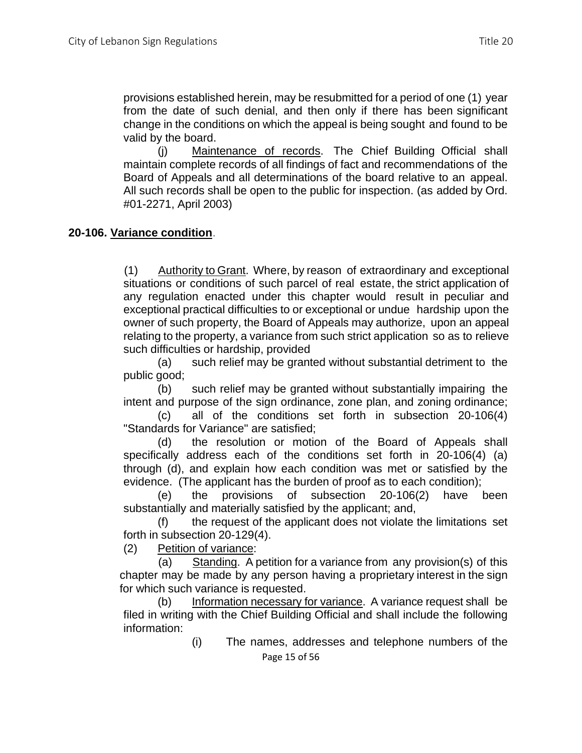provisions established herein, may be resubmitted for a period of one (1) year from the date of such denial, and then only if there has been significant change in the conditions on which the appeal is being sought and found to be valid by the board.

(j) Maintenance of records. The Chief Building Official shall maintain complete records of all findings of fact and recommendations of the Board of Appeals and all determinations of the board relative to an appeal. All such records shall be open to the public for inspection. (as added by Ord. #01-2271, April 2003)

### 20-106. Variance condition.

(1) Authority to Grant. Where, by reason of extraordinary and exceptional situations or conditions of such parcel of real estate, the strict application of any regulation enacted under this chapter would result in peculiar and exceptional practical difficulties to or exceptional or undue hardship upon the owner of such property, the Board of Appeals may authorize, upon an appeal relating to the property, a variance from such strict application so as to relieve such difficulties or hardship, provided

(a) such relief may be granted without substantial detriment to the public good;

(b) such relief may be granted without substantially impairing the intent and purpose of the sign ordinance, zone plan, and zoning ordinance;

(c) all of the conditions set forth in subsection 20-106(4) "Standards for Variance" are satisfied;

(d) the resolution or motion of the Board of Appeals shall specifically address each of the conditions set forth in 20-106(4) (a) through (d), and explain how each condition was met or satisfied by the evidence. (The applicant has the burden of proof as to each condition);

(e) the provisions of subsection 20-106(2) have been substantially and materially satisfied by the applicant; and,

(f) the request of the applicant does not violate the limitations set forth in subsection 20-129(4).

(2) Petition of variance:

(a) Standing. A petition for a variance from any provision(s) of this chapter may be made by any person having a proprietary interest in the sign for which such variance is requested.

(b) Information necessary for variance. A variance request shall be filed in writing with the Chief Building Official and shall include the following information:

(i) The names, addresses and telephone numbers of the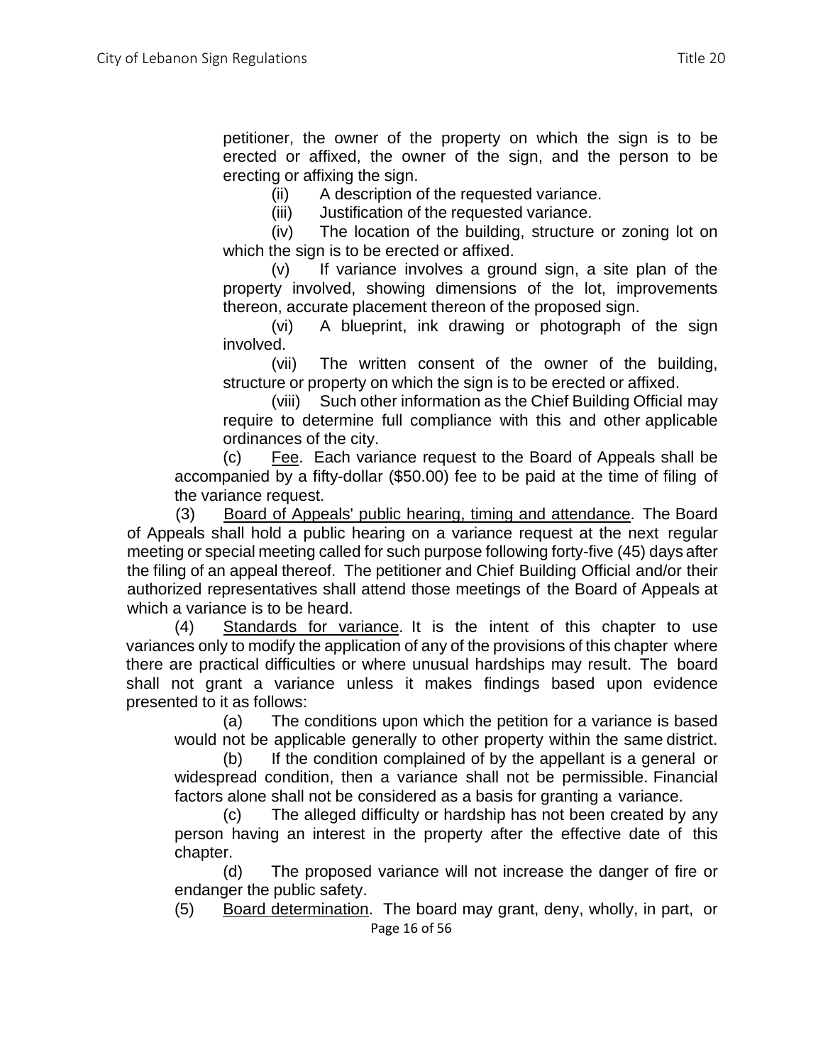petitioner, the owner of the property on which the sign is to be erected or affixed, the owner of the sign, and the person to be erecting or affixing the sign.

(ii) A description of the requested variance.

(iii) Justification of the requested variance.

(iv) The location of the building, structure or zoning lot on which the sign is to be erected or affixed.

(v) If variance involves a ground sign, a site plan of the property involved, showing dimensions of the lot, improvements thereon, accurate placement thereon of the proposed sign.

(vi) A blueprint, ink drawing or photograph of the sign involved.

(vii) The written consent of the owner of the building, structure or property on which the sign is to be erected or affixed.

(viii) Such other information as the Chief Building Official may require to determine full compliance with this and other applicable ordinances of the city.

(c) Fee. Each variance request to the Board of Appeals shall be accompanied by a fifty-dollar ($50.00) fee to be paid at the time of filing of the variance request.

(3) Board of Appeals' public hearing, timing and attendance. The Board of Appeals shall hold a public hearing on a variance request at the next regular meeting or special meeting called for such purpose following forty-five (45) days after the filing of an appeal thereof. The petitioner and Chief Building Official and/or their authorized representatives shall attend those meetings of the Board of Appeals at which a variance is to be heard.

(4) Standards for variance. It is the intent of this chapter to use variances only to modify the application of any of the provisions of this chapter where there are practical difficulties or where unusual hardships may result. The board shall not grant a variance unless it makes findings based upon evidence presented to it as follows:

(a) The conditions upon which the petition for a variance is based would not be applicable generally to other property within the same district.

(b) If the condition complained of by the appellant is a general or widespread condition, then a variance shall not be permissible. Financial factors alone shall not be considered as a basis for granting a variance.

(c) The alleged difficulty or hardship has not been created by any person having an interest in the property after the effective date of this chapter.

(d) The proposed variance will not increase the danger of fire or endanger the public safety.

(5) Board determination. The board may grant, deny, wholly, in part, or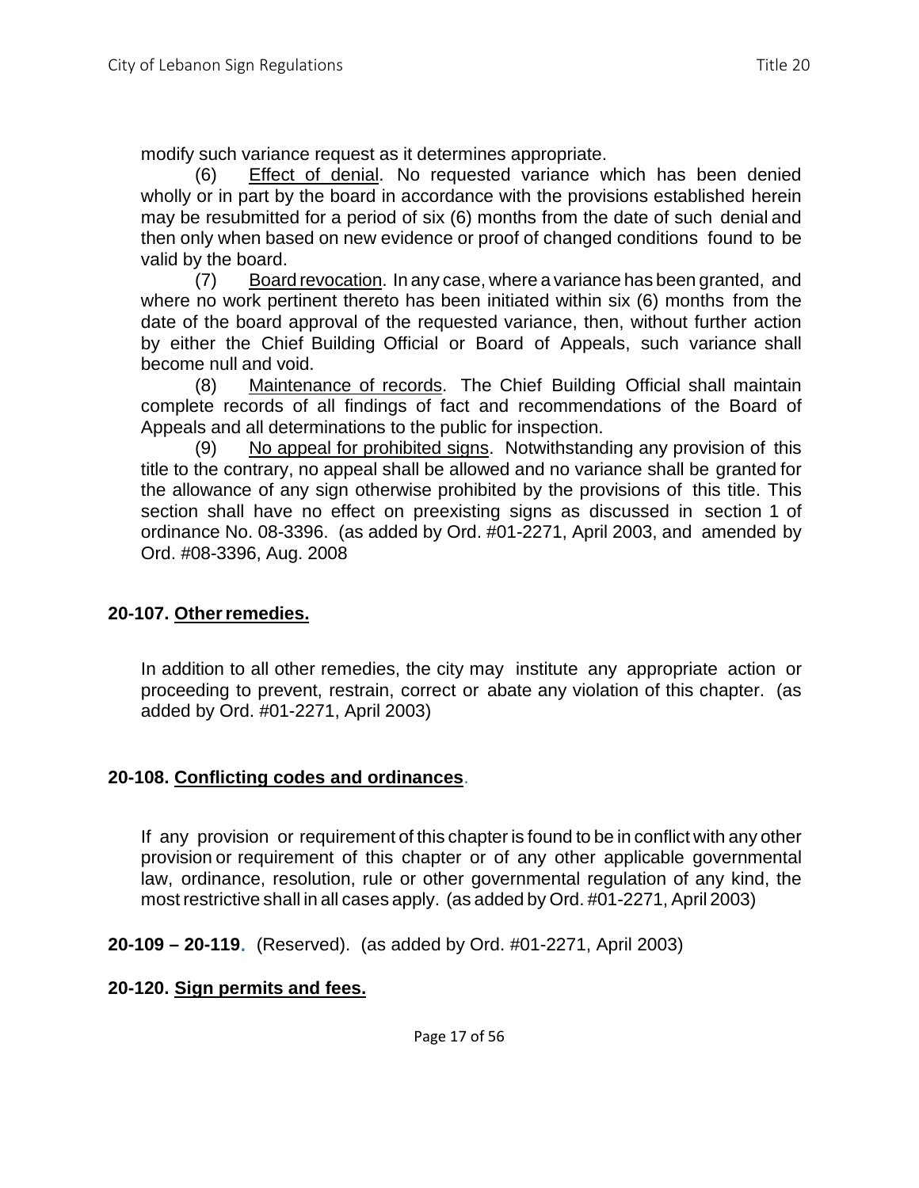modify such variance request as it determines appropriate.

(6) Effect of denial. No requested variance which has been denied wholly or in part by the board in accordance with the provisions established herein may be resubmitted for a period of six (6) months from the date of such denial and then only when based on new evidence or proof of changed conditions found to be valid by the board.

(7) Board revocation. In any case, where a variance has been granted, and where no work pertinent thereto has been initiated within six (6) months from the date of the board approval of the requested variance, then, without further action by either the Chief Building Official or Board of Appeals, such variance shall become null and void.

(8) Maintenance of records. The Chief Building Official shall maintain complete records of all findings of fact and recommendations of the Board of Appeals and all determinations to the public for inspection.

(9) No appeal for prohibited signs. Notwithstanding any provision of this title to the contrary, no appeal shall be allowed and no variance shall be granted for the allowance of any sign otherwise prohibited by the provisions of this title. This section shall have no effect on preexisting signs as discussed in section 1 of ordinance No. 08-3396. (as added by Ord. #01-2271, April 2003, and amended by Ord. #08-3396, Aug. 2008

**20-107. Other remedies.**

In addition to all other remedies, the city may institute any appropriate action or proceeding to prevent, restrain, correct or abate any violation of this chapter. (as added by Ord. #01-2271, April 2003)

**20-108. Conflicting codes and ordinances.**

If any provision or requirement of this chapter is found to be in conflict with any other provision or requirement of this chapter or of any other applicable governmental law, ordinance, resolution, rule or other governmental regulation of any kind, the most restrictive shall in all cases apply. (as added by Ord. #01-2271, April 2003)

**20-109 – 20-119.** (Reserved). (as added by Ord. #01-2271, April 2003)

**20-120. Sign permits and fees.**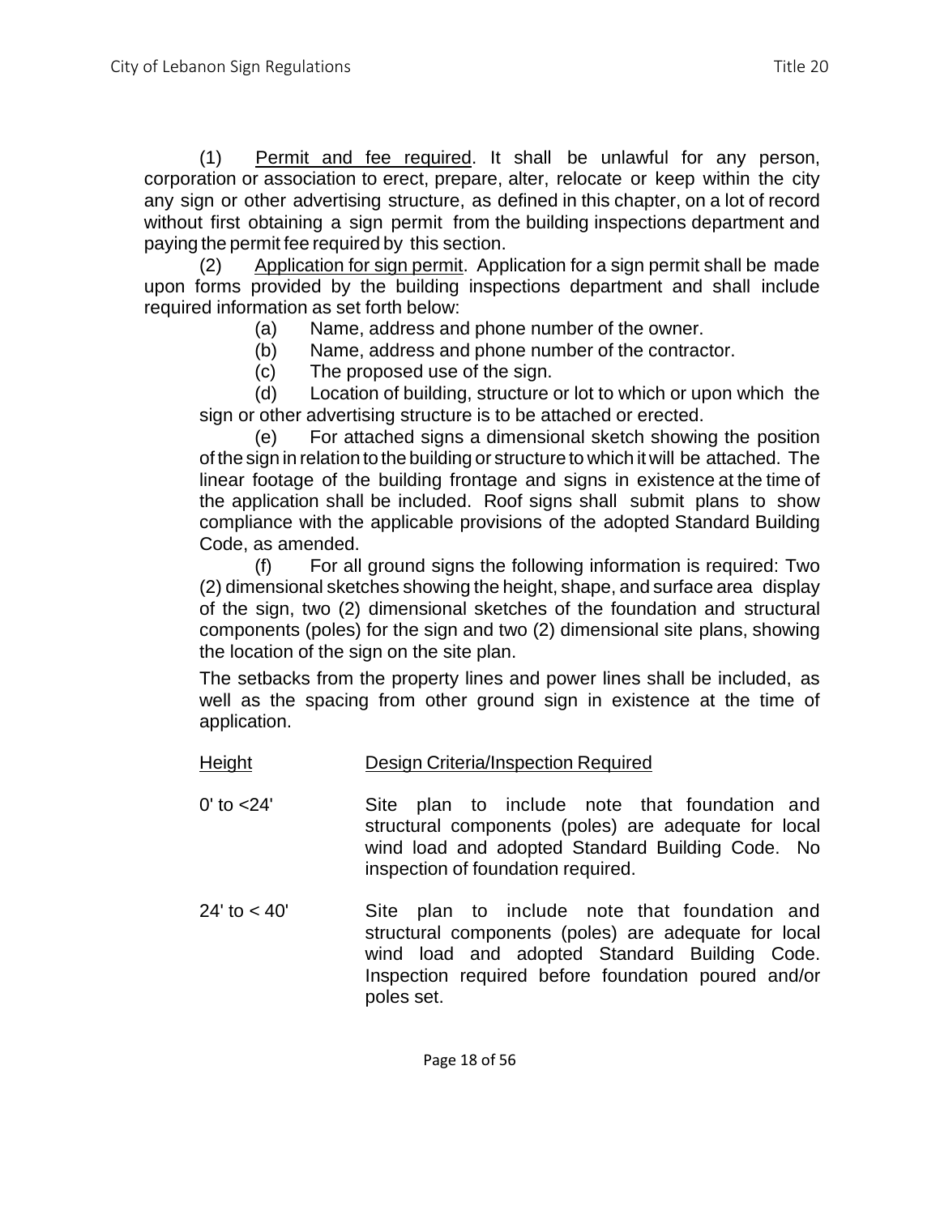(1) Permit and fee required. It shall be unlawful for any person, corporation or association to erect, prepare, alter, relocate or keep within the city any sign or other advertising structure, as defined in this chapter, on a lot of record without first obtaining a sign permit from the building inspections department and paying the permit fee required by this section.

(2) Application for sign permit. Application for a sign permit shall be made upon forms provided by the building inspections department and shall include required information as set forth below:

(a) Name, address and phone number of the owner.

(b) Name, address and phone number of the contractor.

(c) The proposed use of the sign.

(d) Location of building, structure or lot to which or upon which the sign or other advertising structure is to be attached or erected.

(e) For attached signs a dimensional sketch showing the position of the sign in relation to the building or structure to which it will be attached. The linear footage of the building frontage and signs in existence at the time of the application shall be included. Roof signs shall submit plans to show compliance with the applicable provisions of the adopted Standard Building Code, as amended.

(f) For all ground signs the following information is required: Two (2) dimensional sketches showing the height, shape, and surface area display of the sign, two (2) dimensional sketches of the foundation and structural components (poles) for the sign and two (2) dimensional site plans, showing the location of the sign on the site plan.

The setbacks from the property lines and power lines shall be included, as well as the spacing from other ground sign in existence at the time of application.

| Height | Design Criteria/Inspection Required |
|---|---|
| 0' to <24' | Site plan to include note that foundation and structural components (poles) are adequate for local wind load and adopted Standard Building Code. No inspection of foundation required. |
| 24' to < 40' | Site plan to include note that foundation and structural components (poles) are adequate for local wind load and adopted Standard Building Code. Inspection required before foundation poured and/or poles set. |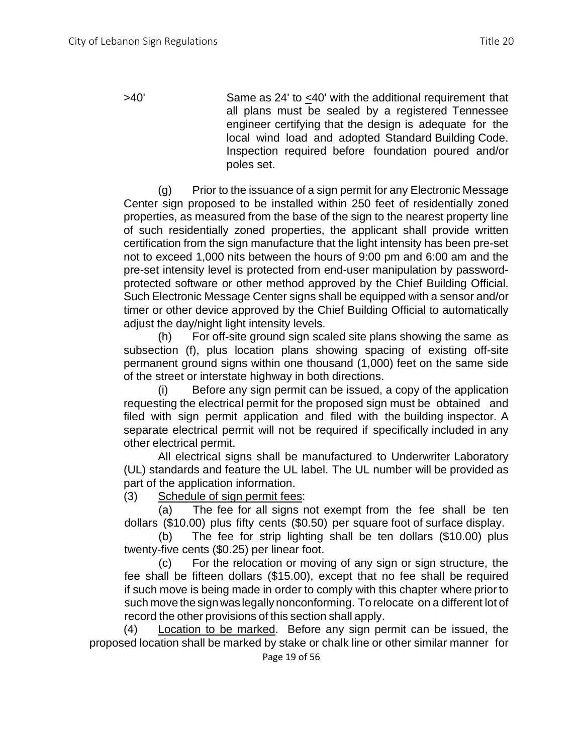| | |
|---|---|
| >40' | Same as 24' to ≤40' with the additional requirement that all plans must be sealed by a registered Tennessee engineer certifying that the design is adequate for the local wind load and adopted Standard Building Code. Inspection required before foundation poured and/or poles set. |

(g) Prior to the issuance of a sign permit for any Electronic Message Center sign proposed to be installed within 250 feet of residentially zoned properties, as measured from the base of the sign to the nearest property line of such residentially zoned properties, the applicant shall provide written certification from the sign manufacture that the light intensity has been pre-set not to exceed 1,000 nits between the hours of 9:00 pm and 6:00 am and the pre-set intensity level is protected from end-user manipulation by password-protected software or other method approved by the Chief Building Official. Such Electronic Message Center signs shall be equipped with a sensor and/or timer or other device approved by the Chief Building Official to automatically adjust the day/night light intensity levels.

(h) For off-site ground sign scaled site plans showing the same as subsection (f), plus location plans showing spacing of existing off-site permanent ground signs within one thousand (1,000) feet on the same side of the street or interstate highway in both directions.

(i) Before any sign permit can be issued, a copy of the application requesting the electrical permit for the proposed sign must be obtained and filed with sign permit application and filed with the building inspector. A separate electrical permit will not be required if specifically included in any other electrical permit.

All electrical signs shall be manufactured to Underwriter Laboratory (UL) standards and feature the UL label. The UL number will be provided as part of the application information.

(3) <u>Schedule of sign permit fees</u>:

(a) The fee for all signs not exempt from the fee shall be ten dollars ($10.00) plus fifty cents ($0.50) per square foot of surface display.

(b) The fee for strip lighting shall be ten dollars ($10.00) plus twenty-five cents ($0.25) per linear foot.

(c) For the relocation or moving of any sign or sign structure, the fee shall be fifteen dollars ($15.00), except that no fee shall be required if such move is being made in order to comply with this chapter where prior to such move the sign was legally nonconforming. To relocate on a different lot of record the other provisions of this section shall apply.

(4) <u>Location to be marked</u>. Before any sign permit can be issued, the proposed location shall be marked by stake or chalk line or other similar manner for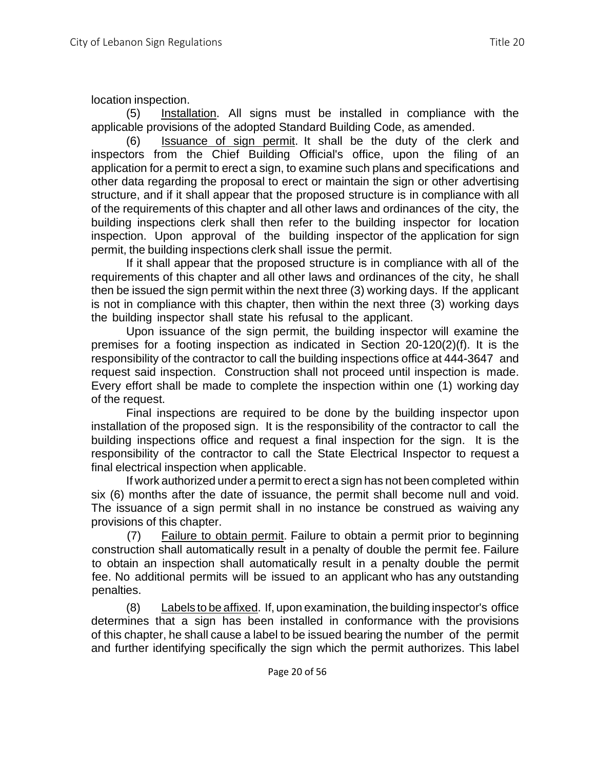location inspection.

(5) Installation. All signs must be installed in compliance with the applicable provisions of the adopted Standard Building Code, as amended.

(6) Issuance of sign permit. It shall be the duty of the clerk and inspectors from the Chief Building Official's office, upon the filing of an application for a permit to erect a sign, to examine such plans and specifications and other data regarding the proposal to erect or maintain the sign or other advertising structure, and if it shall appear that the proposed structure is in compliance with all of the requirements of this chapter and all other laws and ordinances of the city, the building inspections clerk shall then refer to the building inspector for location inspection. Upon approval of the building inspector of the application for sign permit, the building inspections clerk shall issue the permit.

If it shall appear that the proposed structure is in compliance with all of the requirements of this chapter and all other laws and ordinances of the city, he shall then be issued the sign permit within the next three (3) working days. If the applicant is not in compliance with this chapter, then within the next three (3) working days the building inspector shall state his refusal to the applicant.

Upon issuance of the sign permit, the building inspector will examine the premises for a footing inspection as indicated in Section 20-120(2)(f). It is the responsibility of the contractor to call the building inspections office at 444-3647 and request said inspection. Construction shall not proceed until inspection is made. Every effort shall be made to complete the inspection within one (1) working day of the request.

Final inspections are required to be done by the building inspector upon installation of the proposed sign. It is the responsibility of the contractor to call the building inspections office and request a final inspection for the sign. It is the responsibility of the contractor to call the State Electrical Inspector to request a final electrical inspection when applicable.

If work authorized under a permit to erect a sign has not been completed within six (6) months after the date of issuance, the permit shall become null and void. The issuance of a sign permit shall in no instance be construed as waiving any provisions of this chapter.

(7) Failure to obtain permit. Failure to obtain a permit prior to beginning construction shall automatically result in a penalty of double the permit fee. Failure to obtain an inspection shall automatically result in a penalty double the permit fee. No additional permits will be issued to an applicant who has any outstanding penalties.

(8) Labels to be affixed. If, upon examination, the building inspector's office determines that a sign has been installed in conformance with the provisions of this chapter, he shall cause a label to be issued bearing the number of the permit and further identifying specifically the sign which the permit authorizes. This label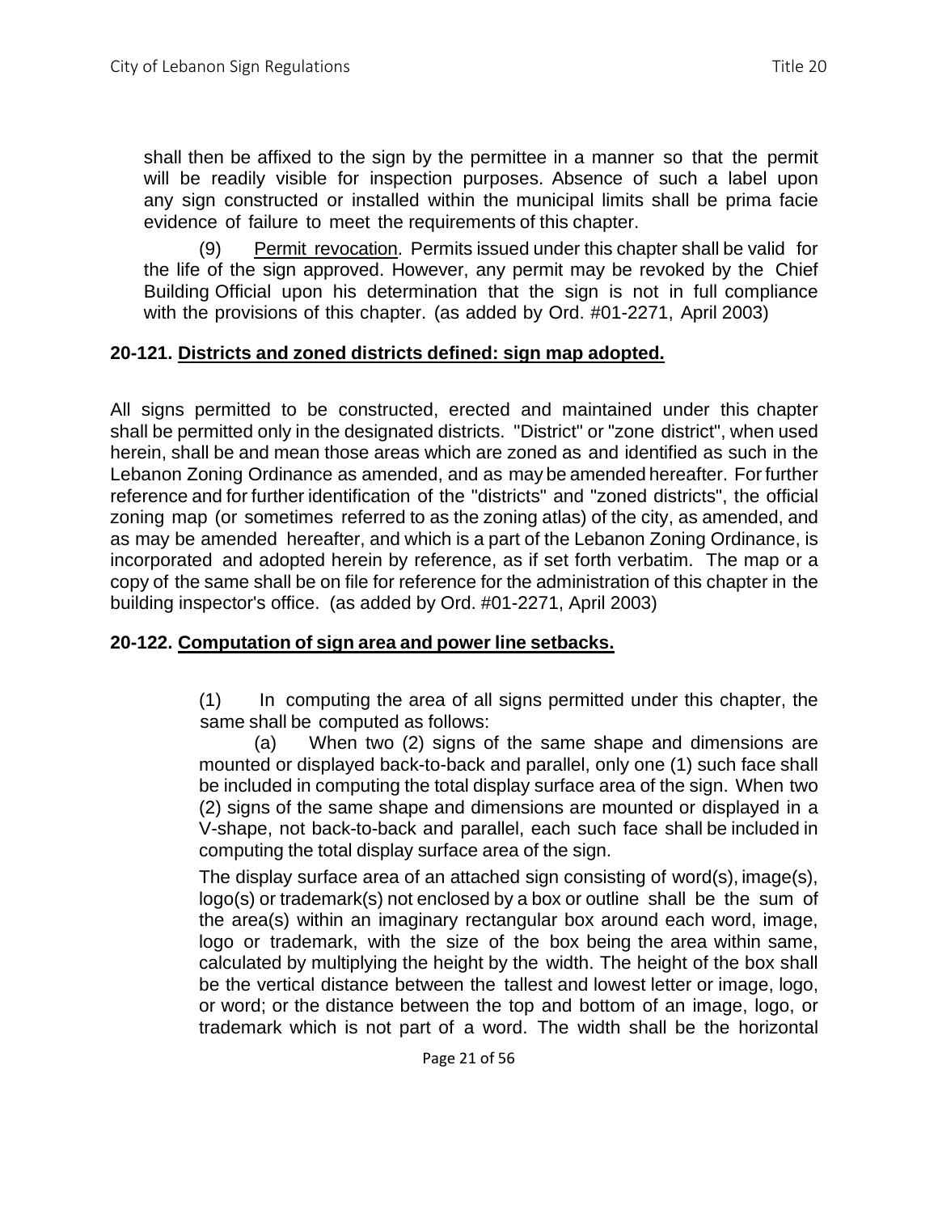shall then be affixed to the sign by the permittee in a manner so that the permit will be readily visible for inspection purposes. Absence of such a label upon any sign constructed or installed within the municipal limits shall be prima facie evidence of failure to meet the requirements of this chapter.

(9) Permit revocation. Permits issued under this chapter shall be valid for the life of the sign approved. However, any permit may be revoked by the Chief Building Official upon his determination that the sign is not in full compliance with the provisions of this chapter. (as added by Ord. #01-2271, April 2003)

**20-121. Districts and zoned districts defined: sign map adopted.**

All signs permitted to be constructed, erected and maintained under this chapter shall be permitted only in the designated districts. "District" or "zone district", when used herein, shall be and mean those areas which are zoned as and identified as such in the Lebanon Zoning Ordinance as amended, and as may be amended hereafter. For further reference and for further identification of the "districts" and "zoned districts", the official zoning map (or sometimes referred to as the zoning atlas) of the city, as amended, and as may be amended hereafter, and which is a part of the Lebanon Zoning Ordinance, is incorporated and adopted herein by reference, as if set forth verbatim. The map or a copy of the same shall be on file for reference for the administration of this chapter in the building inspector's office. (as added by Ord. #01-2271, April 2003)

**20-122. Computation of sign area and power line setbacks.**

(1) In computing the area of all signs permitted under this chapter, the same shall be computed as follows:

(a) When two (2) signs of the same shape and dimensions are mounted or displayed back-to-back and parallel, only one (1) such face shall be included in computing the total display surface area of the sign. When two (2) signs of the same shape and dimensions are mounted or displayed in a V-shape, not back-to-back and parallel, each such face shall be included in computing the total display surface area of the sign.

The display surface area of an attached sign consisting of word(s), image(s), logo(s) or trademark(s) not enclosed by a box or outline shall be the sum of the area(s) within an imaginary rectangular box around each word, image, logo or trademark, with the size of the box being the area within same, calculated by multiplying the height by the width. The height of the box shall be the vertical distance between the tallest and lowest letter or image, logo, or word; or the distance between the top and bottom of an image, logo, or trademark which is not part of a word. The width shall be the horizontal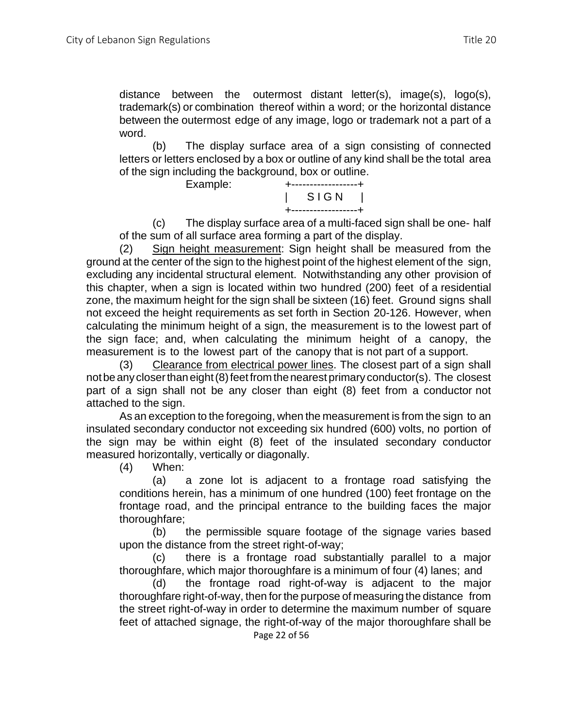distance between the outermost distant letter(s), image(s), logo(s), trademark(s) or combination thereof within a word; or the horizontal distance between the outermost edge of any image, logo or trademark not a part of a word.

(b) The display surface area of a sign consisting of connected letters or letters enclosed by a box or outline of any kind shall be the total area of the sign including the background, box or outline.

Example:

```
+------------------+
|     S I G N      |
+------------------+
```

(c) The display surface area of a multi-faced sign shall be one- half of the sum of all surface area forming a part of the display.

(2) Sign height measurement: Sign height shall be measured from the ground at the center of the sign to the highest point of the highest element of the sign, excluding any incidental structural element. Notwithstanding any other provision of this chapter, when a sign is located within two hundred (200) feet of a residential zone, the maximum height for the sign shall be sixteen (16) feet. Ground signs shall not exceed the height requirements as set forth in Section 20-126. However, when calculating the minimum height of a sign, the measurement is to the lowest part of the sign face; and, when calculating the minimum height of a canopy, the measurement is to the lowest part of the canopy that is not part of a support.

(3) Clearance from electrical power lines. The closest part of a sign shall not be any closer than eight (8) feet from the nearest primary conductor(s). The closest part of a sign shall not be any closer than eight (8) feet from a conductor not attached to the sign.

As an exception to the foregoing, when the measurement is from the sign to an insulated secondary conductor not exceeding six hundred (600) volts, no portion of the sign may be within eight (8) feet of the insulated secondary conductor measured horizontally, vertically or diagonally.

(4) When:

(a) a zone lot is adjacent to a frontage road satisfying the conditions herein, has a minimum of one hundred (100) feet frontage on the frontage road, and the principal entrance to the building faces the major thoroughfare;

(b) the permissible square footage of the signage varies based upon the distance from the street right-of-way;

(c) there is a frontage road substantially parallel to a major thoroughfare, which major thoroughfare is a minimum of four (4) lanes; and

(d) the frontage road right-of-way is adjacent to the major thoroughfare right-of-way, then for the purpose of measuring the distance from the street right-of-way in order to determine the maximum number of square feet of attached signage, the right-of-way of the major thoroughfare shall be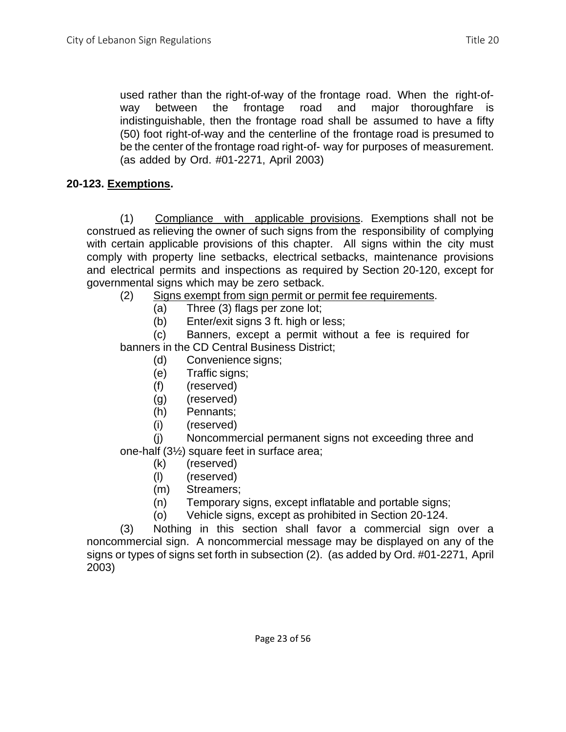used rather than the right-of-way of the frontage road. When the right-of-way between the frontage road and major thoroughfare is indistinguishable, then the frontage road shall be assumed to have a fifty (50) foot right-of-way and the centerline of the frontage road is presumed to be the center of the frontage road right-of- way for purposes of measurement. (as added by Ord. #01-2271, April 2003)

**20-123. <u>Exemptions</u>.**

(1) <u>Compliance with applicable provisions</u>. Exemptions shall not be construed as relieving the owner of such signs from the responsibility of complying with certain applicable provisions of this chapter. All signs within the city must comply with property line setbacks, electrical setbacks, maintenance provisions and electrical permits and inspections as required by Section 20-120, except for governmental signs which may be zero setback.

(2) <u>Signs exempt from sign permit or permit fee requirements</u>.

(a) Three (3) flags per zone lot;

(b) Enter/exit signs 3 ft. high or less;

(c) Banners, except a permit without a fee is required for banners in the CD Central Business District;

(d) Convenience signs;

(e) Traffic signs;

(f) (reserved)

(g) (reserved)

(h) Pennants;

(i) (reserved)

(j) Noncommercial permanent signs not exceeding three and one-half (3½) square feet in surface area;

(k) (reserved)

(l) (reserved)

(m) Streamers;

(n) Temporary signs, except inflatable and portable signs;

(o) Vehicle signs, except as prohibited in Section 20-124.

(3) Nothing in this section shall favor a commercial sign over a noncommercial sign. A noncommercial message may be displayed on any of the signs or types of signs set forth in subsection (2). (as added by Ord. #01-2271, April 2003)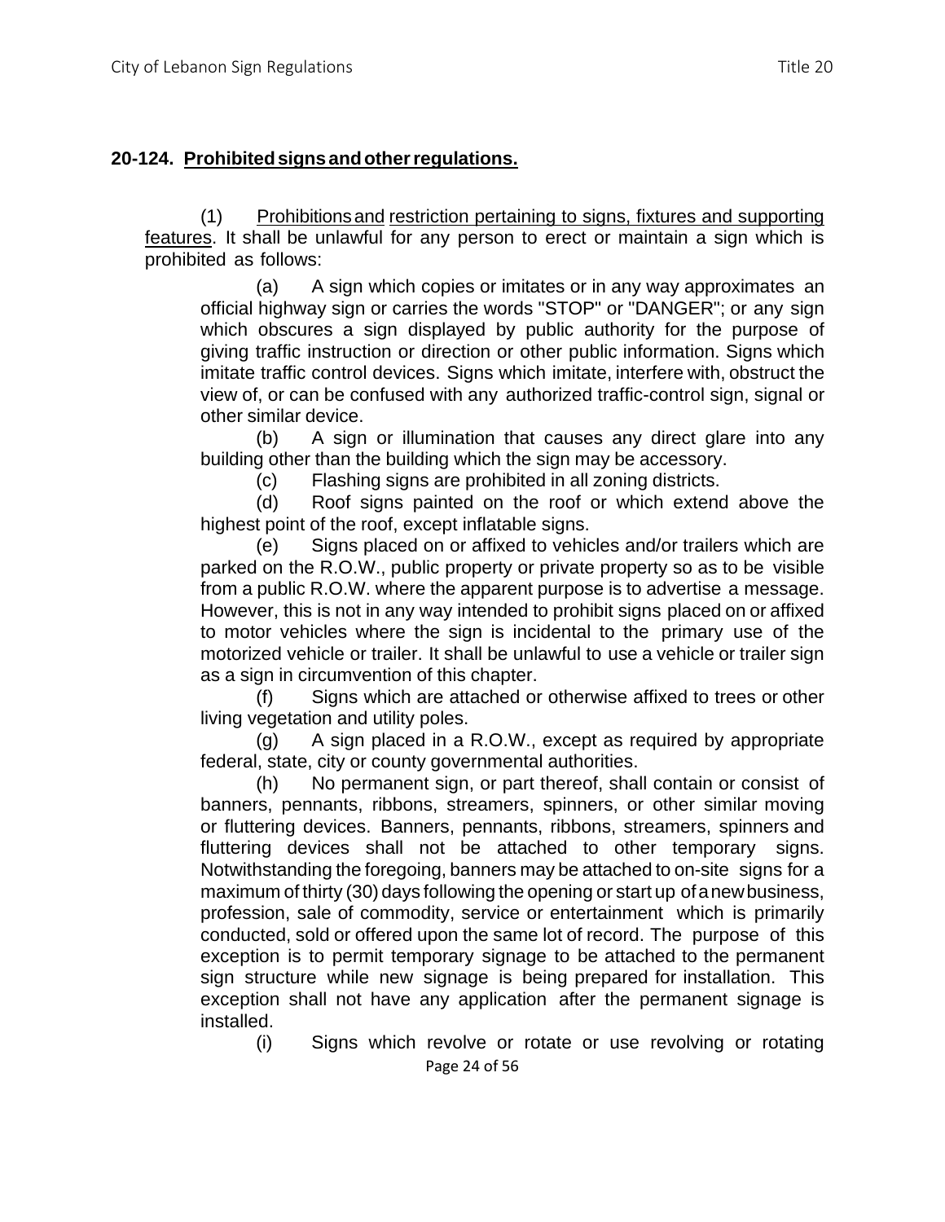**20-124. Prohibited signs and other regulations.**

(1) Prohibitions and restriction pertaining to signs, fixtures and supporting features. It shall be unlawful for any person to erect or maintain a sign which is prohibited as follows:

(a) A sign which copies or imitates or in any way approximates an official highway sign or carries the words "STOP" or "DANGER"; or any sign which obscures a sign displayed by public authority for the purpose of giving traffic instruction or direction or other public information. Signs which imitate traffic control devices. Signs which imitate, interfere with, obstruct the view of, or can be confused with any authorized traffic-control sign, signal or other similar device.

(b) A sign or illumination that causes any direct glare into any building other than the building which the sign may be accessory.

(c) Flashing signs are prohibited in all zoning districts.

(d) Roof signs painted on the roof or which extend above the highest point of the roof, except inflatable signs.

(e) Signs placed on or affixed to vehicles and/or trailers which are parked on the R.O.W., public property or private property so as to be visible from a public R.O.W. where the apparent purpose is to advertise a message. However, this is not in any way intended to prohibit signs placed on or affixed to motor vehicles where the sign is incidental to the primary use of the motorized vehicle or trailer. It shall be unlawful to use a vehicle or trailer sign as a sign in circumvention of this chapter.

(f) Signs which are attached or otherwise affixed to trees or other living vegetation and utility poles.

(g) A sign placed in a R.O.W., except as required by appropriate federal, state, city or county governmental authorities.

(h) No permanent sign, or part thereof, shall contain or consist of banners, pennants, ribbons, streamers, spinners, or other similar moving or fluttering devices. Banners, pennants, ribbons, streamers, spinners and fluttering devices shall not be attached to other temporary signs. Notwithstanding the foregoing, banners may be attached to on-site signs for a maximum of thirty (30) days following the opening or start up of a new business, profession, sale of commodity, service or entertainment which is primarily conducted, sold or offered upon the same lot of record. The purpose of this exception is to permit temporary signage to be attached to the permanent sign structure while new signage is being prepared for installation. This exception shall not have any application after the permanent signage is installed.

(i) Signs which revolve or rotate or use revolving or rotating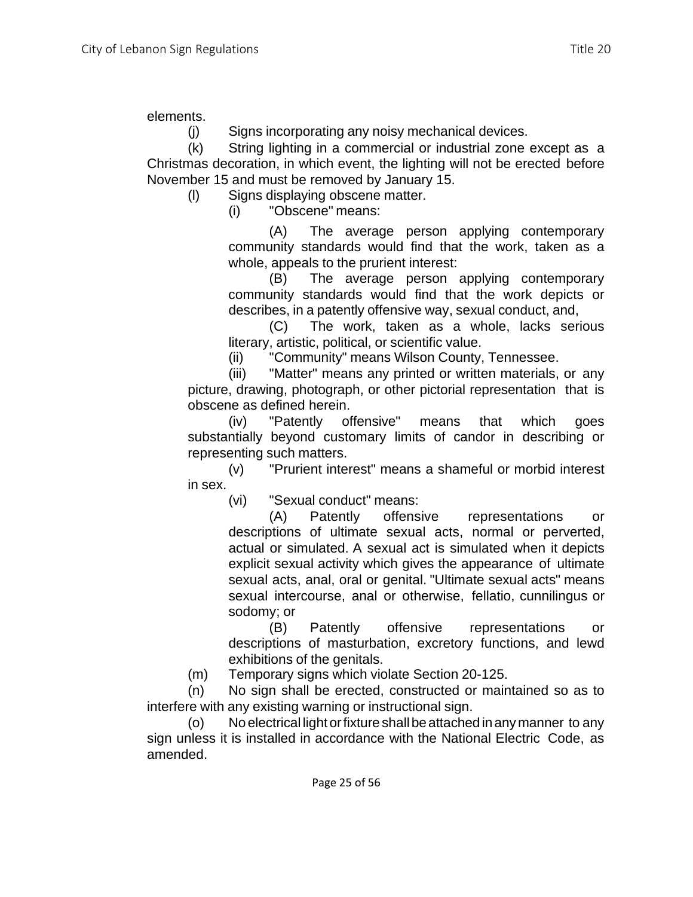elements.

(j) Signs incorporating any noisy mechanical devices.

(k) String lighting in a commercial or industrial zone except as a Christmas decoration, in which event, the lighting will not be erected before November 15 and must be removed by January 15.

(l) Signs displaying obscene matter.

(i) "Obscene" means:

(A) The average person applying contemporary community standards would find that the work, taken as a whole, appeals to the prurient interest:

(B) The average person applying contemporary community standards would find that the work depicts or describes, in a patently offensive way, sexual conduct, and,

(C) The work, taken as a whole, lacks serious literary, artistic, political, or scientific value.

(ii) "Community" means Wilson County, Tennessee.

(iii) "Matter" means any printed or written materials, or any picture, drawing, photograph, or other pictorial representation that is obscene as defined herein.

(iv) "Patently offensive" means that which goes substantially beyond customary limits of candor in describing or representing such matters.

(v) "Prurient interest" means a shameful or morbid interest in sex.

(vi) "Sexual conduct" means:

(A) Patently offensive representations or descriptions of ultimate sexual acts, normal or perverted, actual or simulated. A sexual act is simulated when it depicts explicit sexual activity which gives the appearance of ultimate sexual acts, anal, oral or genital. "Ultimate sexual acts" means sexual intercourse, anal or otherwise, fellatio, cunnilingus or sodomy; or

(B) Patently offensive representations or descriptions of masturbation, excretory functions, and lewd exhibitions of the genitals.

(m) Temporary signs which violate Section 20-125.

(n) No sign shall be erected, constructed or maintained so as to interfere with any existing warning or instructional sign.

(o) No electrical light or fixture shall be attached in any manner to any sign unless it is installed in accordance with the National Electric Code, as amended.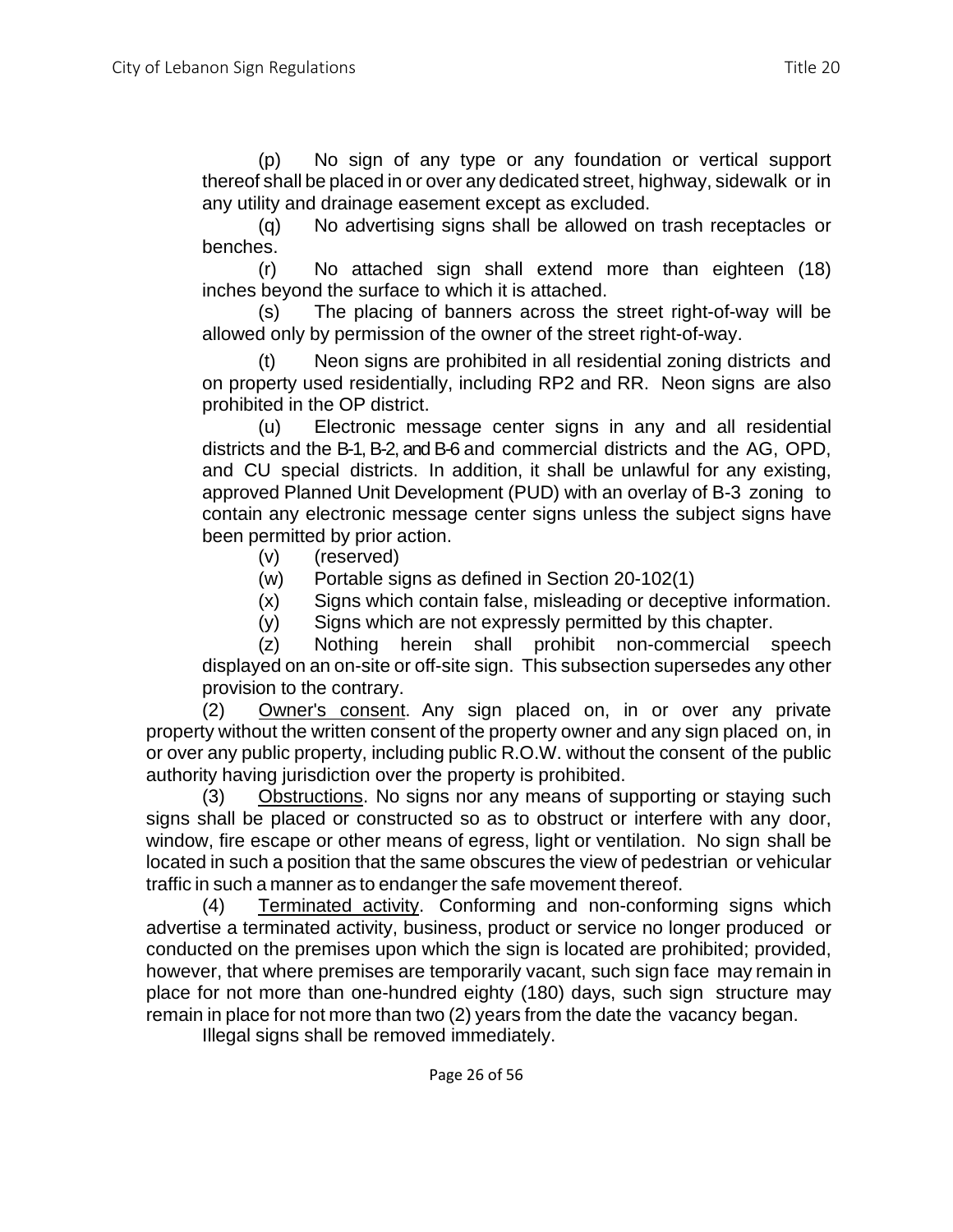(p) No sign of any type or any foundation or vertical support thereof shall be placed in or over any dedicated street, highway, sidewalk or in any utility and drainage easement except as excluded.

(q) No advertising signs shall be allowed on trash receptacles or benches.

(r) No attached sign shall extend more than eighteen (18) inches beyond the surface to which it is attached.

(s) The placing of banners across the street right-of-way will be allowed only by permission of the owner of the street right-of-way.

(t) Neon signs are prohibited in all residential zoning districts and on property used residentially, including RP2 and RR. Neon signs are also prohibited in the OP district.

(u) Electronic message center signs in any and all residential districts and the B-1, B-2, and B-6 and commercial districts and the AG, OPD, and CU special districts. In addition, it shall be unlawful for any existing, approved Planned Unit Development (PUD) with an overlay of B-3 zoning to contain any electronic message center signs unless the subject signs have been permitted by prior action.

(v) (reserved)

(w) Portable signs as defined in Section 20-102(1)

(x) Signs which contain false, misleading or deceptive information.

(y) Signs which are not expressly permitted by this chapter.

(z) Nothing herein shall prohibit non-commercial speech displayed on an on-site or off-site sign. This subsection supersedes any other provision to the contrary.

(2) Owner's consent. Any sign placed on, in or over any private property without the written consent of the property owner and any sign placed on, in or over any public property, including public R.O.W. without the consent of the public authority having jurisdiction over the property is prohibited.

(3) Obstructions. No signs nor any means of supporting or staying such signs shall be placed or constructed so as to obstruct or interfere with any door, window, fire escape or other means of egress, light or ventilation. No sign shall be located in such a position that the same obscures the view of pedestrian or vehicular traffic in such a manner as to endanger the safe movement thereof.

(4) Terminated activity. Conforming and non-conforming signs which advertise a terminated activity, business, product or service no longer produced or conducted on the premises upon which the sign is located are prohibited; provided, however, that where premises are temporarily vacant, such sign face may remain in place for not more than one-hundred eighty (180) days, such sign structure may remain in place for not more than two (2) years from the date the vacancy began.

Illegal signs shall be removed immediately.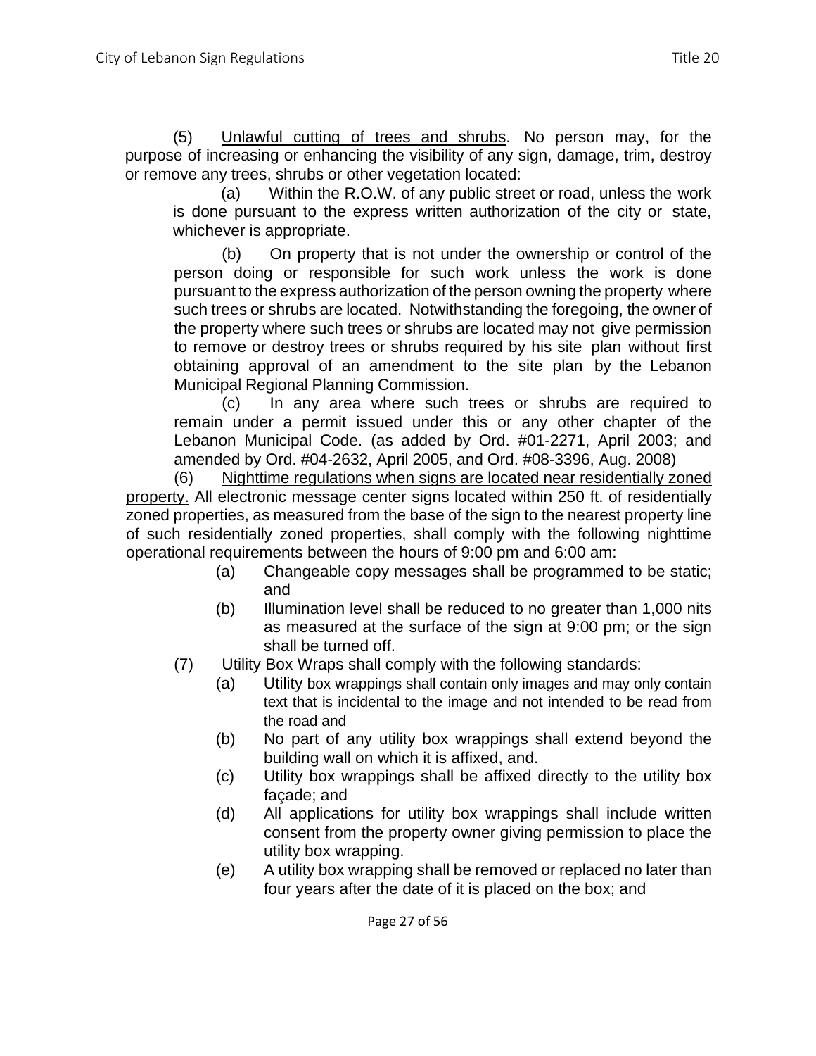(5) Unlawful cutting of trees and shrubs. No person may, for the purpose of increasing or enhancing the visibility of any sign, damage, trim, destroy or remove any trees, shrubs or other vegetation located:

(a) Within the R.O.W. of any public street or road, unless the work is done pursuant to the express written authorization of the city or state, whichever is appropriate.

(b) On property that is not under the ownership or control of the person doing or responsible for such work unless the work is done pursuant to the express authorization of the person owning the property where such trees or shrubs are located. Notwithstanding the foregoing, the owner of the property where such trees or shrubs are located may not give permission to remove or destroy trees or shrubs required by his site plan without first obtaining approval of an amendment to the site plan by the Lebanon Municipal Regional Planning Commission.

(c) In any area where such trees or shrubs are required to remain under a permit issued under this or any other chapter of the Lebanon Municipal Code. (as added by Ord. #01-2271, April 2003; and amended by Ord. #04-2632, April 2005, and Ord. #08-3396, Aug. 2008)

(6) Nighttime regulations when signs are located near residentially zoned property. All electronic message center signs located within 250 ft. of residentially zoned properties, as measured from the base of the sign to the nearest property line of such residentially zoned properties, shall comply with the following nighttime operational requirements between the hours of 9:00 pm and 6:00 am:

(a) Changeable copy messages shall be programmed to be static; and

(b) Illumination level shall be reduced to no greater than 1,000 nits as measured at the surface of the sign at 9:00 pm; or the sign shall be turned off.

(7) Utility Box Wraps shall comply with the following standards:

(a) Utility box wrappings shall contain only images and may only contain text that is incidental to the image and not intended to be read from the road and

(b) No part of any utility box wrappings shall extend beyond the building wall on which it is affixed, and.

(c) Utility box wrappings shall be affixed directly to the utility box façade; and

(d) All applications for utility box wrappings shall include written consent from the property owner giving permission to place the utility box wrapping.

(e) A utility box wrapping shall be removed or replaced no later than four years after the date of it is placed on the box; and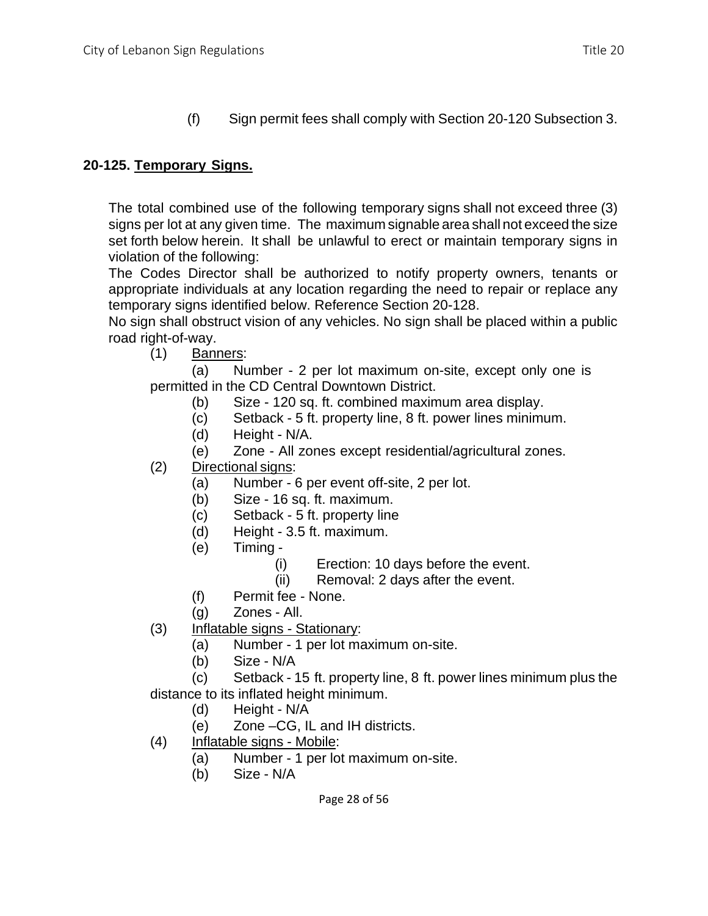(f) Sign permit fees shall comply with Section 20-120 Subsection 3.

## 20-125. Temporary Signs.

The total combined use of the following temporary signs shall not exceed three (3) signs per lot at any given time. The maximum signable area shall not exceed the size set forth below herein. It shall be unlawful to erect or maintain temporary signs in violation of the following:

The Codes Director shall be authorized to notify property owners, tenants or appropriate individuals at any location regarding the need to repair or replace any temporary signs identified below. Reference Section 20-128.

No sign shall obstruct vision of any vehicles. No sign shall be placed within a public road right-of-way.

(1) Banners:

(a) Number - 2 per lot maximum on-site, except only one is permitted in the CD Central Downtown District.

(b) Size - 120 sq. ft. combined maximum area display.

(c) Setback - 5 ft. property line, 8 ft. power lines minimum.

(d) Height - N/A.

(e) Zone - All zones except residential/agricultural zones.

(2) Directional signs:

(a) Number - 6 per event off-site, 2 per lot.

(b) Size - 16 sq. ft. maximum.

(c) Setback - 5 ft. property line

(d) Height - 3.5 ft. maximum.

(e) Timing -

(i) Erection: 10 days before the event.

(ii) Removal: 2 days after the event.

(f) Permit fee - None.

(g) Zones - All.

(3) Inflatable signs - Stationary:

(a) Number - 1 per lot maximum on-site.

(b) Size - N/A

(c) Setback - 15 ft. property line, 8 ft. power lines minimum plus the distance to its inflated height minimum.

(d) Height - N/A

(e) Zone –CG, IL and IH districts.

(4) Inflatable signs - Mobile:

(a) Number - 1 per lot maximum on-site.

(b) Size - N/A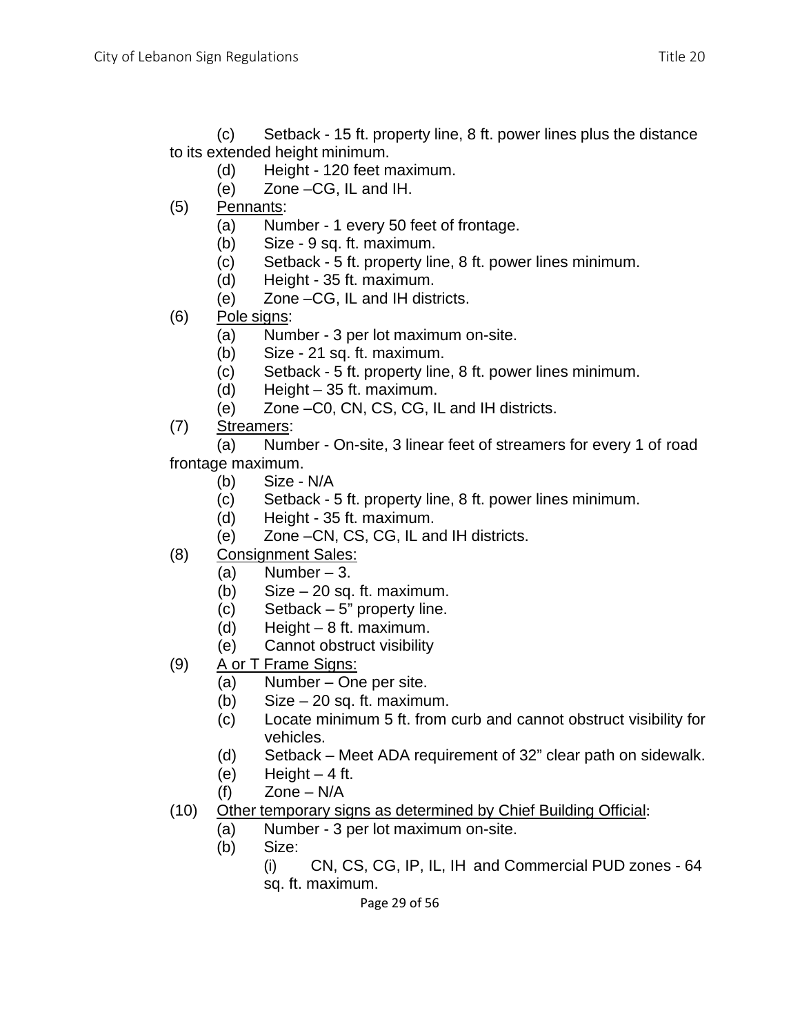(c) Setback - 15 ft. property line, 8 ft. power lines plus the distance to its extended height minimum.

(d) Height - 120 feet maximum.

(e) Zone –CG, IL and IH.

(5) Pennants:

(a) Number - 1 every 50 feet of frontage.

(b) Size - 9 sq. ft. maximum.

(c) Setback - 5 ft. property line, 8 ft. power lines minimum.

(d) Height - 35 ft. maximum.

(e) Zone –CG, IL and IH districts.

(6) Pole signs:

(a) Number - 3 per lot maximum on-site.

(b) Size - 21 sq. ft. maximum.

(c) Setback - 5 ft. property line, 8 ft. power lines minimum.

(d) Height – 35 ft. maximum.

(e) Zone –C0, CN, CS, CG, IL and IH districts.

(7) Streamers:

(a) Number - On-site, 3 linear feet of streamers for every 1 of road frontage maximum.

(b) Size - N/A

(c) Setback - 5 ft. property line, 8 ft. power lines minimum.

(d) Height - 35 ft. maximum.

(e) Zone –CN, CS, CG, IL and IH districts.

(8) Consignment Sales:

(a) Number – 3.

(b) Size – 20 sq. ft. maximum.

(c) Setback – 5" property line.

(d) Height – 8 ft. maximum.

(e) Cannot obstruct visibility

(9) A or T Frame Signs:

(a) Number – One per site.

(b) Size – 20 sq. ft. maximum.

(c) Locate minimum 5 ft. from curb and cannot obstruct visibility for vehicles.

(d) Setback – Meet ADA requirement of 32" clear path on sidewalk.

(e) Height – 4 ft.

(f) Zone – N/A

(10) Other temporary signs as determined by Chief Building Official:

(a) Number - 3 per lot maximum on-site.

(b) Size:

(i) CN, CS, CG, IP, IL, IH and Commercial PUD zones - 64 sq. ft. maximum.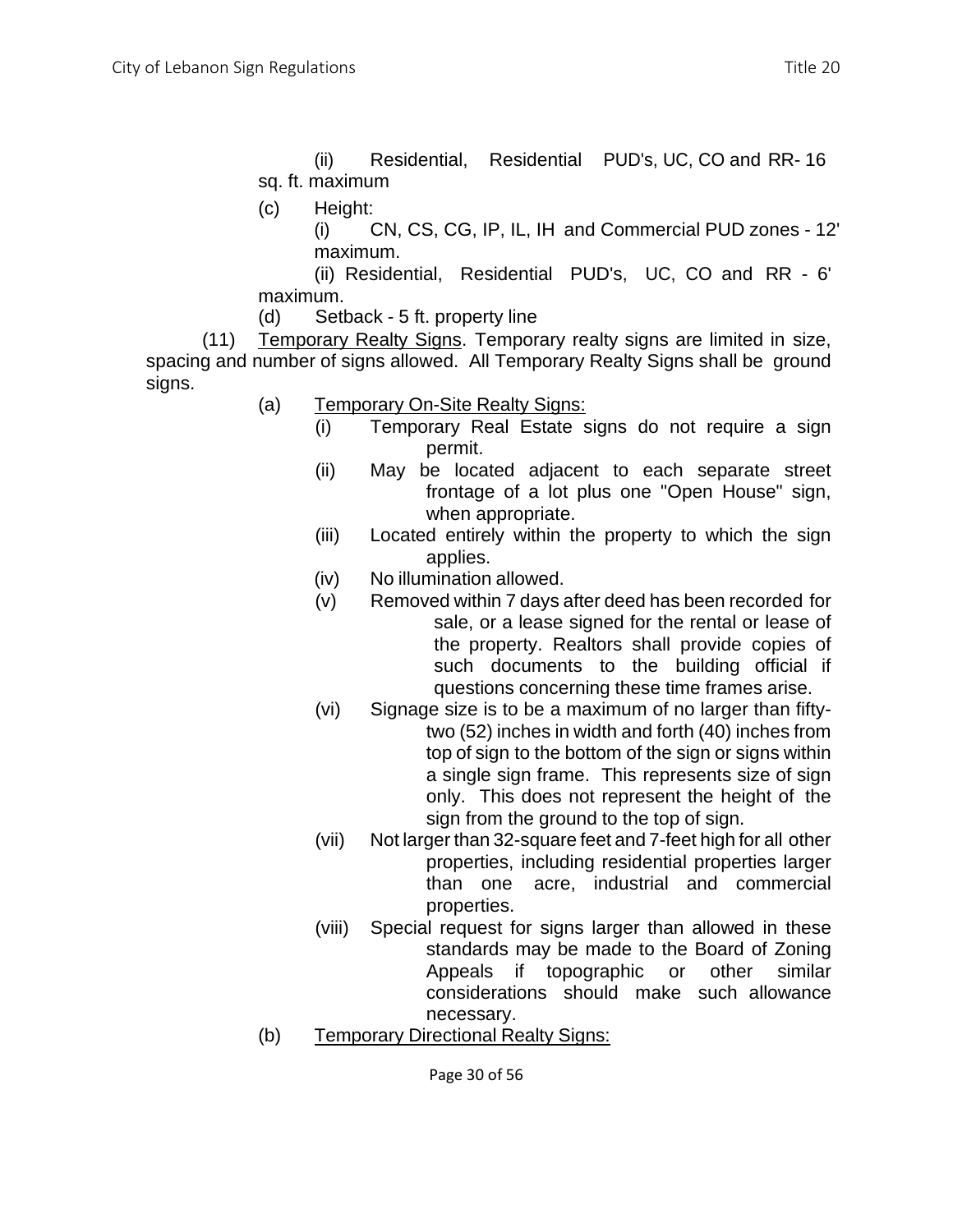(ii) Residential, Residential PUD's, UC, CO and RR- 16 sq. ft. maximum

(c) Height:

(i) CN, CS, CG, IP, IL, IH and Commercial PUD zones - 12' maximum.

(ii) Residential, Residential PUD's, UC, CO and RR - 6' maximum.

(d) Setback - 5 ft. property line

(11) <u>Temporary Realty Signs</u>. Temporary realty signs are limited in size, spacing and number of signs allowed. All Temporary Realty Signs shall be ground signs.

(a) <u>Temporary On-Site Realty Signs:</u>

(i) Temporary Real Estate signs do not require a sign permit.

(ii) May be located adjacent to each separate street frontage of a lot plus one "Open House" sign, when appropriate.

(iii) Located entirely within the property to which the sign applies.

(iv) No illumination allowed.

(v) Removed within 7 days after deed has been recorded for sale, or a lease signed for the rental or lease of the property. Realtors shall provide copies of such documents to the building official if questions concerning these time frames arise.

(vi) Signage size is to be a maximum of no larger than fifty-two (52) inches in width and forth (40) inches from top of sign to the bottom of the sign or signs within a single sign frame. This represents size of sign only. This does not represent the height of the sign from the ground to the top of sign.

(vii) Not larger than 32-square feet and 7-feet high for all other properties, including residential properties larger than one acre, industrial and commercial properties.

(viii) Special request for signs larger than allowed in these standards may be made to the Board of Zoning Appeals if topographic or other similar considerations should make such allowance necessary.

(b) <u>Temporary Directional Realty Signs:</u>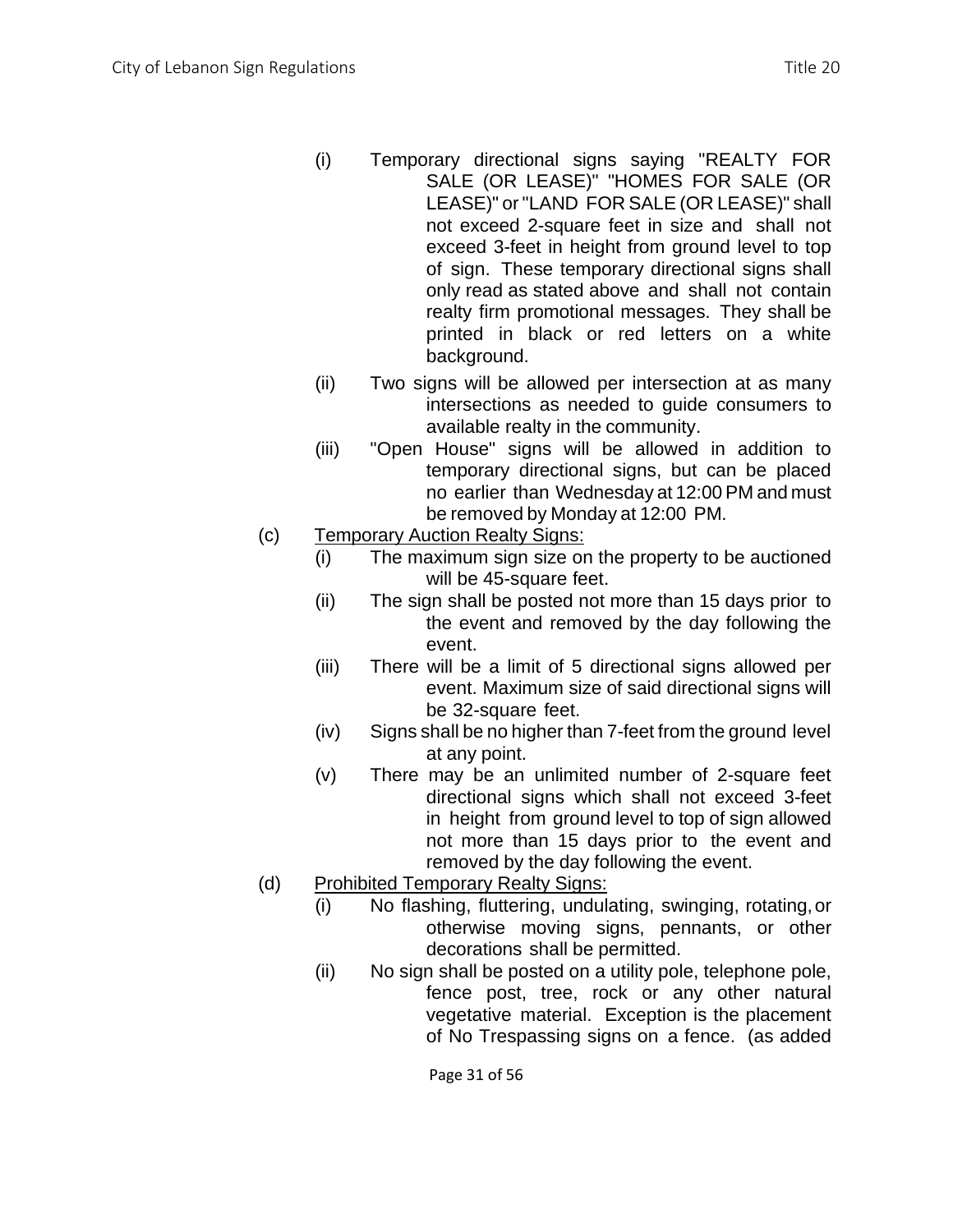- (i) Temporary directional signs saying "REALTY FOR SALE (OR LEASE)" "HOMES FOR SALE (OR LEASE)" or "LAND FOR SALE (OR LEASE)" shall not exceed 2-square feet in size and shall not exceed 3-feet in height from ground level to top of sign. These temporary directional signs shall only read as stated above and shall not contain realty firm promotional messages. They shall be printed in black or red letters on a white background.
- (ii) Two signs will be allowed per intersection at as many intersections as needed to guide consumers to available realty in the community.
- (iii) "Open House" signs will be allowed in addition to temporary directional signs, but can be placed no earlier than Wednesday at 12:00 PM and must be removed by Monday at 12:00 PM.

(c) <u>Temporary Auction Realty Signs:</u>

- (i) The maximum sign size on the property to be auctioned will be 45-square feet.
- (ii) The sign shall be posted not more than 15 days prior to the event and removed by the day following the event.
- (iii) There will be a limit of 5 directional signs allowed per event. Maximum size of said directional signs will be 32-square feet.
- (iv) Signs shall be no higher than 7-feet from the ground level at any point.
- (v) There may be an unlimited number of 2-square feet directional signs which shall not exceed 3-feet in height from ground level to top of sign allowed not more than 15 days prior to the event and removed by the day following the event.

(d) <u>Prohibited Temporary Realty Signs:</u>

- (i) No flashing, fluttering, undulating, swinging, rotating, or otherwise moving signs, pennants, or other decorations shall be permitted.
- (ii) No sign shall be posted on a utility pole, telephone pole, fence post, tree, rock or any other natural vegetative material. Exception is the placement of No Trespassing signs on a fence. (as added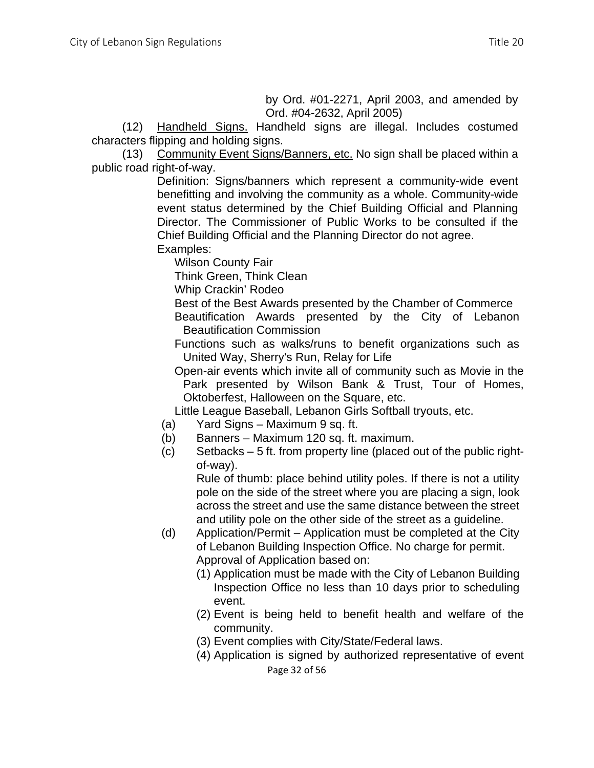by Ord. #01-2271, April 2003, and amended by Ord. #04-2632, April 2005)

(12) Handheld Signs. Handheld signs are illegal. Includes costumed characters flipping and holding signs.

(13) Community Event Signs/Banners, etc. No sign shall be placed within a public road right-of-way.

Definition: Signs/banners which represent a community-wide event benefitting and involving the community as a whole. Community-wide event status determined by the Chief Building Official and Planning Director. The Commissioner of Public Works to be consulted if the Chief Building Official and the Planning Director do not agree.

Examples:

- Wilson County Fair
- Think Green, Think Clean
- Whip Crackin' Rodeo
- Best of the Best Awards presented by the Chamber of Commerce
- Beautification Awards presented by the City of Lebanon Beautification Commission
- Functions such as walks/runs to benefit organizations such as United Way, Sherry's Run, Relay for Life
- Open-air events which invite all of community such as Movie in the Park presented by Wilson Bank & Trust, Tour of Homes, Oktoberfest, Halloween on the Square, etc.
- Little League Baseball, Lebanon Girls Softball tryouts, etc.

(a) Yard Signs – Maximum 9 sq. ft.

(b) Banners – Maximum 120 sq. ft. maximum.

(c) Setbacks – 5 ft. from property line (placed out of the public right-of-way).

Rule of thumb: place behind utility poles. If there is not a utility pole on the side of the street where you are placing a sign, look across the street and use the same distance between the street and utility pole on the other side of the street as a guideline.

(d) Application/Permit – Application must be completed at the City of Lebanon Building Inspection Office. No charge for permit. Approval of Application based on:

(1) Application must be made with the City of Lebanon Building Inspection Office no less than 10 days prior to scheduling event.

(2) Event is being held to benefit health and welfare of the community.

(3) Event complies with City/State/Federal laws.

(4) Application is signed by authorized representative of event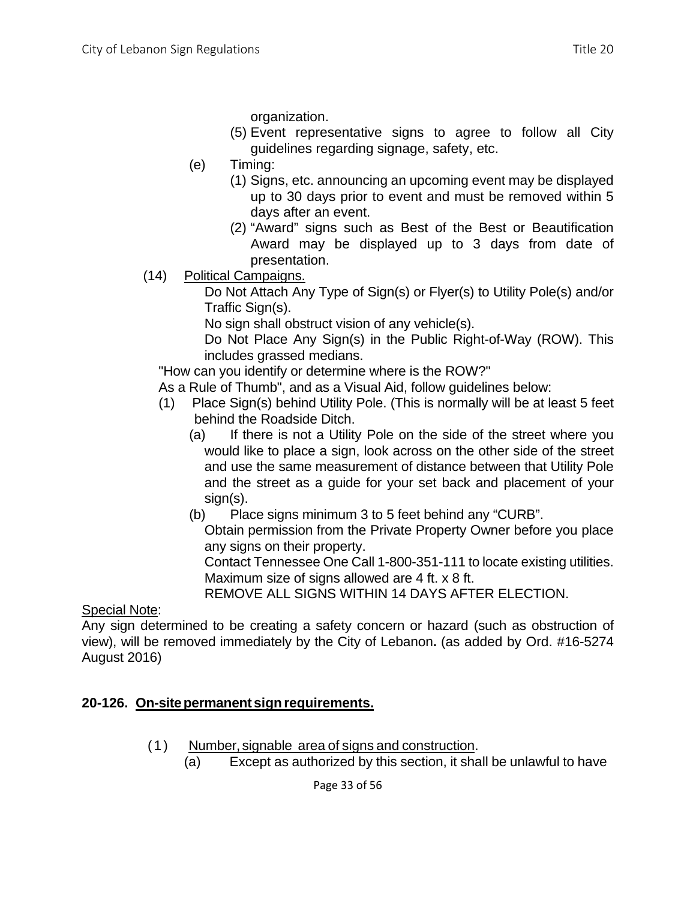organization.

(5) Event representative signs to agree to follow all City guidelines regarding signage, safety, etc.

(e) Timing:

(1) Signs, etc. announcing an upcoming event may be displayed up to 30 days prior to event and must be removed within 5 days after an event.

(2) "Award" signs such as Best of the Best or Beautification Award may be displayed up to 3 days from date of presentation.

(14) <u>Political Campaigns.</u>

Do Not Attach Any Type of Sign(s) or Flyer(s) to Utility Pole(s) and/or Traffic Sign(s).

No sign shall obstruct vision of any vehicle(s).

Do Not Place Any Sign(s) in the Public Right-of-Way (ROW). This includes grassed medians.

"How can you identify or determine where is the ROW?"

As a Rule of Thumb", and as a Visual Aid, follow guidelines below:

(1) Place Sign(s) behind Utility Pole. (This is normally will be at least 5 feet behind the Roadside Ditch.

(a) If there is not a Utility Pole on the side of the street where you would like to place a sign, look across on the other side of the street and use the same measurement of distance between that Utility Pole and the street as a guide for your set back and placement of your sign(s).

(b) Place signs minimum 3 to 5 feet behind any "CURB".

Obtain permission from the Private Property Owner before you place any signs on their property.

Contact Tennessee One Call 1-800-351-111 to locate existing utilities.

Maximum size of signs allowed are 4 ft. x 8 ft.

REMOVE ALL SIGNS WITHIN 14 DAYS AFTER ELECTION.

<u>Special Note</u>:

Any sign determined to be creating a safety concern or hazard (such as obstruction of view), will be removed immediately by the City of Lebanon**.** (as added by Ord. #16-5274 August 2016)

**20-126. <u>On-site permanent sign requirements.</u>**

(1) <u>Number, signable area of signs and construction</u>.

(a) Except as authorized by this section, it shall be unlawful to have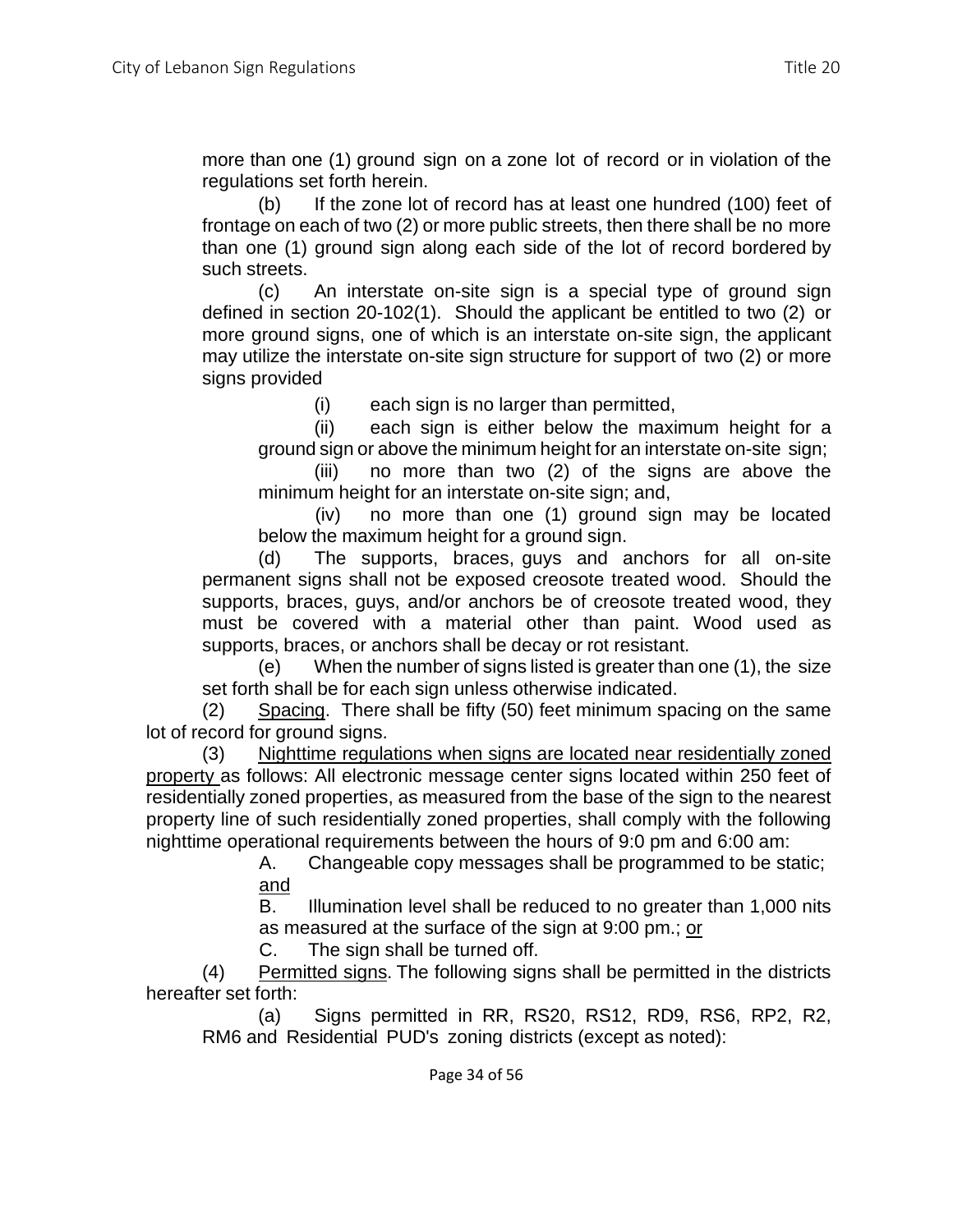more than one (1) ground sign on a zone lot of record or in violation of the regulations set forth herein.

(b) If the zone lot of record has at least one hundred (100) feet of frontage on each of two (2) or more public streets, then there shall be no more than one (1) ground sign along each side of the lot of record bordered by such streets.

(c) An interstate on-site sign is a special type of ground sign defined in section 20-102(1). Should the applicant be entitled to two (2) or more ground signs, one of which is an interstate on-site sign, the applicant may utilize the interstate on-site sign structure for support of two (2) or more signs provided

(i) each sign is no larger than permitted,

(ii) each sign is either below the maximum height for a ground sign or above the minimum height for an interstate on-site sign;

(iii) no more than two (2) of the signs are above the minimum height for an interstate on-site sign; and,

(iv) no more than one (1) ground sign may be located below the maximum height for a ground sign.

(d) The supports, braces, guys and anchors for all on-site permanent signs shall not be exposed creosote treated wood. Should the supports, braces, guys, and/or anchors be of creosote treated wood, they must be covered with a material other than paint. Wood used as supports, braces, or anchors shall be decay or rot resistant.

(e) When the number of signs listed is greater than one (1), the size set forth shall be for each sign unless otherwise indicated.

(2) Spacing. There shall be fifty (50) feet minimum spacing on the same lot of record for ground signs.

(3) Nighttime regulations when signs are located near residentially zoned property as follows: All electronic message center signs located within 250 feet of residentially zoned properties, as measured from the base of the sign to the nearest property line of such residentially zoned properties, shall comply with the following nighttime operational requirements between the hours of 9:0 pm and 6:00 am:

A. Changeable copy messages shall be programmed to be static; and

B. Illumination level shall be reduced to no greater than 1,000 nits as measured at the surface of the sign at 9:00 pm.; or

C. The sign shall be turned off.

(4) Permitted signs. The following signs shall be permitted in the districts hereafter set forth:

(a) Signs permitted in RR, RS20, RS12, RD9, RS6, RP2, R2, RM6 and Residential PUD's zoning districts (except as noted):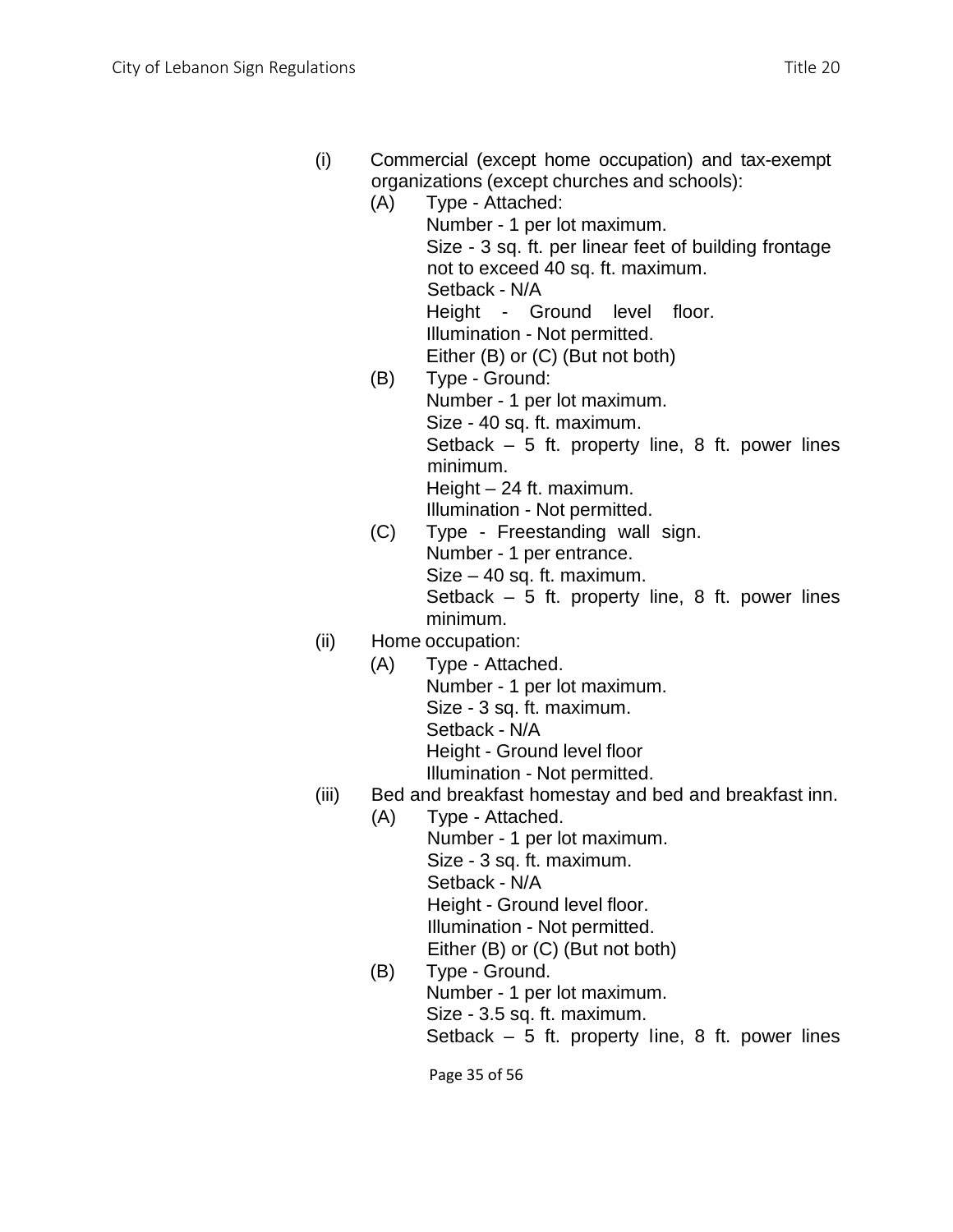(i) Commercial (except home occupation) and tax-exempt organizations (except churches and schools):

- (A) Type - Attached:
  Number - 1 per lot maximum.
  Size - 3 sq. ft. per linear feet of building frontage not to exceed 40 sq. ft. maximum.
  Setback - N/A
  Height - Ground level floor.
  Illumination - Not permitted.
  Either (B) or (C) (But not both)
- (B) Type - Ground:
  Number - 1 per lot maximum.
  Size - 40 sq. ft. maximum.
  Setback – 5 ft. property line, 8 ft. power lines minimum.
  Height – 24 ft. maximum.
  Illumination - Not permitted.
- (C) Type - Freestanding wall sign.
  Number - 1 per entrance.
  Size – 40 sq. ft. maximum.
  Setback – 5 ft. property line, 8 ft. power lines minimum.

(ii) Home occupation:

- (A) Type - Attached.
  Number - 1 per lot maximum.
  Size - 3 sq. ft. maximum.
  Setback - N/A
  Height - Ground level floor
  Illumination - Not permitted.

(iii) Bed and breakfast homestay and bed and breakfast inn.

- (A) Type - Attached.
  Number - 1 per lot maximum.
  Size - 3 sq. ft. maximum.
  Setback - N/A
  Height - Ground level floor.
  Illumination - Not permitted.
  Either (B) or (C) (But not both)
- (B) Type - Ground.
  Number - 1 per lot maximum.
  Size - 3.5 sq. ft. maximum.
  Setback – 5 ft. property line, 8 ft. power lines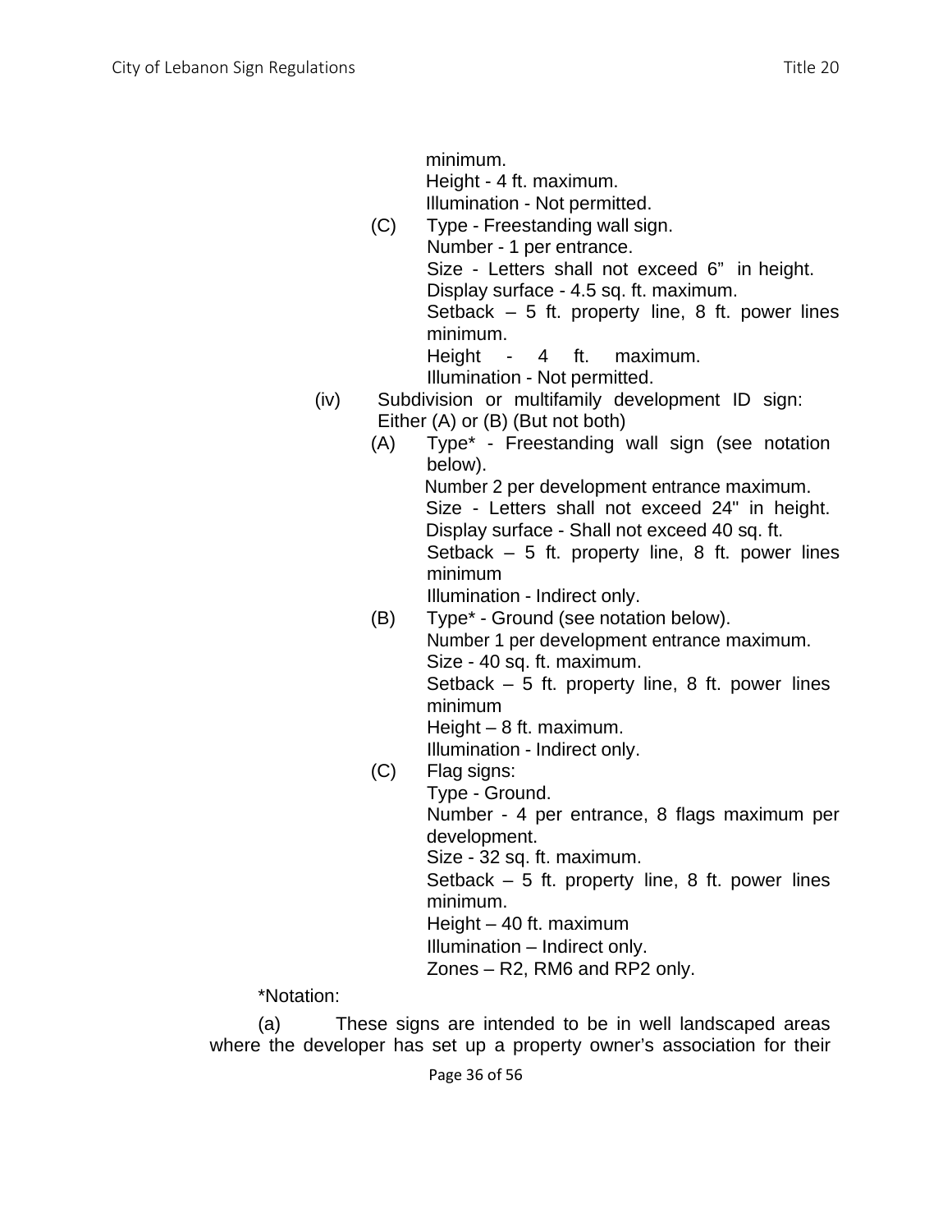minimum.
Height - 4 ft. maximum.
Illumination - Not permitted.

(C) Type - Freestanding wall sign.
Number - 1 per entrance.
Size - Letters shall not exceed 6" in height.
Display surface - 4.5 sq. ft. maximum.
Setback – 5 ft. property line, 8 ft. power lines minimum.
Height - 4 ft. maximum.
Illumination - Not permitted.

(iv) Subdivision or multifamily development ID sign: Either (A) or (B) (But not both)

(A) Type* - Freestanding wall sign (see notation below).
Number 2 per development entrance maximum.
Size - Letters shall not exceed 24" in height.
Display surface - Shall not exceed 40 sq. ft.
Setback – 5 ft. property line, 8 ft. power lines minimum
Illumination - Indirect only.

(B) Type* - Ground (see notation below).
Number 1 per development entrance maximum.
Size - 40 sq. ft. maximum.
Setback – 5 ft. property line, 8 ft. power lines minimum
Height – 8 ft. maximum.
Illumination - Indirect only.

(C) Flag signs:
Type - Ground.
Number - 4 per entrance, 8 flags maximum per development.
Size - 32 sq. ft. maximum.
Setback – 5 ft. property line, 8 ft. power lines minimum.
Height – 40 ft. maximum
Illumination – Indirect only.
Zones – R2, RM6 and RP2 only.

*Notation:

(a) These signs are intended to be in well landscaped areas where the developer has set up a property owner's association for their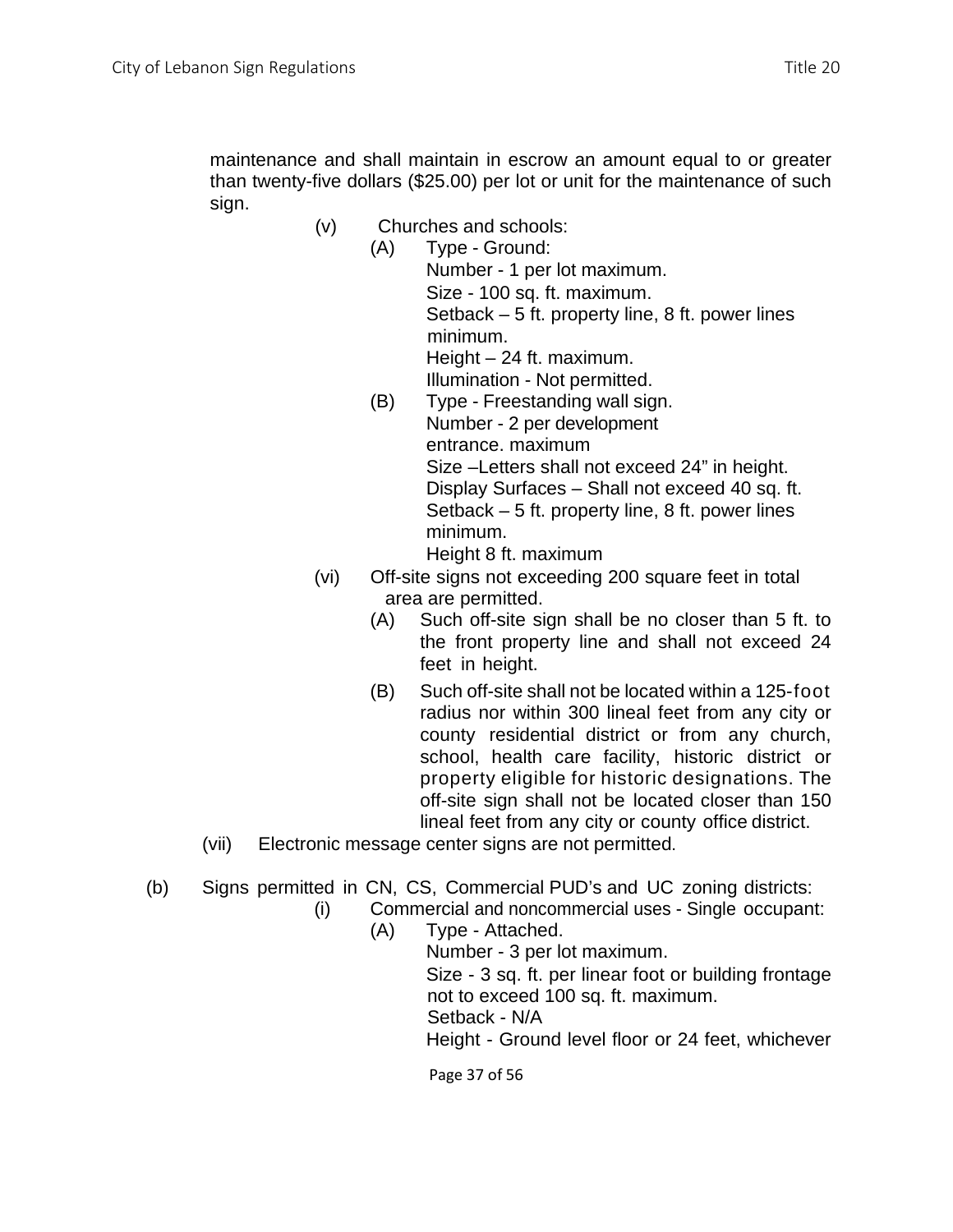maintenance and shall maintain in escrow an amount equal to or greater than twenty-five dollars ($25.00) per lot or unit for the maintenance of such sign.

(v) Churches and schools:

(A) Type - Ground:
Number - 1 per lot maximum.
Size - 100 sq. ft. maximum.
Setback – 5 ft. property line, 8 ft. power lines minimum.
Height – 24 ft. maximum.
Illumination - Not permitted.

(B) Type - Freestanding wall sign.
Number - 2 per development entrance. maximum
Size –Letters shall not exceed 24" in height.
Display Surfaces – Shall not exceed 40 sq. ft.
Setback – 5 ft. property line, 8 ft. power lines minimum.
Height 8 ft. maximum

(vi) Off-site signs not exceeding 200 square feet in total area are permitted.

(A) Such off-site sign shall be no closer than 5 ft. to the front property line and shall not exceed 24 feet in height.

(B) Such off-site shall not be located within a 125-foot radius nor within 300 lineal feet from any city or county residential district or from any church, school, health care facility, historic district or property eligible for historic designations. The off-site sign shall not be located closer than 150 lineal feet from any city or county office district.

(vii) Electronic message center signs are not permitted.

(b) Signs permitted in CN, CS, Commercial PUD's and UC zoning districts:

(i) Commercial and noncommercial uses - Single occupant:

(A) Type - Attached.
Number - 3 per lot maximum.
Size - 3 sq. ft. per linear foot or building frontage not to exceed 100 sq. ft. maximum.
Setback - N/A
Height - Ground level floor or 24 feet, whichever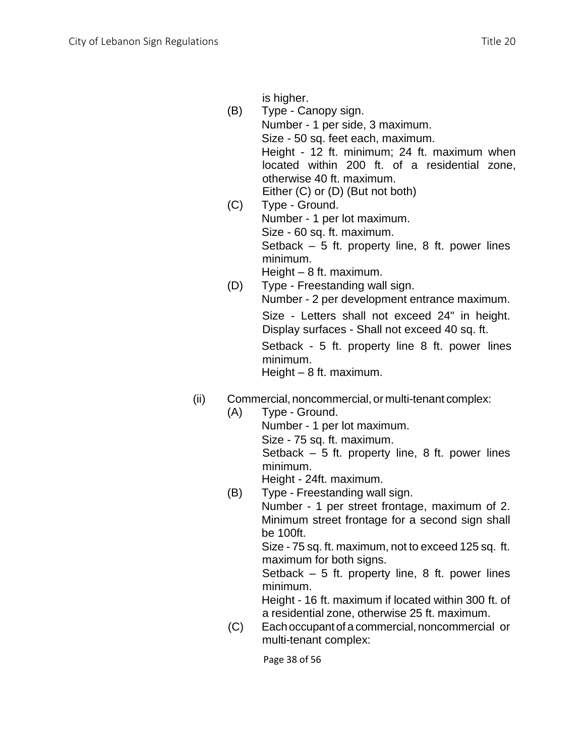is higher.

(B) Type - Canopy sign.
Number - 1 per side, 3 maximum.
Size - 50 sq. feet each, maximum.
Height - 12 ft. minimum; 24 ft. maximum when located within 200 ft. of a residential zone, otherwise 40 ft. maximum.
Either (C) or (D) (But not both)

(C) Type - Ground.
Number - 1 per lot maximum.
Size - 60 sq. ft. maximum.
Setback – 5 ft. property line, 8 ft. power lines minimum.
Height – 8 ft. maximum.

(D) Type - Freestanding wall sign.
Number - 2 per development entrance maximum.
Size - Letters shall not exceed 24" in height. Display surfaces - Shall not exceed 40 sq. ft.
Setback - 5 ft. property line 8 ft. power lines minimum.
Height – 8 ft. maximum.

(ii) Commercial, noncommercial, or multi-tenant complex:

(A) Type - Ground.
Number - 1 per lot maximum.
Size - 75 sq. ft. maximum.
Setback – 5 ft. property line, 8 ft. power lines minimum.
Height - 24ft. maximum.

(B) Type - Freestanding wall sign.
Number - 1 per street frontage, maximum of 2. Minimum street frontage for a second sign shall be 100ft.
Size - 75 sq. ft. maximum, not to exceed 125 sq. ft. maximum for both signs.
Setback – 5 ft. property line, 8 ft. power lines minimum.
Height - 16 ft. maximum if located within 300 ft. of a residential zone, otherwise 25 ft. maximum.

(C) Each occupant of a commercial, noncommercial or multi-tenant complex: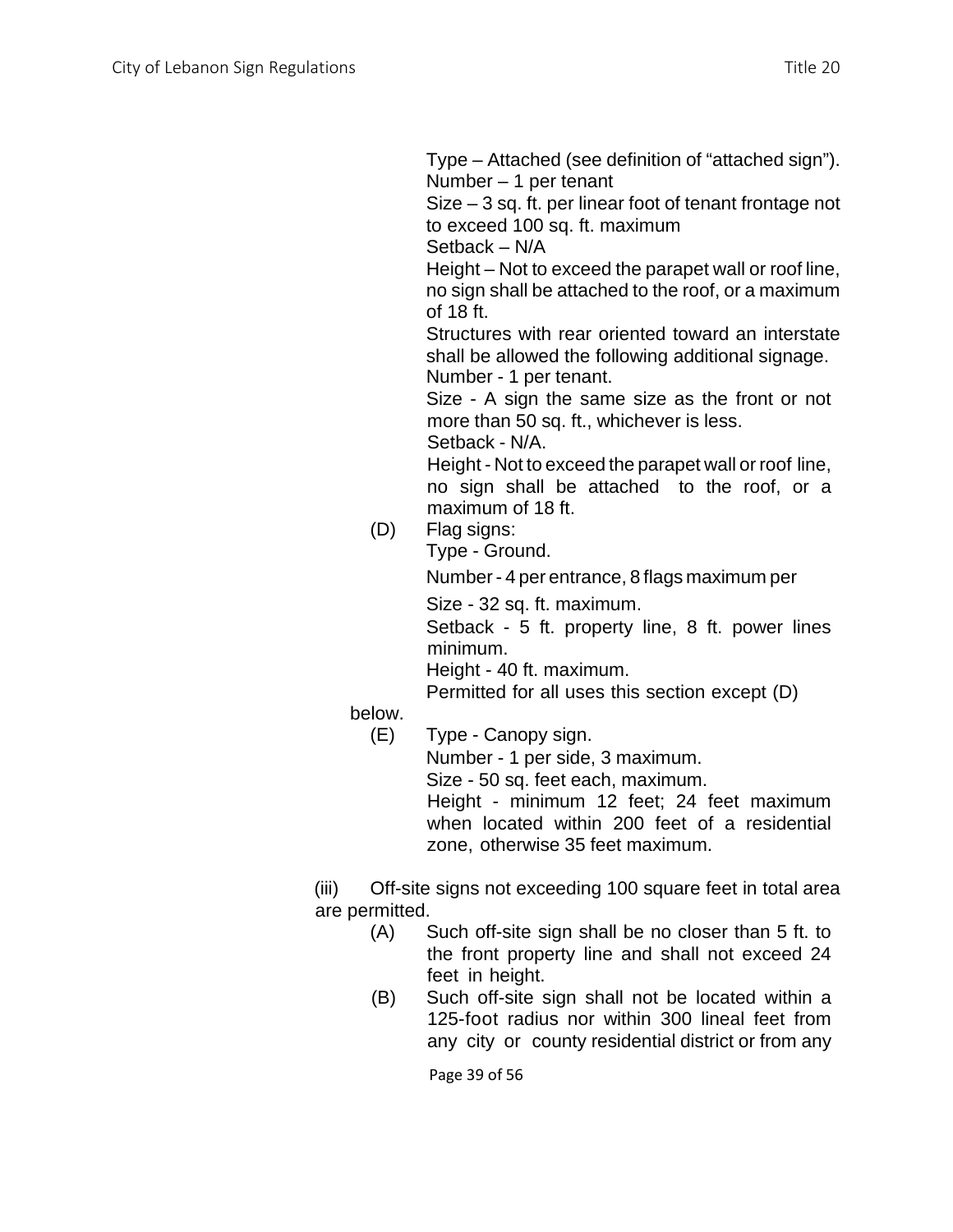Type – Attached (see definition of "attached sign").
Number – 1 per tenant
Size – 3 sq. ft. per linear foot of tenant frontage not to exceed 100 sq. ft. maximum
Setback – N/A
Height – Not to exceed the parapet wall or roof line, no sign shall be attached to the roof, or a maximum of 18 ft.
Structures with rear oriented toward an interstate shall be allowed the following additional signage.
Number - 1 per tenant.
Size - A sign the same size as the front or not more than 50 sq. ft., whichever is less.
Setback - N/A.
Height - Not to exceed the parapet wall or roof line, no sign shall be attached to the roof, or a maximum of 18 ft.

(D) Flag signs:
Type - Ground.
Number - 4 per entrance, 8 flags maximum per
Size - 32 sq. ft. maximum.
Setback - 5 ft. property line, 8 ft. power lines minimum.
Height - 40 ft. maximum.
Permitted for all uses this section except (D) below.

(E) Type - Canopy sign.
Number - 1 per side, 3 maximum.
Size - 50 sq. feet each, maximum.
Height - minimum 12 feet; 24 feet maximum when located within 200 feet of a residential zone, otherwise 35 feet maximum.

(iii) Off-site signs not exceeding 100 square feet in total area are permitted.

(A) Such off-site sign shall be no closer than 5 ft. to the front property line and shall not exceed 24 feet in height.

(B) Such off-site sign shall not be located within a 125-foot radius nor within 300 lineal feet from any city or county residential district or from any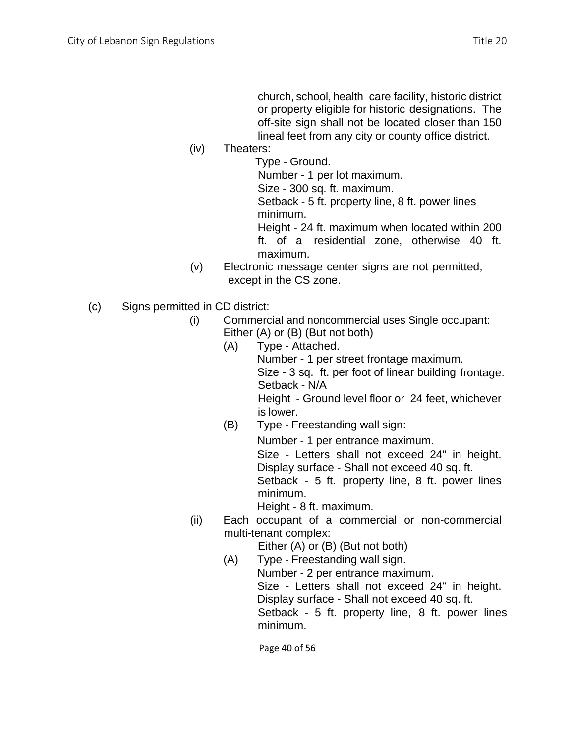church, school, health care facility, historic district or property eligible for historic designations. The off-site sign shall not be located closer than 150 lineal feet from any city or county office district.

(iv) Theaters:

Type - Ground.
Number - 1 per lot maximum.
Size - 300 sq. ft. maximum.
Setback - 5 ft. property line, 8 ft. power lines minimum.
Height - 24 ft. maximum when located within 200 ft. of a residential zone, otherwise 40 ft. maximum.

(v) Electronic message center signs are not permitted, except in the CS zone.

(c) Signs permitted in CD district:

(i) Commercial and noncommercial uses Single occupant: Either (A) or (B) (But not both)

(A) Type - Attached.
Number - 1 per street frontage maximum.
Size - 3 sq. ft. per foot of linear building frontage.
Setback - N/A
Height - Ground level floor or 24 feet, whichever is lower.

(B) Type - Freestanding wall sign:
Number - 1 per entrance maximum.
Size - Letters shall not exceed 24" in height.
Display surface - Shall not exceed 40 sq. ft.
Setback - 5 ft. property line, 8 ft. power lines minimum.
Height - 8 ft. maximum.

(ii) Each occupant of a commercial or non-commercial multi-tenant complex:

Either (A) or (B) (But not both)

(A) Type - Freestanding wall sign.
Number - 2 per entrance maximum.
Size - Letters shall not exceed 24" in height.
Display surface - Shall not exceed 40 sq. ft.
Setback - 5 ft. property line, 8 ft. power lines minimum.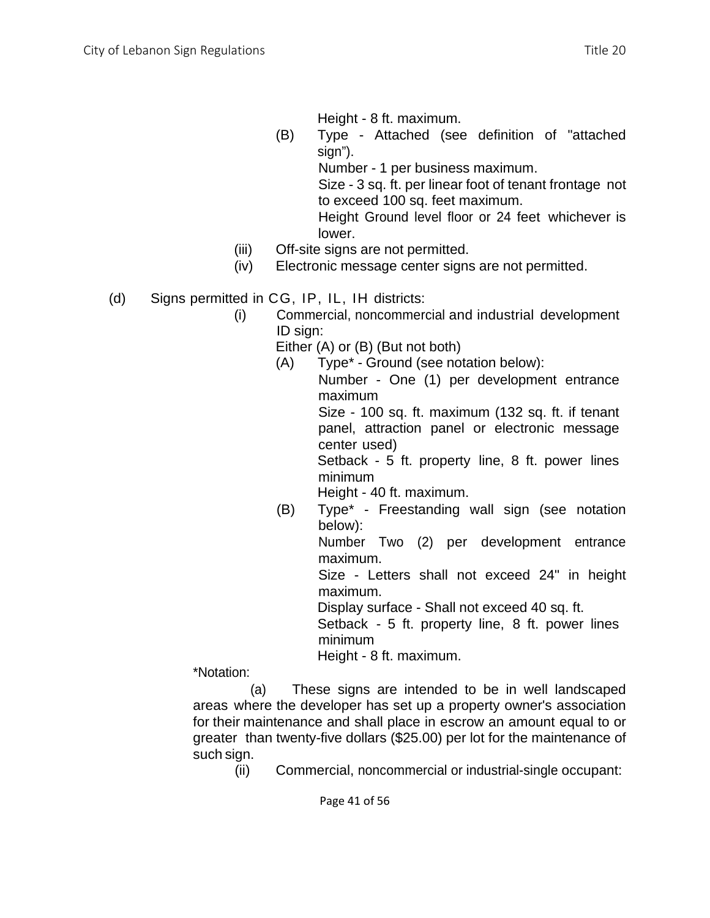Height - 8 ft. maximum.

(B) Type - Attached (see definition of "attached sign").
Number - 1 per business maximum.
Size - 3 sq. ft. per linear foot of tenant frontage not to exceed 100 sq. feet maximum.
Height Ground level floor or 24 feet whichever is lower.

(iii) Off-site signs are not permitted.

(iv) Electronic message center signs are not permitted.

(d) Signs permitted in CG, IP, IL, IH districts:

(i) Commercial, noncommercial and industrial development ID sign:
Either (A) or (B) (But not both)

(A) Type* - Ground (see notation below):
Number - One (1) per development entrance maximum
Size - 100 sq. ft. maximum (132 sq. ft. if tenant panel, attraction panel or electronic message center used)
Setback - 5 ft. property line, 8 ft. power lines minimum
Height - 40 ft. maximum.

(B) Type* - Freestanding wall sign (see notation below):
Number Two (2) per development entrance maximum.
Size - Letters shall not exceed 24" in height maximum.
Display surface - Shall not exceed 40 sq. ft.
Setback - 5 ft. property line, 8 ft. power lines minimum
Height - 8 ft. maximum.

*Notation:

(a) These signs are intended to be in well landscaped areas where the developer has set up a property owner's association for their maintenance and shall place in escrow an amount equal to or greater than twenty-five dollars ($25.00) per lot for the maintenance of such sign.

(ii) Commercial, noncommercial or industrial-single occupant: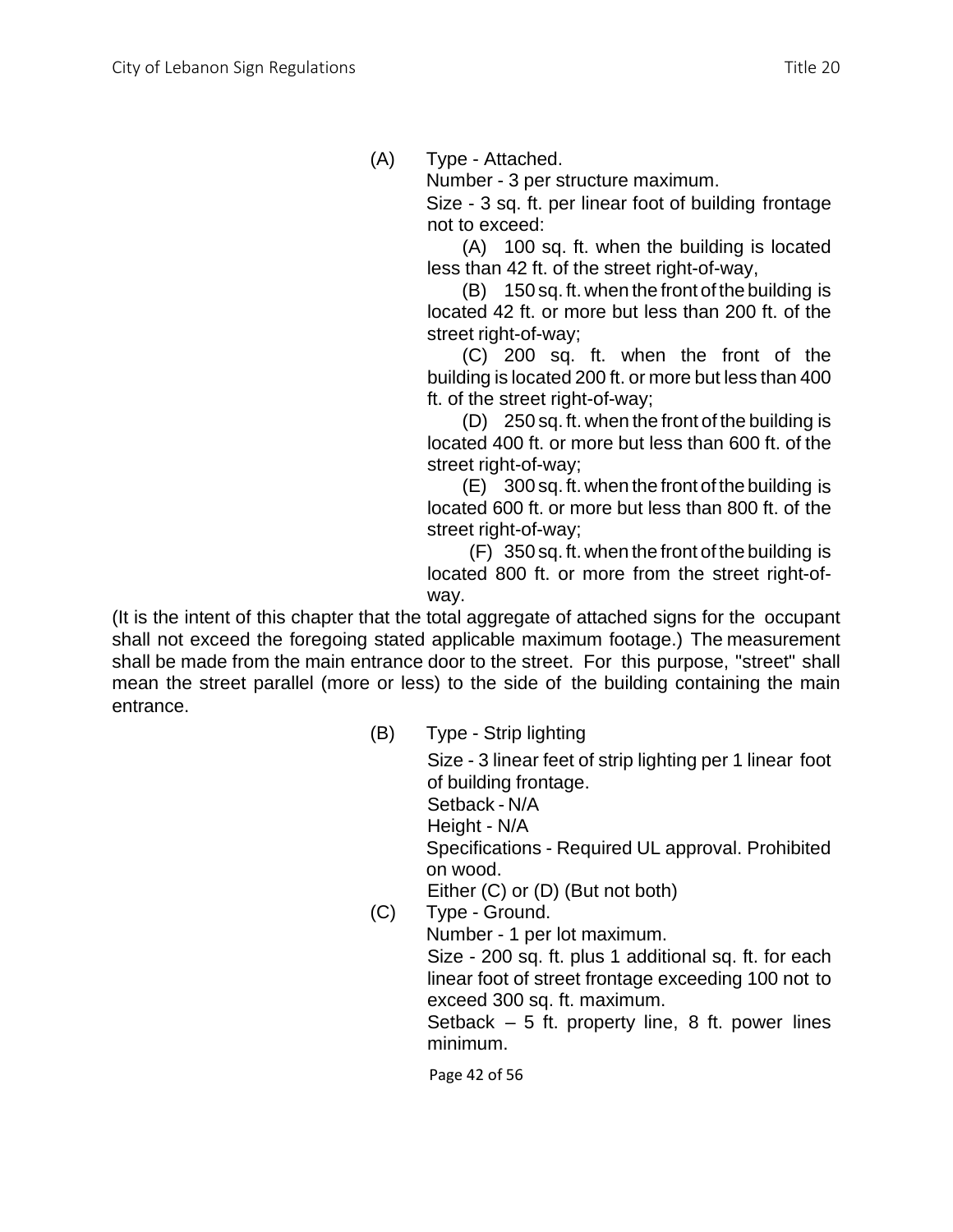(A) Type - Attached.

Number - 3 per structure maximum.

Size - 3 sq. ft. per linear foot of building frontage not to exceed:

(A) 100 sq. ft. when the building is located less than 42 ft. of the street right-of-way,

(B) 150 sq. ft. when the front of the building is located 42 ft. or more but less than 200 ft. of the street right-of-way;

(C) 200 sq. ft. when the front of the building is located 200 ft. or more but less than 400 ft. of the street right-of-way;

(D) 250 sq. ft. when the front of the building is located 400 ft. or more but less than 600 ft. of the street right-of-way;

(E) 300 sq. ft. when the front of the building is located 600 ft. or more but less than 800 ft. of the street right-of-way;

(F) 350 sq. ft. when the front of the building is located 800 ft. or more from the street right-of-way.

(It is the intent of this chapter that the total aggregate of attached signs for the occupant shall not exceed the foregoing stated applicable maximum footage.) The measurement shall be made from the main entrance door to the street. For this purpose, "street" shall mean the street parallel (more or less) to the side of the building containing the main entrance.

(B) Type - Strip lighting

Size - 3 linear feet of strip lighting per 1 linear foot of building frontage.

Setback - N/A

Height - N/A

Specifications - Required UL approval. Prohibited on wood.

Either (C) or (D) (But not both)

(C) Type - Ground.

Number - 1 per lot maximum.

Size - 200 sq. ft. plus 1 additional sq. ft. for each linear foot of street frontage exceeding 100 not to exceed 300 sq. ft. maximum.

Setback – 5 ft. property line, 8 ft. power lines minimum.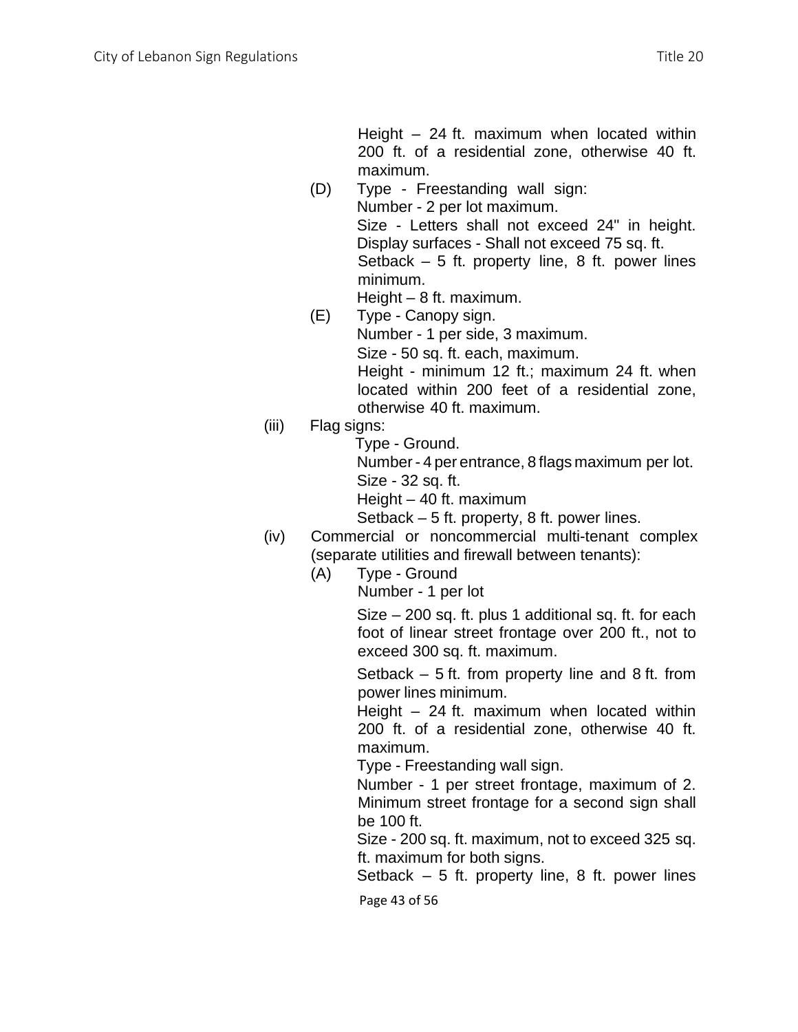Height – 24 ft. maximum when located within 200 ft. of a residential zone, otherwise 40 ft. maximum.

(D) Type - Freestanding wall sign:
Number - 2 per lot maximum.
Size - Letters shall not exceed 24" in height. Display surfaces - Shall not exceed 75 sq. ft.
Setback – 5 ft. property line, 8 ft. power lines minimum.
Height – 8 ft. maximum.

(E) Type - Canopy sign.
Number - 1 per side, 3 maximum.
Size - 50 sq. ft. each, maximum.
Height - minimum 12 ft.; maximum 24 ft. when located within 200 feet of a residential zone, otherwise 40 ft. maximum.

(iii) Flag signs:
Type - Ground.
Number - 4 per entrance, 8 flags maximum per lot.
Size - 32 sq. ft.
Height – 40 ft. maximum
Setback – 5 ft. property, 8 ft. power lines.

(iv) Commercial or noncommercial multi-tenant complex (separate utilities and firewall between tenants):

(A) Type - Ground
Number - 1 per lot

Size – 200 sq. ft. plus 1 additional sq. ft. for each foot of linear street frontage over 200 ft., not to exceed 300 sq. ft. maximum.

Setback – 5 ft. from property line and 8 ft. from power lines minimum.
Height – 24 ft. maximum when located within 200 ft. of a residential zone, otherwise 40 ft. maximum.
Type - Freestanding wall sign.
Number - 1 per street frontage, maximum of 2. Minimum street frontage for a second sign shall be 100 ft.
Size - 200 sq. ft. maximum, not to exceed 325 sq. ft. maximum for both signs.
Setback – 5 ft. property line, 8 ft. power lines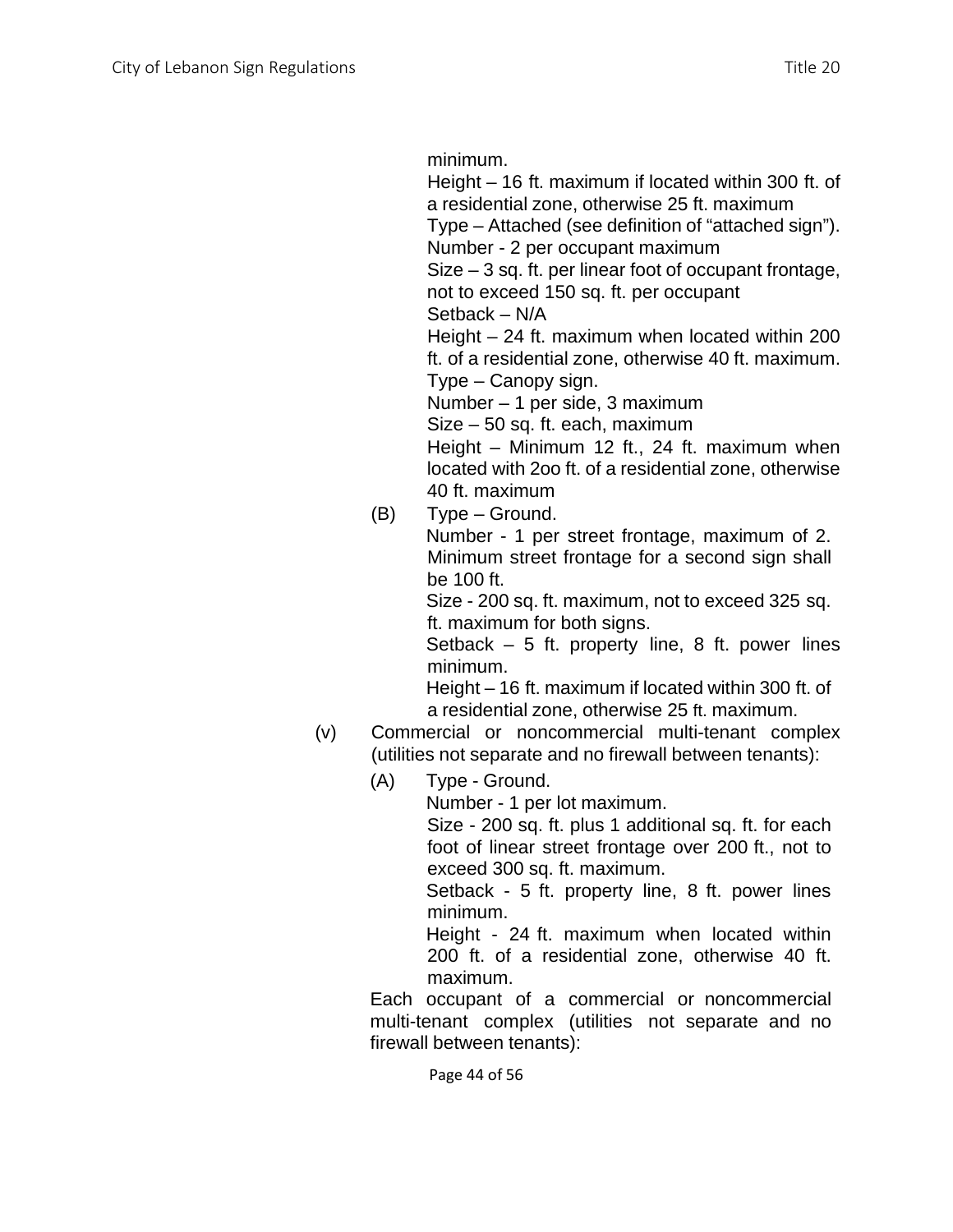minimum.
Height – 16 ft. maximum if located within 300 ft. of a residential zone, otherwise 25 ft. maximum
Type – Attached (see definition of "attached sign").
Number - 2 per occupant maximum
Size – 3 sq. ft. per linear foot of occupant frontage, not to exceed 150 sq. ft. per occupant
Setback – N/A
Height – 24 ft. maximum when located within 200 ft. of a residential zone, otherwise 40 ft. maximum.
Type – Canopy sign.
Number – 1 per side, 3 maximum
Size – 50 sq. ft. each, maximum
Height – Minimum 12 ft., 24 ft. maximum when located with 2oo ft. of a residential zone, otherwise 40 ft. maximum

(B) Type – Ground.
Number - 1 per street frontage, maximum of 2. Minimum street frontage for a second sign shall be 100 ft.
Size - 200 sq. ft. maximum, not to exceed 325 sq. ft. maximum for both signs.
Setback – 5 ft. property line, 8 ft. power lines minimum.
Height – 16 ft. maximum if located within 300 ft. of a residential zone, otherwise 25 ft. maximum.

(v) Commercial or noncommercial multi-tenant complex (utilities not separate and no firewall between tenants):

(A) Type - Ground.
Number - 1 per lot maximum.
Size - 200 sq. ft. plus 1 additional sq. ft. for each foot of linear street frontage over 200 ft., not to exceed 300 sq. ft. maximum.
Setback - 5 ft. property line, 8 ft. power lines minimum.
Height - 24 ft. maximum when located within 200 ft. of a residential zone, otherwise 40 ft. maximum.

Each occupant of a commercial or noncommercial multi-tenant complex (utilities not separate and no firewall between tenants):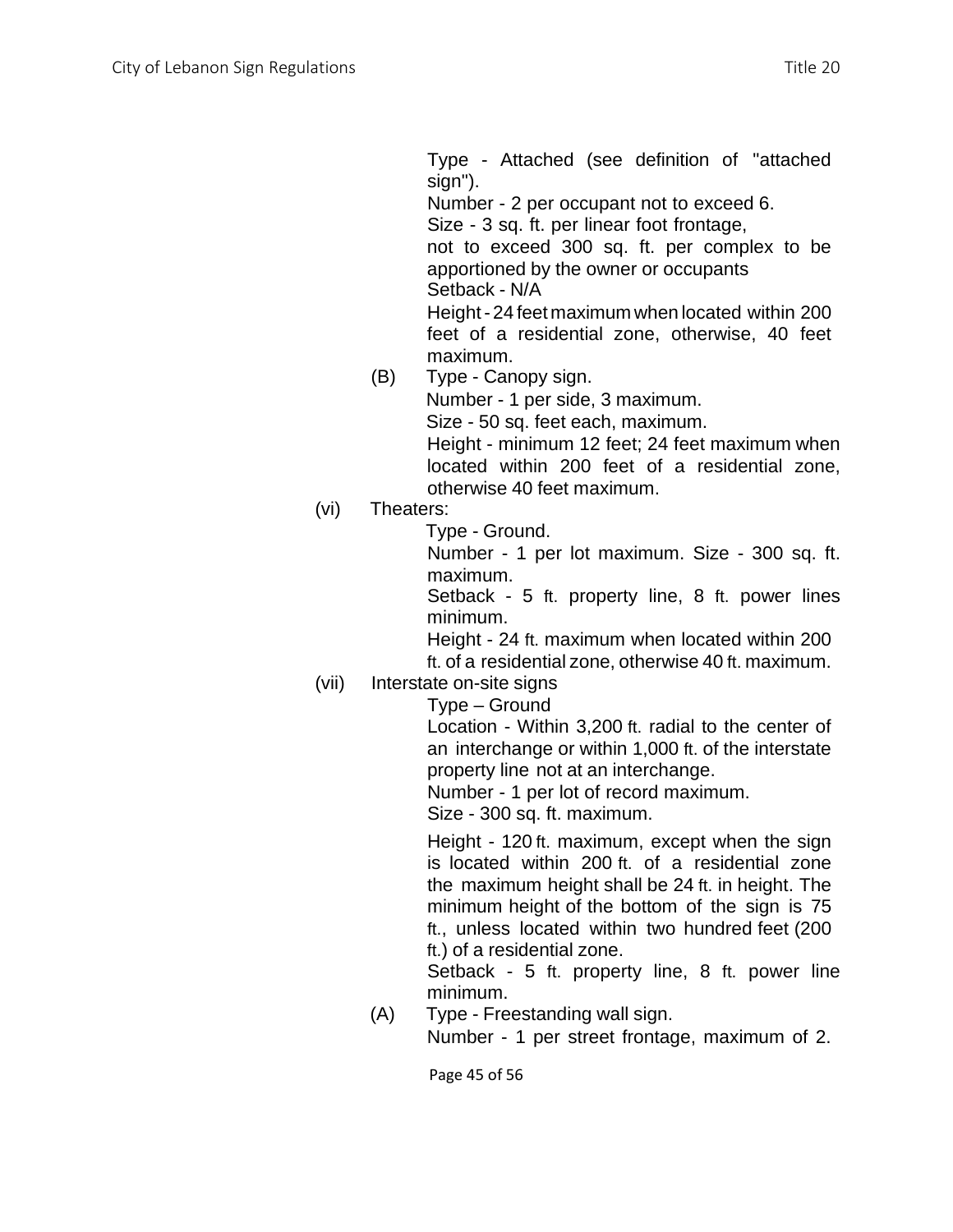Type - Attached (see definition of "attached sign").
Number - 2 per occupant not to exceed 6.
Size - 3 sq. ft. per linear foot frontage, not to exceed 300 sq. ft. per complex to be apportioned by the owner or occupants
Setback - N/A
Height - 24 feet maximum when located within 200 feet of a residential zone, otherwise, 40 feet maximum.

(B) Type - Canopy sign.
Number - 1 per side, 3 maximum.
Size - 50 sq. feet each, maximum.
Height - minimum 12 feet; 24 feet maximum when located within 200 feet of a residential zone, otherwise 40 feet maximum.

(vi) Theaters:
Type - Ground.
Number - 1 per lot maximum. Size - 300 sq. ft. maximum.
Setback - 5 ft. property line, 8 ft. power lines minimum.
Height - 24 ft. maximum when located within 200 ft. of a residential zone, otherwise 40 ft. maximum.

(vii) Interstate on-site signs
Type – Ground
Location - Within 3,200 ft. radial to the center of an interchange or within 1,000 ft. of the interstate property line not at an interchange.
Number - 1 per lot of record maximum.
Size - 300 sq. ft. maximum.

Height - 120 ft. maximum, except when the sign is located within 200 ft. of a residential zone the maximum height shall be 24 ft. in height. The minimum height of the bottom of the sign is 75 ft., unless located within two hundred feet (200 ft.) of a residential zone.
Setback - 5 ft. property line, 8 ft. power line minimum.

(A) Type - Freestanding wall sign.
Number - 1 per street frontage, maximum of 2.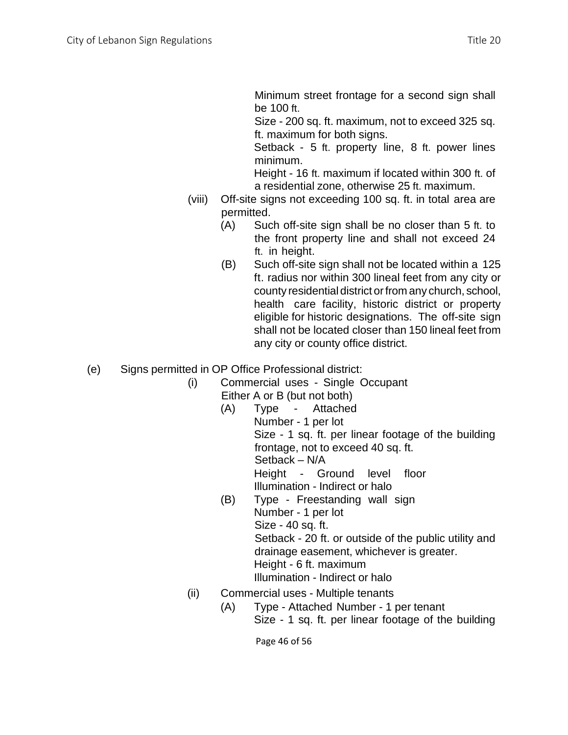Minimum street frontage for a second sign shall be 100 ft.
Size - 200 sq. ft. maximum, not to exceed 325 sq. ft. maximum for both signs.
Setback - 5 ft. property line, 8 ft. power lines minimum.
Height - 16 ft. maximum if located within 300 ft. of a residential zone, otherwise 25 ft. maximum.

(viii) Off-site signs not exceeding 100 sq. ft. in total area are permitted.

(A) Such off-site sign shall be no closer than 5 ft. to the front property line and shall not exceed 24 ft. in height.

(B) Such off-site sign shall not be located within a 125 ft. radius nor within 300 lineal feet from any city or county residential district or from any church, school, health care facility, historic district or property eligible for historic designations. The off-site sign shall not be located closer than 150 lineal feet from any city or county office district.

(e) Signs permitted in OP Office Professional district:

(i) Commercial uses - Single Occupant
Either A or B (but not both)

(A) Type - Attached
Number - 1 per lot
Size - 1 sq. ft. per linear footage of the building frontage, not to exceed 40 sq. ft.
Setback – N/A
Height - Ground level floor
Illumination - Indirect or halo

(B) Type - Freestanding wall sign
Number - 1 per lot
Size - 40 sq. ft.
Setback - 20 ft. or outside of the public utility and drainage easement, whichever is greater.
Height - 6 ft. maximum
Illumination - Indirect or halo

(ii) Commercial uses - Multiple tenants

(A) Type - Attached Number - 1 per tenant
Size - 1 sq. ft. per linear footage of the building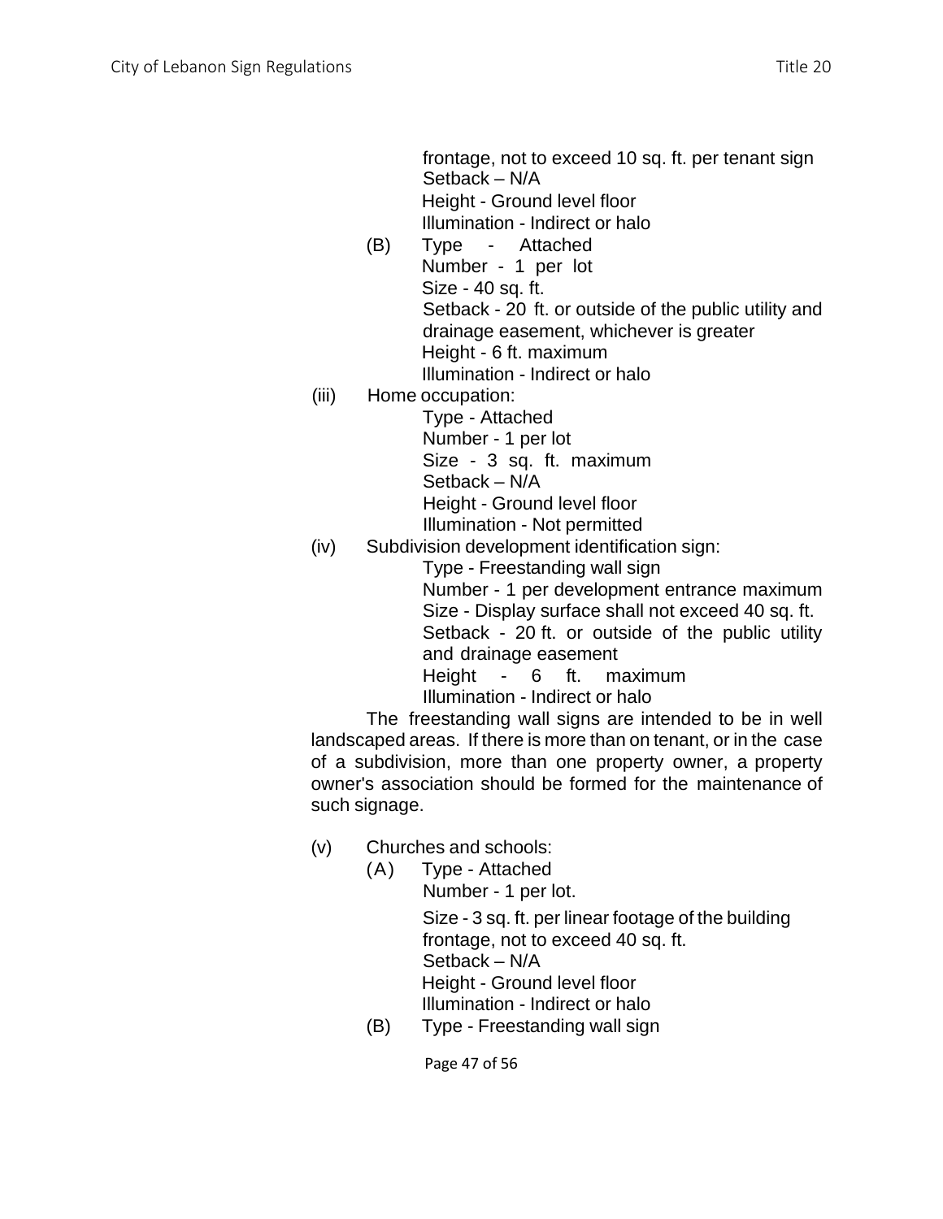frontage, not to exceed 10 sq. ft. per tenant sign
Setback – N/A
Height - Ground level floor
Illumination - Indirect or halo

(B) Type - Attached
Number - 1 per lot
Size - 40 sq. ft.
Setback - 20 ft. or outside of the public utility and drainage easement, whichever is greater
Height - 6 ft. maximum
Illumination - Indirect or halo

(iii) Home occupation:
Type - Attached
Number - 1 per lot
Size - 3 sq. ft. maximum
Setback – N/A
Height - Ground level floor
Illumination - Not permitted

(iv) Subdivision development identification sign:
Type - Freestanding wall sign
Number - 1 per development entrance maximum
Size - Display surface shall not exceed 40 sq. ft.
Setback - 20 ft. or outside of the public utility and drainage easement
Height - 6 ft. maximum
Illumination - Indirect or halo

The freestanding wall signs are intended to be in well landscaped areas. If there is more than on tenant, or in the case of a subdivision, more than one property owner, a property owner's association should be formed for the maintenance of such signage.

(v) Churches and schools:

(A) Type - Attached
Number - 1 per lot.
Size - 3 sq. ft. per linear footage of the building frontage, not to exceed 40 sq. ft.
Setback – N/A
Height - Ground level floor
Illumination - Indirect or halo

(B) Type - Freestanding wall sign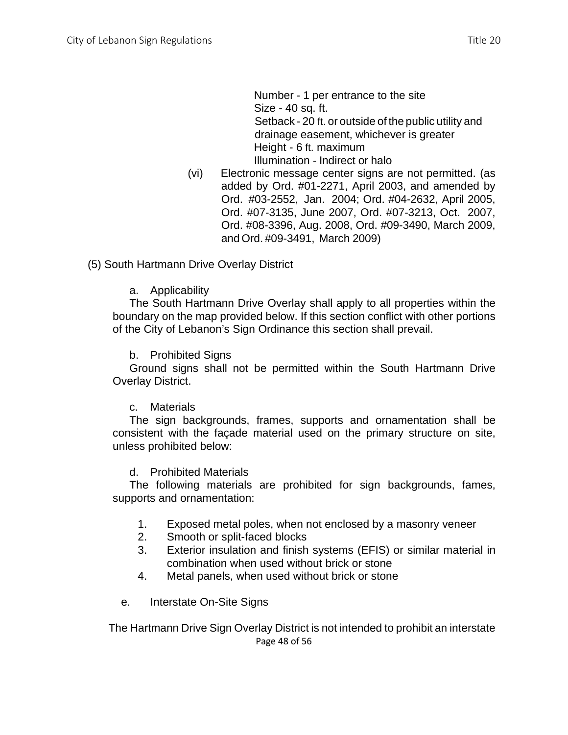Number - 1 per entrance to the site
Size - 40 sq. ft.
Setback - 20 ft. or outside of the public utility and drainage easement, whichever is greater
Height - 6 ft. maximum
Illumination - Indirect or halo

(vi) Electronic message center signs are not permitted. (as added by Ord. #01-2271, April 2003, and amended by Ord. #03-2552, Jan. 2004; Ord. #04-2632, April 2005, Ord. #07-3135, June 2007, Ord. #07-3213, Oct. 2007, Ord. #08-3396, Aug. 2008, Ord. #09-3490, March 2009, and Ord. #09-3491, March 2009)

(5) South Hartmann Drive Overlay District

a. Applicability

The South Hartmann Drive Overlay shall apply to all properties within the boundary on the map provided below. If this section conflict with other portions of the City of Lebanon's Sign Ordinance this section shall prevail.

b. Prohibited Signs

Ground signs shall not be permitted within the South Hartmann Drive Overlay District.

c. Materials

The sign backgrounds, frames, supports and ornamentation shall be consistent with the façade material used on the primary structure on site, unless prohibited below:

d. Prohibited Materials

The following materials are prohibited for sign backgrounds, fames, supports and ornamentation:

1. Exposed metal poles, when not enclosed by a masonry veneer
2. Smooth or split-faced blocks
3. Exterior insulation and finish systems (EFIS) or similar material in combination when used without brick or stone
4. Metal panels, when used without brick or stone

e. Interstate On-Site Signs

The Hartmann Drive Sign Overlay District is not intended to prohibit an interstate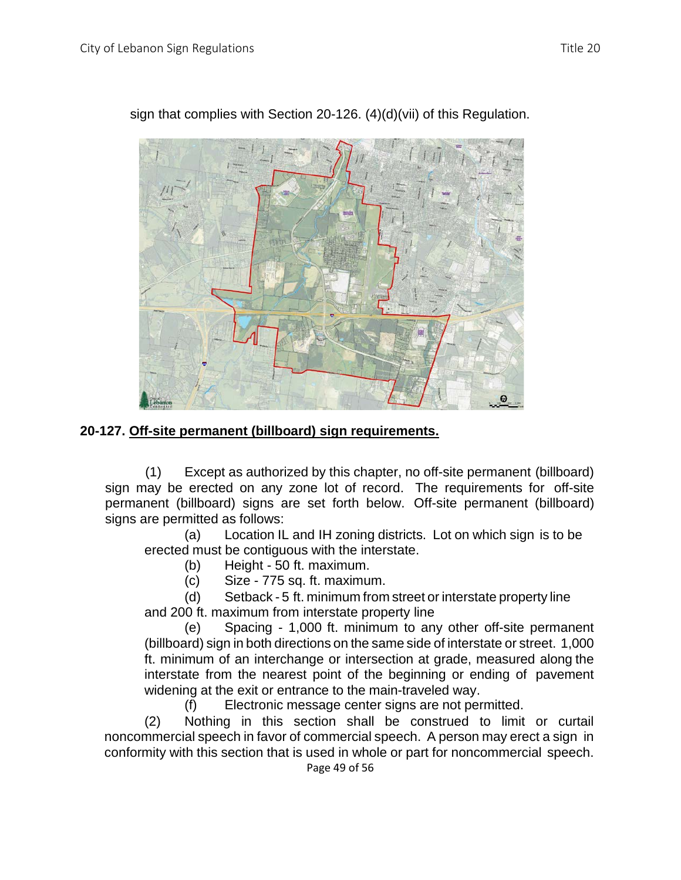sign that complies with Section 20-126. (4)(d)(vii) of this Regulation.

**20-127. <u>Off-site permanent (billboard) sign requirements.</u>**

(1) Except as authorized by this chapter, no off-site permanent (billboard) sign may be erected on any zone lot of record. The requirements for off-site permanent (billboard) signs are set forth below. Off-site permanent (billboard) signs are permitted as follows:

(a) Location IL and IH zoning districts. Lot on which sign is to be erected must be contiguous with the interstate.

(b) Height - 50 ft. maximum.

(c) Size - 775 sq. ft. maximum.

(d) Setback - 5 ft. minimum from street or interstate property line and 200 ft. maximum from interstate property line

(e) Spacing - 1,000 ft. minimum to any other off-site permanent (billboard) sign in both directions on the same side of interstate or street. 1,000 ft. minimum of an interchange or intersection at grade, measured along the interstate from the nearest point of the beginning or ending of pavement widening at the exit or entrance to the main-traveled way.

(f) Electronic message center signs are not permitted.

(2) Nothing in this section shall be construed to limit or curtail noncommercial speech in favor of commercial speech. A person may erect a sign in conformity with this section that is used in whole or part for noncommercial speech.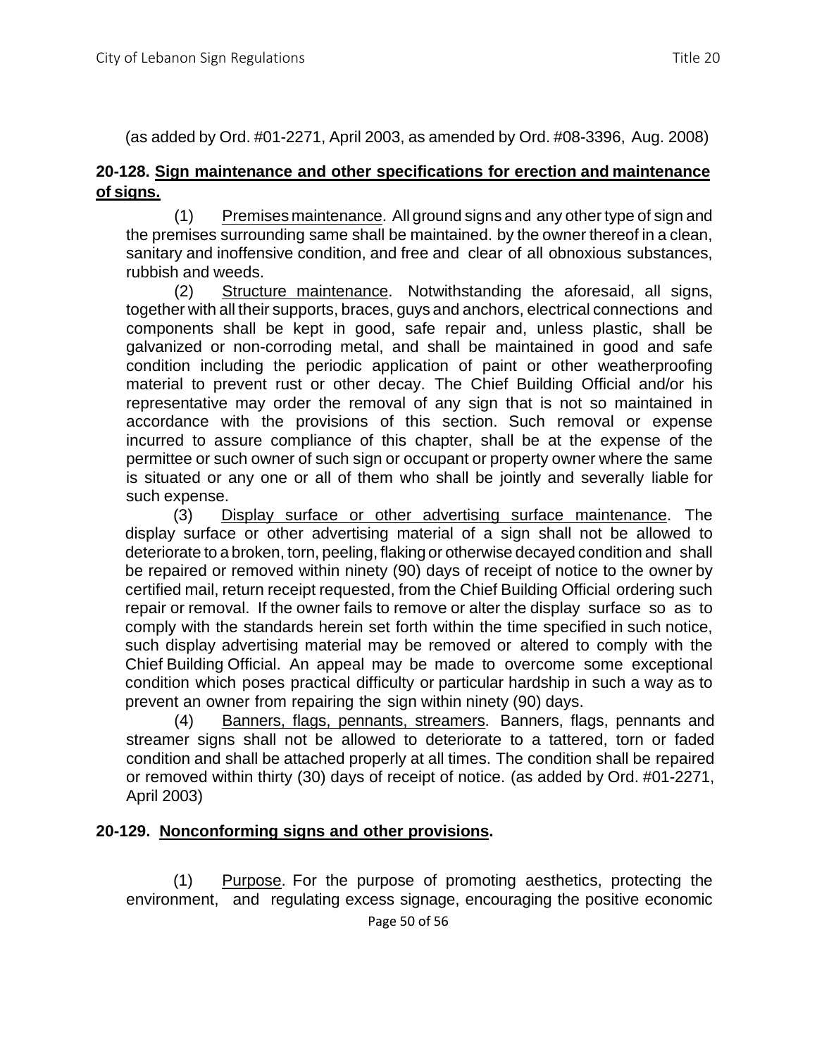(as added by Ord. #01-2271, April 2003, as amended by Ord. #08-3396, Aug. 2008)

**20-128. Sign maintenance and other specifications for erection and maintenance of signs.**

(1) Premises maintenance. All ground signs and any other type of sign and the premises surrounding same shall be maintained. by the owner thereof in a clean, sanitary and inoffensive condition, and free and clear of all obnoxious substances, rubbish and weeds.

(2) Structure maintenance. Notwithstanding the aforesaid, all signs, together with all their supports, braces, guys and anchors, electrical connections and components shall be kept in good, safe repair and, unless plastic, shall be galvanized or non-corroding metal, and shall be maintained in good and safe condition including the periodic application of paint or other weatherproofing material to prevent rust or other decay. The Chief Building Official and/or his representative may order the removal of any sign that is not so maintained in accordance with the provisions of this section. Such removal or expense incurred to assure compliance of this chapter, shall be at the expense of the permittee or such owner of such sign or occupant or property owner where the same is situated or any one or all of them who shall be jointly and severally liable for such expense.

(3) Display surface or other advertising surface maintenance. The display surface or other advertising material of a sign shall not be allowed to deteriorate to a broken, torn, peeling, flaking or otherwise decayed condition and shall be repaired or removed within ninety (90) days of receipt of notice to the owner by certified mail, return receipt requested, from the Chief Building Official ordering such repair or removal. If the owner fails to remove or alter the display surface so as to comply with the standards herein set forth within the time specified in such notice, such display advertising material may be removed or altered to comply with the Chief Building Official. An appeal may be made to overcome some exceptional condition which poses practical difficulty or particular hardship in such a way as to prevent an owner from repairing the sign within ninety (90) days.

(4) Banners, flags, pennants, streamers. Banners, flags, pennants and streamer signs shall not be allowed to deteriorate to a tattered, torn or faded condition and shall be attached properly at all times. The condition shall be repaired or removed within thirty (30) days of receipt of notice. (as added by Ord. #01-2271, April 2003)

**20-129. Nonconforming signs and other provisions.**

(1) Purpose. For the purpose of promoting aesthetics, protecting the environment, and regulating excess signage, encouraging the positive economic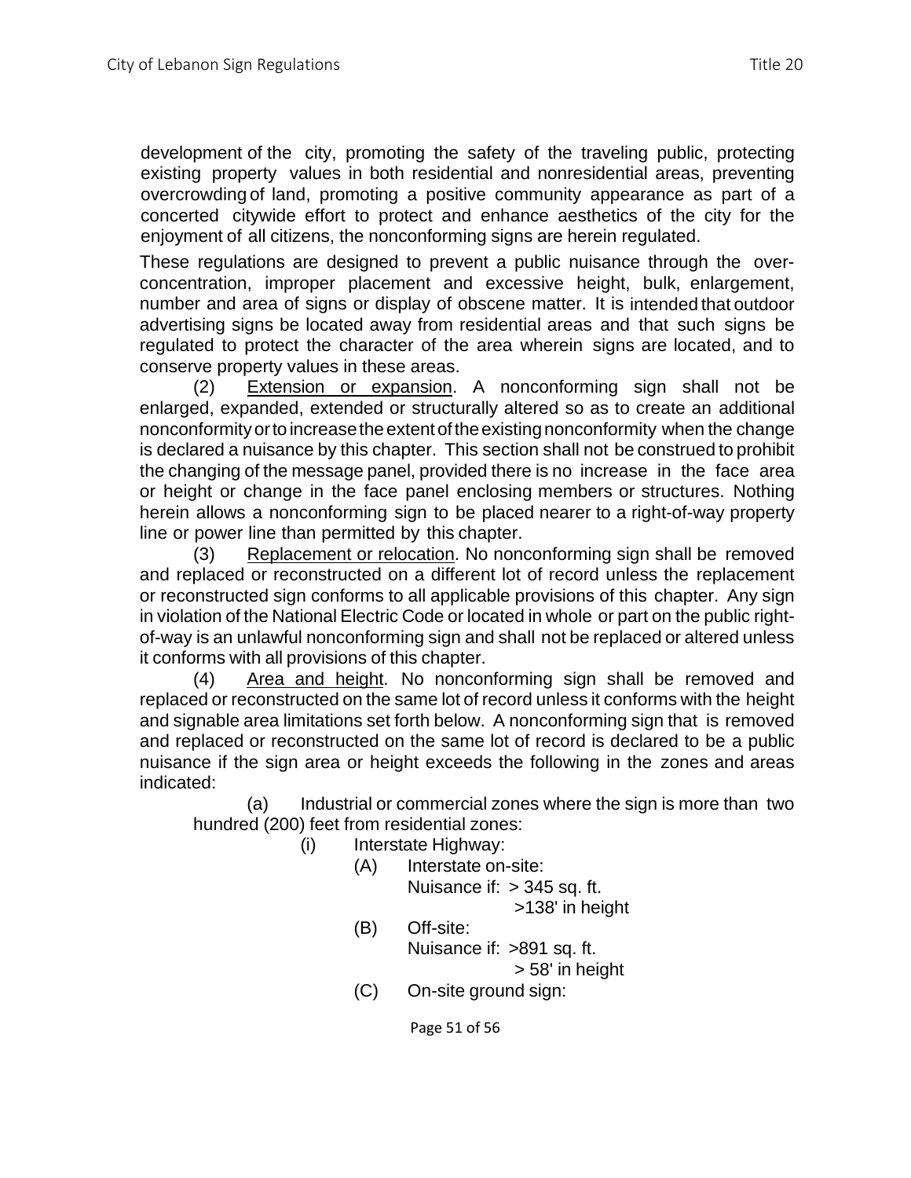development of the city, promoting the safety of the traveling public, protecting existing property values in both residential and nonresidential areas, preventing overcrowding of land, promoting a positive community appearance as part of a concerted citywide effort to protect and enhance aesthetics of the city for the enjoyment of all citizens, the nonconforming signs are herein regulated.

These regulations are designed to prevent a public nuisance through the over-concentration, improper placement and excessive height, bulk, enlargement, number and area of signs or display of obscene matter. It is intended that outdoor advertising signs be located away from residential areas and that such signs be regulated to protect the character of the area wherein signs are located, and to conserve property values in these areas.

(2) Extension or expansion. A nonconforming sign shall not be enlarged, expanded, extended or structurally altered so as to create an additional nonconformity or to increase the extent of the existing nonconformity when the change is declared a nuisance by this chapter. This section shall not be construed to prohibit the changing of the message panel, provided there is no increase in the face area or height or change in the face panel enclosing members or structures. Nothing herein allows a nonconforming sign to be placed nearer to a right-of-way property line or power line than permitted by this chapter.

(3) Replacement or relocation. No nonconforming sign shall be removed and replaced or reconstructed on a different lot of record unless the replacement or reconstructed sign conforms to all applicable provisions of this chapter. Any sign in violation of the National Electric Code or located in whole or part on the public right-of-way is an unlawful nonconforming sign and shall not be replaced or altered unless it conforms with all provisions of this chapter.

(4) Area and height. No nonconforming sign shall be removed and replaced or reconstructed on the same lot of record unless it conforms with the height and signable area limitations set forth below. A nonconforming sign that is removed and replaced or reconstructed on the same lot of record is declared to be a public nuisance if the sign area or height exceeds the following in the zones and areas indicated:

(a) Industrial or commercial zones where the sign is more than two hundred (200) feet from residential zones:

(i) Interstate Highway:

(A) Interstate on-site:
Nuisance if: > 345 sq. ft.
>138' in height

(B) Off-site:
Nuisance if: >891 sq. ft.
> 58' in height

(C) On-site ground sign: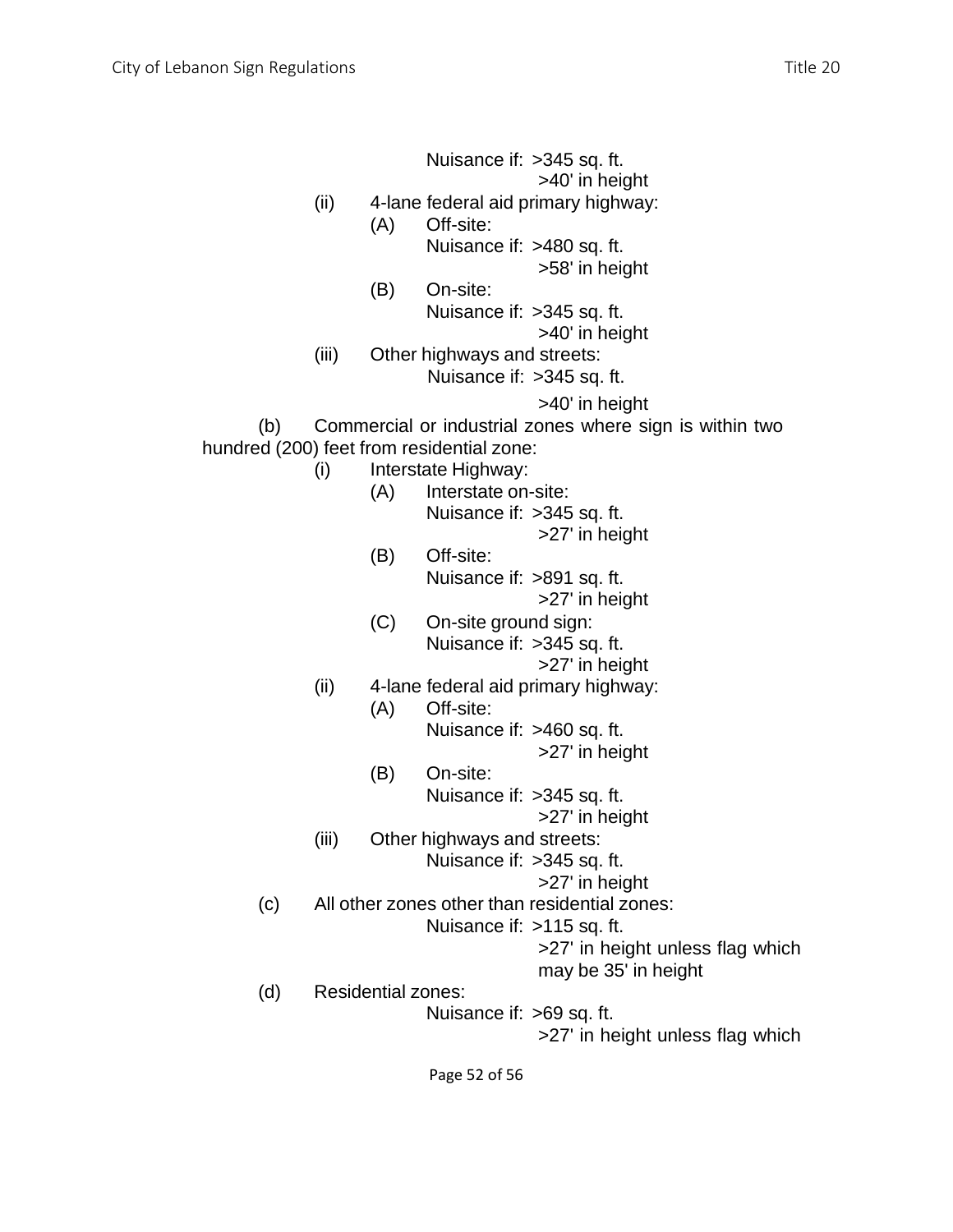Nuisance if: >345 sq. ft.
>40' in height

(ii) 4-lane federal aid primary highway:

(A) Off-site:
Nuisance if: >480 sq. ft.
>58' in height

(B) On-site:
Nuisance if: >345 sq. ft.
>40' in height

(iii) Other highways and streets:
Nuisance if: >345 sq. ft.
>40' in height

(b) Commercial or industrial zones where sign is within two hundred (200) feet from residential zone:

(i) Interstate Highway:

(A) Interstate on-site:
Nuisance if: >345 sq. ft.
>27' in height

(B) Off-site:
Nuisance if: >891 sq. ft.
>27' in height

(C) On-site ground sign:
Nuisance if: >345 sq. ft.
>27' in height

(ii) 4-lane federal aid primary highway:

(A) Off-site:
Nuisance if: >460 sq. ft.
>27' in height

(B) On-site:
Nuisance if: >345 sq. ft.
>27' in height

(iii) Other highways and streets:
Nuisance if: >345 sq. ft.
>27' in height

(c) All other zones other than residential zones:
Nuisance if: >115 sq. ft.
>27' in height unless flag which may be 35' in height

(d) Residential zones:
Nuisance if: >69 sq. ft.
>27' in height unless flag which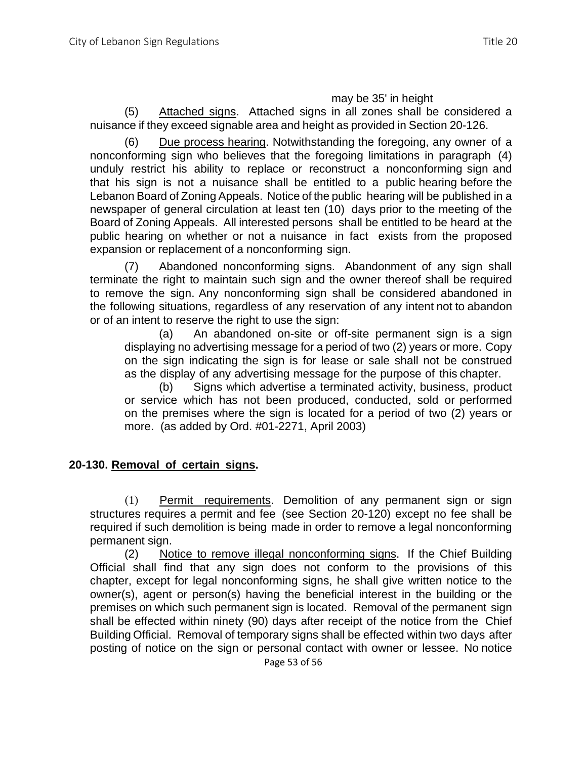may be 35' in height

(5) Attached signs. Attached signs in all zones shall be considered a nuisance if they exceed signable area and height as provided in Section 20-126.

(6) Due process hearing. Notwithstanding the foregoing, any owner of a nonconforming sign who believes that the foregoing limitations in paragraph (4) unduly restrict his ability to replace or reconstruct a nonconforming sign and that his sign is not a nuisance shall be entitled to a public hearing before the Lebanon Board of Zoning Appeals. Notice of the public hearing will be published in a newspaper of general circulation at least ten (10) days prior to the meeting of the Board of Zoning Appeals. All interested persons shall be entitled to be heard at the public hearing on whether or not a nuisance in fact exists from the proposed expansion or replacement of a nonconforming sign.

(7) Abandoned nonconforming signs. Abandonment of any sign shall terminate the right to maintain such sign and the owner thereof shall be required to remove the sign. Any nonconforming sign shall be considered abandoned in the following situations, regardless of any reservation of any intent not to abandon or of an intent to reserve the right to use the sign:

(a) An abandoned on-site or off-site permanent sign is a sign displaying no advertising message for a period of two (2) years or more. Copy on the sign indicating the sign is for lease or sale shall not be construed as the display of any advertising message for the purpose of this chapter.

(b) Signs which advertise a terminated activity, business, product or service which has not been produced, conducted, sold or performed on the premises where the sign is located for a period of two (2) years or more. (as added by Ord. #01-2271, April 2003)

**20-130. Removal of certain signs.**

(1) Permit requirements. Demolition of any permanent sign or sign structures requires a permit and fee (see Section 20-120) except no fee shall be required if such demolition is being made in order to remove a legal nonconforming permanent sign.

(2) Notice to remove illegal nonconforming signs. If the Chief Building Official shall find that any sign does not conform to the provisions of this chapter, except for legal nonconforming signs, he shall give written notice to the owner(s), agent or person(s) having the beneficial interest in the building or the premises on which such permanent sign is located. Removal of the permanent sign shall be effected within ninety (90) days after receipt of the notice from the Chief Building Official. Removal of temporary signs shall be effected within two days after posting of notice on the sign or personal contact with owner or lessee. No notice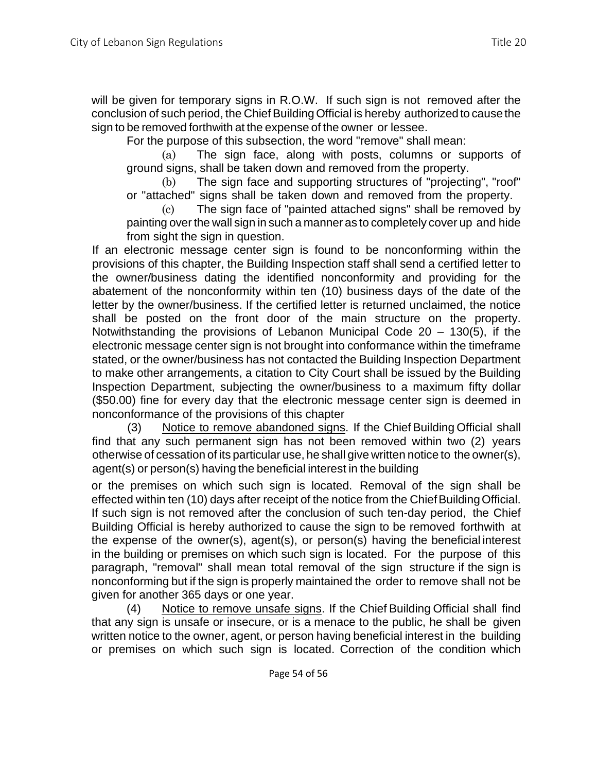will be given for temporary signs in R.O.W. If such sign is not removed after the conclusion of such period, the Chief Building Official is hereby authorized to cause the sign to be removed forthwith at the expense of the owner or lessee.

For the purpose of this subsection, the word "remove" shall mean:

(a) The sign face, along with posts, columns or supports of ground signs, shall be taken down and removed from the property.

(b) The sign face and supporting structures of "projecting", "roof" or "attached" signs shall be taken down and removed from the property.

(c) The sign face of "painted attached signs" shall be removed by painting over the wall sign in such a manner as to completely cover up and hide from sight the sign in question.

If an electronic message center sign is found to be nonconforming within the provisions of this chapter, the Building Inspection staff shall send a certified letter to the owner/business dating the identified nonconformity and providing for the abatement of the nonconformity within ten (10) business days of the date of the letter by the owner/business. If the certified letter is returned unclaimed, the notice shall be posted on the front door of the main structure on the property. Notwithstanding the provisions of Lebanon Municipal Code 20 – 130(5), if the electronic message center sign is not brought into conformance within the timeframe stated, or the owner/business has not contacted the Building Inspection Department to make other arrangements, a citation to City Court shall be issued by the Building Inspection Department, subjecting the owner/business to a maximum fifty dollar ($50.00) fine for every day that the electronic message center sign is deemed in nonconformance of the provisions of this chapter

(3) Notice to remove abandoned signs. If the Chief Building Official shall find that any such permanent sign has not been removed within two (2) years otherwise of cessation of its particular use, he shall give written notice to the owner(s), agent(s) or person(s) having the beneficial interest in the building or the premises on which such sign is located. Removal of the sign shall be effected within ten (10) days after receipt of the notice from the Chief Building Official. If such sign is not removed after the conclusion of such ten-day period, the Chief Building Official is hereby authorized to cause the sign to be removed forthwith at the expense of the owner(s), agent(s), or person(s) having the beneficial interest in the building or premises on which such sign is located. For the purpose of this paragraph, "removal" shall mean total removal of the sign structure if the sign is nonconforming but if the sign is properly maintained the order to remove shall not be given for another 365 days or one year.

(4) Notice to remove unsafe signs. If the Chief Building Official shall find that any sign is unsafe or insecure, or is a menace to the public, he shall be given written notice to the owner, agent, or person having beneficial interest in the building or premises on which such sign is located. Correction of the condition which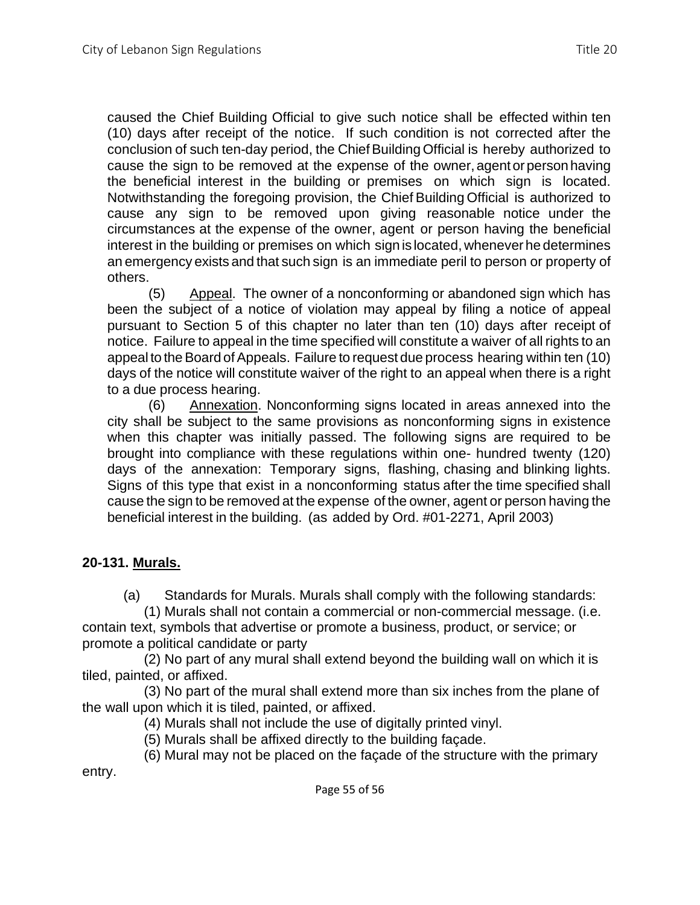caused the Chief Building Official to give such notice shall be effected within ten (10) days after receipt of the notice. If such condition is not corrected after the conclusion of such ten-day period, the Chief Building Official is hereby authorized to cause the sign to be removed at the expense of the owner, agent or person having the beneficial interest in the building or premises on which sign is located. Notwithstanding the foregoing provision, the Chief Building Official is authorized to cause any sign to be removed upon giving reasonable notice under the circumstances at the expense of the owner, agent or person having the beneficial interest in the building or premises on which sign is located, whenever he determines an emergency exists and that such sign is an immediate peril to person or property of others.

(5) Appeal. The owner of a nonconforming or abandoned sign which has been the subject of a notice of violation may appeal by filing a notice of appeal pursuant to Section 5 of this chapter no later than ten (10) days after receipt of notice. Failure to appeal in the time specified will constitute a waiver of all rights to an appeal to the Board of Appeals. Failure to request due process hearing within ten (10) days of the notice will constitute waiver of the right to an appeal when there is a right to a due process hearing.

(6) Annexation. Nonconforming signs located in areas annexed into the city shall be subject to the same provisions as nonconforming signs in existence when this chapter was initially passed. The following signs are required to be brought into compliance with these regulations within one- hundred twenty (120) days of the annexation: Temporary signs, flashing, chasing and blinking lights. Signs of this type that exist in a nonconforming status after the time specified shall cause the sign to be removed at the expense of the owner, agent or person having the beneficial interest in the building. (as added by Ord. #01-2271, April 2003)

**20-131. Murals.**

(a) Standards for Murals. Murals shall comply with the following standards:

(1) Murals shall not contain a commercial or non-commercial message. (i.e. contain text, symbols that advertise or promote a business, product, or service; or promote a political candidate or party

(2) No part of any mural shall extend beyond the building wall on which it is tiled, painted, or affixed.

(3) No part of the mural shall extend more than six inches from the plane of the wall upon which it is tiled, painted, or affixed.

(4) Murals shall not include the use of digitally printed vinyl.

(5) Murals shall be affixed directly to the building façade.

(6) Mural may not be placed on the façade of the structure with the primary entry.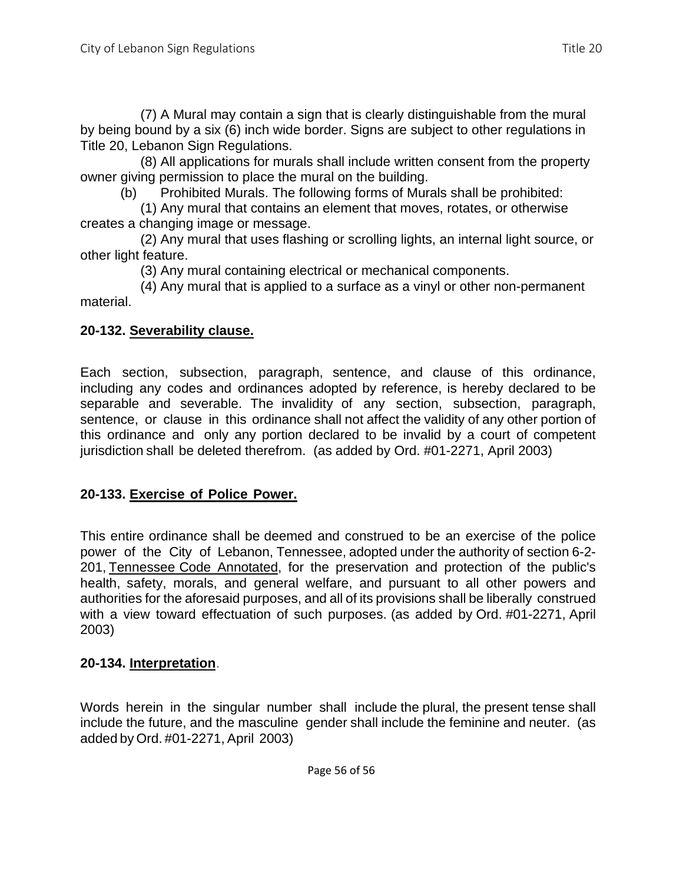(7) A Mural may contain a sign that is clearly distinguishable from the mural by being bound by a six (6) inch wide border. Signs are subject to other regulations in Title 20, Lebanon Sign Regulations.

(8) All applications for murals shall include written consent from the property owner giving permission to place the mural on the building.

(b) Prohibited Murals. The following forms of Murals shall be prohibited:

(1) Any mural that contains an element that moves, rotates, or otherwise creates a changing image or message.

(2) Any mural that uses flashing or scrolling lights, an internal light source, or other light feature.

(3) Any mural containing electrical or mechanical components.

(4) Any mural that is applied to a surface as a vinyl or other non-permanent material.

### 20-132. Severability clause.

Each section, subsection, paragraph, sentence, and clause of this ordinance, including any codes and ordinances adopted by reference, is hereby declared to be separable and severable. The invalidity of any section, subsection, paragraph, sentence, or clause in this ordinance shall not affect the validity of any other portion of this ordinance and only any portion declared to be invalid by a court of competent jurisdiction shall be deleted therefrom. (as added by Ord. #01-2271, April 2003)

### 20-133. Exercise of Police Power.

This entire ordinance shall be deemed and construed to be an exercise of the police power of the City of Lebanon, Tennessee, adopted under the authority of section 6-2-201, Tennessee Code Annotated, for the preservation and protection of the public's health, safety, morals, and general welfare, and pursuant to all other powers and authorities for the aforesaid purposes, and all of its provisions shall be liberally construed with a view toward effectuation of such purposes. (as added by Ord. #01-2271, April 2003)

### 20-134. Interpretation.

Words herein in the singular number shall include the plural, the present tense shall include the future, and the masculine gender shall include the feminine and neuter. (as added by Ord. #01-2271, April 2003)